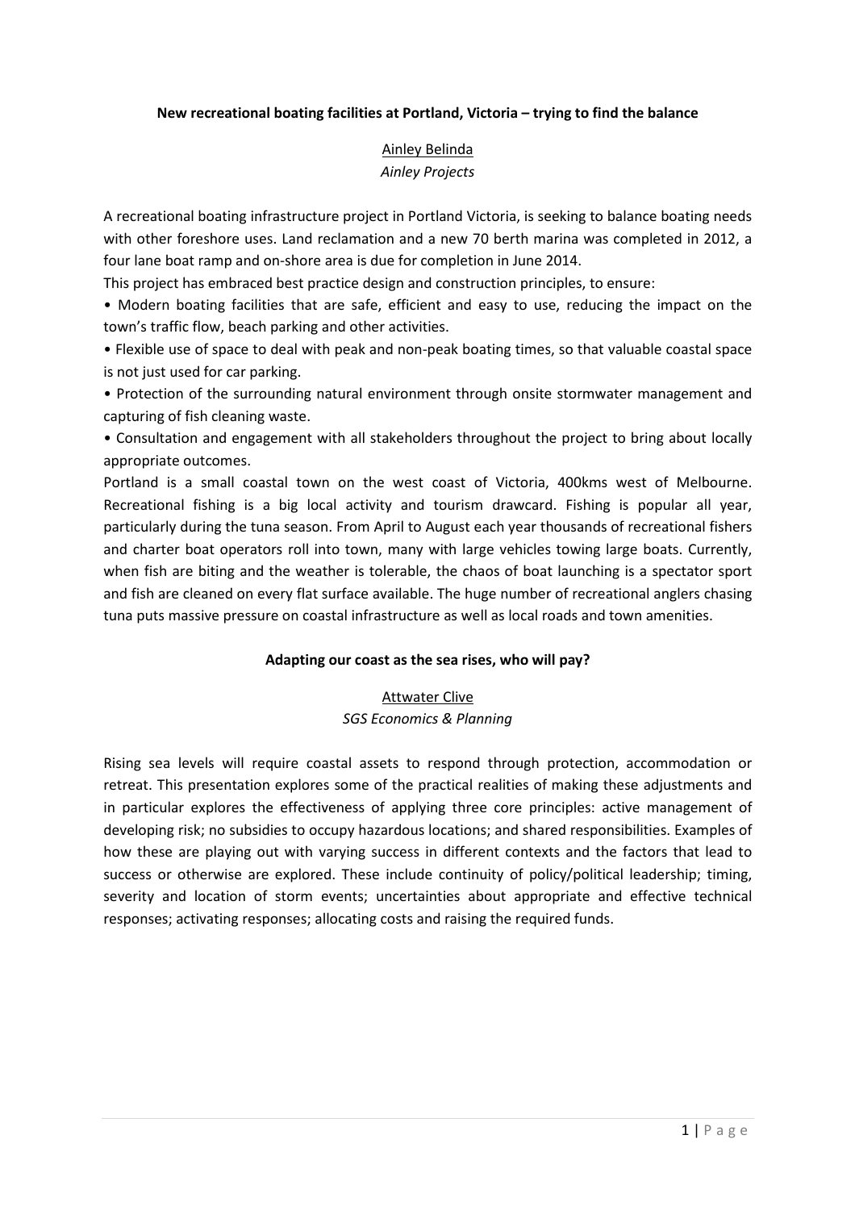**New recreational boating facilities at Portland, Victoria – trying to find the balance**

Ainley Belinda
*Ainley Projects*

A recreational boating infrastructure project in Portland Victoria, is seeking to balance boating needs with other foreshore uses. Land reclamation and a new 70 berth marina was completed in 2012, a four lane boat ramp and on-shore area is due for completion in June 2014.

This project has embraced best practice design and construction principles, to ensure:

• Modern boating facilities that are safe, efficient and easy to use, reducing the impact on the town's traffic flow, beach parking and other activities.

• Flexible use of space to deal with peak and non-peak boating times, so that valuable coastal space is not just used for car parking.

• Protection of the surrounding natural environment through onsite stormwater management and capturing of fish cleaning waste.

• Consultation and engagement with all stakeholders throughout the project to bring about locally appropriate outcomes.

Portland is a small coastal town on the west coast of Victoria, 400kms west of Melbourne. Recreational fishing is a big local activity and tourism drawcard. Fishing is popular all year, particularly during the tuna season. From April to August each year thousands of recreational fishers and charter boat operators roll into town, many with large vehicles towing large boats. Currently, when fish are biting and the weather is tolerable, the chaos of boat launching is a spectator sport and fish are cleaned on every flat surface available. The huge number of recreational anglers chasing tuna puts massive pressure on coastal infrastructure as well as local roads and town amenities.

**Adapting our coast as the sea rises, who will pay?**

Attwater Clive
*SGS Economics & Planning*

Rising sea levels will require coastal assets to respond through protection, accommodation or retreat. This presentation explores some of the practical realities of making these adjustments and in particular explores the effectiveness of applying three core principles: active management of developing risk; no subsidies to occupy hazardous locations; and shared responsibilities. Examples of how these are playing out with varying success in different contexts and the factors that lead to success or otherwise are explored. These include continuity of policy/political leadership; timing, severity and location of storm events; uncertainties about appropriate and effective technical responses; activating responses; allocating costs and raising the required funds.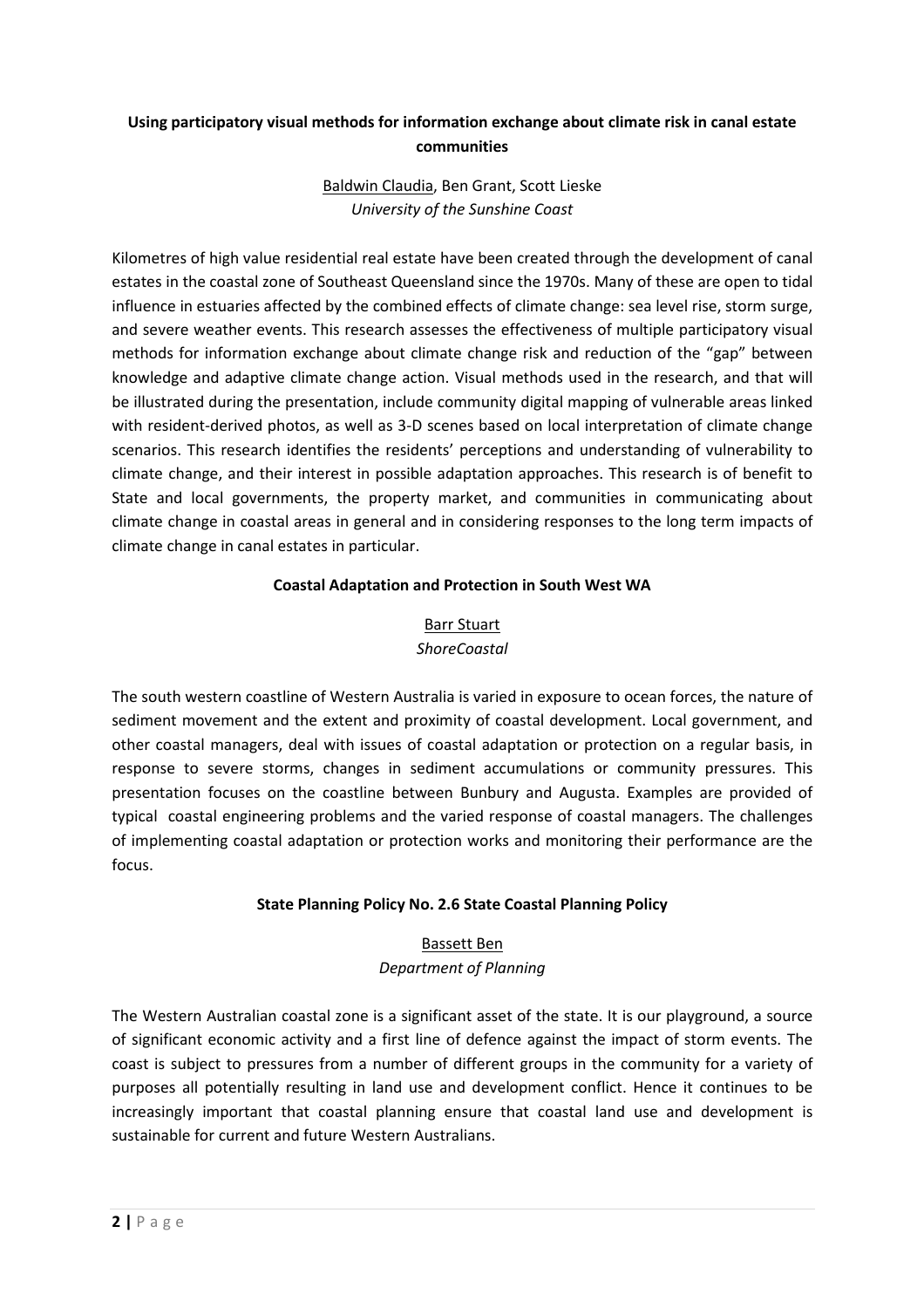**Using participatory visual methods for information exchange about climate risk in canal estate communities**

Baldwin Claudia, Ben Grant, Scott Lieske
*University of the Sunshine Coast*

Kilometres of high value residential real estate have been created through the development of canal estates in the coastal zone of Southeast Queensland since the 1970s. Many of these are open to tidal influence in estuaries affected by the combined effects of climate change: sea level rise, storm surge, and severe weather events. This research assesses the effectiveness of multiple participatory visual methods for information exchange about climate change risk and reduction of the "gap" between knowledge and adaptive climate change action. Visual methods used in the research, and that will be illustrated during the presentation, include community digital mapping of vulnerable areas linked with resident-derived photos, as well as 3-D scenes based on local interpretation of climate change scenarios. This research identifies the residents' perceptions and understanding of vulnerability to climate change, and their interest in possible adaptation approaches. This research is of benefit to State and local governments, the property market, and communities in communicating about climate change in coastal areas in general and in considering responses to the long term impacts of climate change in canal estates in particular.

**Coastal Adaptation and Protection in South West WA**

Barr Stuart
*ShoreCoastal*

The south western coastline of Western Australia is varied in exposure to ocean forces, the nature of sediment movement and the extent and proximity of coastal development. Local government, and other coastal managers, deal with issues of coastal adaptation or protection on a regular basis, in response to severe storms, changes in sediment accumulations or community pressures. This presentation focuses on the coastline between Bunbury and Augusta. Examples are provided of typical coastal engineering problems and the varied response of coastal managers. The challenges of implementing coastal adaptation or protection works and monitoring their performance are the focus.

**State Planning Policy No. 2.6 State Coastal Planning Policy**

Bassett Ben
*Department of Planning*

The Western Australian coastal zone is a significant asset of the state. It is our playground, a source of significant economic activity and a first line of defence against the impact of storm events. The coast is subject to pressures from a number of different groups in the community for a variety of purposes all potentially resulting in land use and development conflict. Hence it continues to be increasingly important that coastal planning ensure that coastal land use and development is sustainable for current and future Western Australians.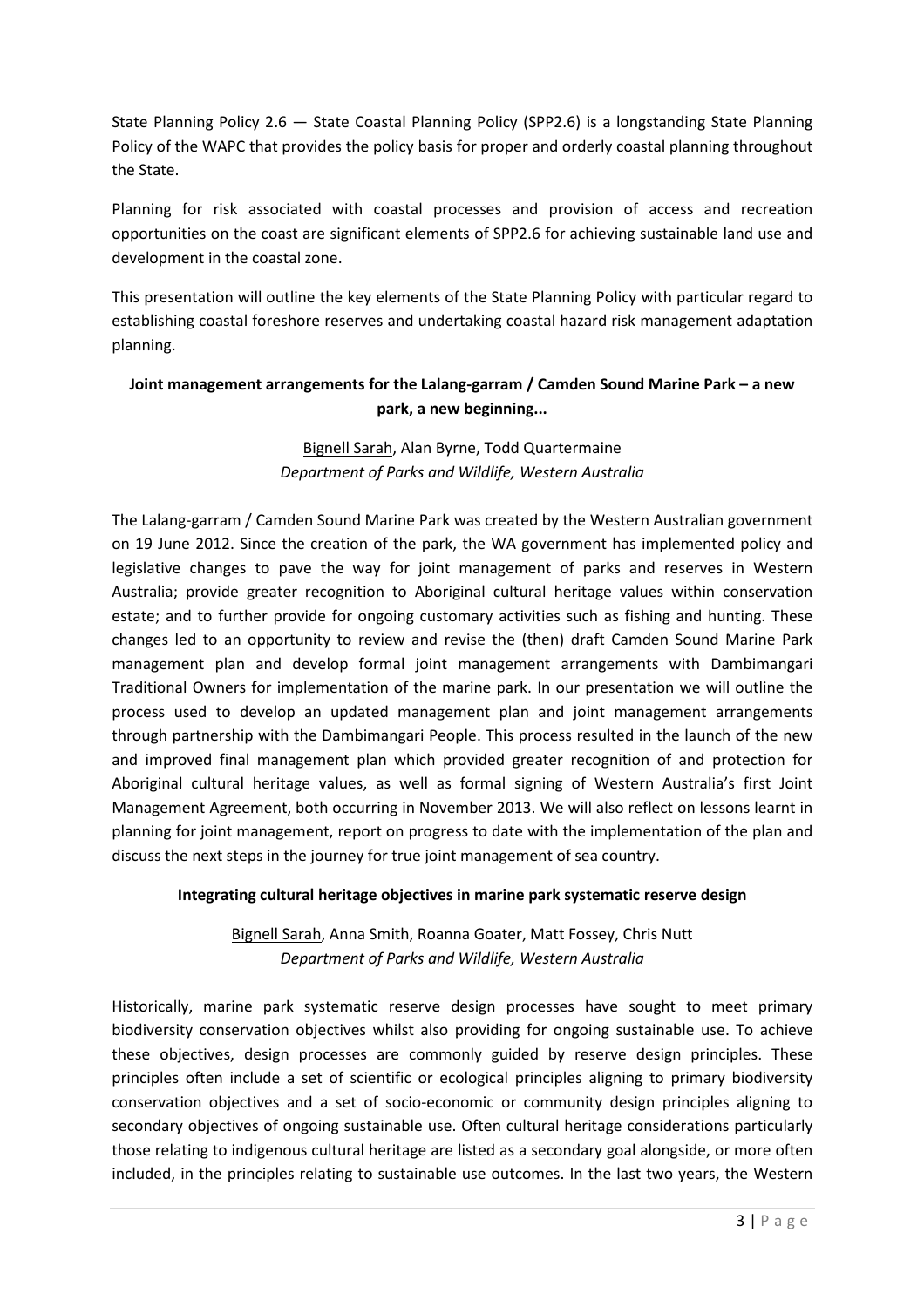State Planning Policy 2.6 — State Coastal Planning Policy (SPP2.6) is a longstanding State Planning Policy of the WAPC that provides the policy basis for proper and orderly coastal planning throughout the State.

Planning for risk associated with coastal processes and provision of access and recreation opportunities on the coast are significant elements of SPP2.6 for achieving sustainable land use and development in the coastal zone.

This presentation will outline the key elements of the State Planning Policy with particular regard to establishing coastal foreshore reserves and undertaking coastal hazard risk management adaptation planning.

### Joint management arrangements for the Lalang-garram / Camden Sound Marine Park – a new park, a new beginning...

<u>Bignell Sarah</u>, Alan Byrne, Todd Quartermaine
*Department of Parks and Wildlife, Western Australia*

The Lalang-garram / Camden Sound Marine Park was created by the Western Australian government on 19 June 2012. Since the creation of the park, the WA government has implemented policy and legislative changes to pave the way for joint management of parks and reserves in Western Australia; provide greater recognition to Aboriginal cultural heritage values within conservation estate; and to further provide for ongoing customary activities such as fishing and hunting. These changes led to an opportunity to review and revise the (then) draft Camden Sound Marine Park management plan and develop formal joint management arrangements with Dambimangari Traditional Owners for implementation of the marine park. In our presentation we will outline the process used to develop an updated management plan and joint management arrangements through partnership with the Dambimangari People. This process resulted in the launch of the new and improved final management plan which provided greater recognition of and protection for Aboriginal cultural heritage values, as well as formal signing of Western Australia's first Joint Management Agreement, both occurring in November 2013. We will also reflect on lessons learnt in planning for joint management, report on progress to date with the implementation of the plan and discuss the next steps in the journey for true joint management of sea country.

### Integrating cultural heritage objectives in marine park systematic reserve design

<u>Bignell Sarah</u>, Anna Smith, Roanna Goater, Matt Fossey, Chris Nutt
*Department of Parks and Wildlife, Western Australia*

Historically, marine park systematic reserve design processes have sought to meet primary biodiversity conservation objectives whilst also providing for ongoing sustainable use. To achieve these objectives, design processes are commonly guided by reserve design principles. These principles often include a set of scientific or ecological principles aligning to primary biodiversity conservation objectives and a set of socio-economic or community design principles aligning to secondary objectives of ongoing sustainable use. Often cultural heritage considerations particularly those relating to indigenous cultural heritage are listed as a secondary goal alongside, or more often included, in the principles relating to sustainable use outcomes. In the last two years, the Western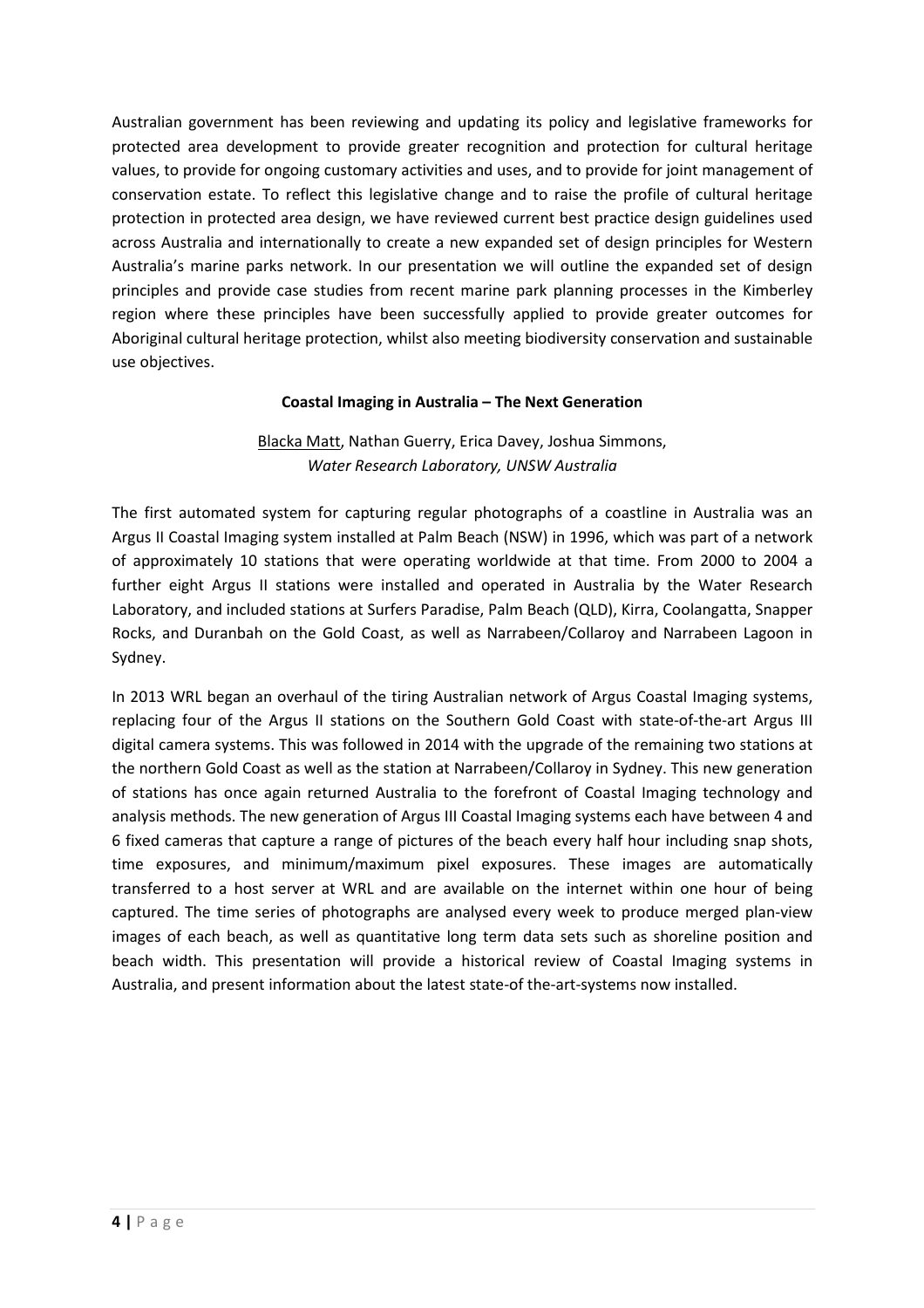Australian government has been reviewing and updating its policy and legislative frameworks for protected area development to provide greater recognition and protection for cultural heritage values, to provide for ongoing customary activities and uses, and to provide for joint management of conservation estate. To reflect this legislative change and to raise the profile of cultural heritage protection in protected area design, we have reviewed current best practice design guidelines used across Australia and internationally to create a new expanded set of design principles for Western Australia's marine parks network. In our presentation we will outline the expanded set of design principles and provide case studies from recent marine park planning processes in the Kimberley region where these principles have been successfully applied to provide greater outcomes for Aboriginal cultural heritage protection, whilst also meeting biodiversity conservation and sustainable use objectives.

**Coastal Imaging in Australia – The Next Generation**

<u>Blacka Matt</u>, Nathan Guerry, Erica Davey, Joshua Simmons,
*Water Research Laboratory, UNSW Australia*

The first automated system for capturing regular photographs of a coastline in Australia was an Argus II Coastal Imaging system installed at Palm Beach (NSW) in 1996, which was part of a network of approximately 10 stations that were operating worldwide at that time. From 2000 to 2004 a further eight Argus II stations were installed and operated in Australia by the Water Research Laboratory, and included stations at Surfers Paradise, Palm Beach (QLD), Kirra, Coolangatta, Snapper Rocks, and Duranbah on the Gold Coast, as well as Narrabeen/Collaroy and Narrabeen Lagoon in Sydney.

In 2013 WRL began an overhaul of the tiring Australian network of Argus Coastal Imaging systems, replacing four of the Argus II stations on the Southern Gold Coast with state-of-the-art Argus III digital camera systems. This was followed in 2014 with the upgrade of the remaining two stations at the northern Gold Coast as well as the station at Narrabeen/Collaroy in Sydney. This new generation of stations has once again returned Australia to the forefront of Coastal Imaging technology and analysis methods. The new generation of Argus III Coastal Imaging systems each have between 4 and 6 fixed cameras that capture a range of pictures of the beach every half hour including snap shots, time exposures, and minimum/maximum pixel exposures. These images are automatically transferred to a host server at WRL and are available on the internet within one hour of being captured. The time series of photographs are analysed every week to produce merged plan-view images of each beach, as well as quantitative long term data sets such as shoreline position and beach width. This presentation will provide a historical review of Coastal Imaging systems in Australia, and present information about the latest state-of the-art-systems now installed.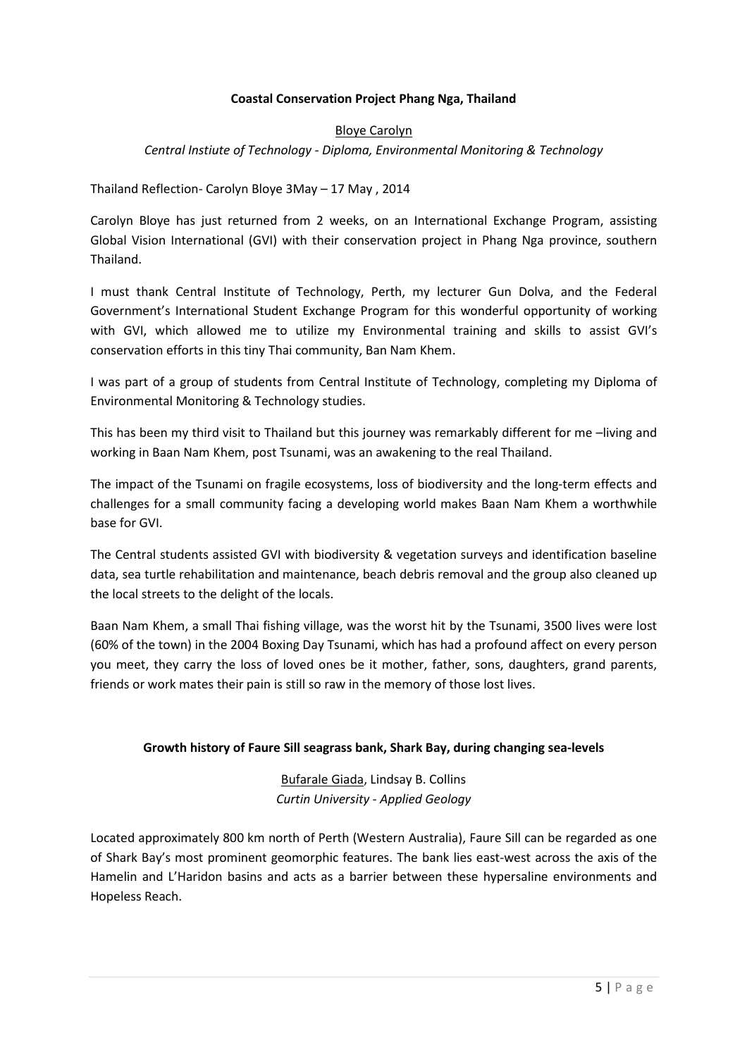**Coastal Conservation Project Phang Nga, Thailand**

Bloye Carolyn

*Central Instiute of Technology - Diploma, Environmental Monitoring & Technology*

Thailand Reflection- Carolyn Bloye 3May – 17 May , 2014

Carolyn Bloye has just returned from 2 weeks, on an International Exchange Program, assisting Global Vision International (GVI) with their conservation project in Phang Nga province, southern Thailand.

I must thank Central Institute of Technology, Perth, my lecturer Gun Dolva, and the Federal Government's International Student Exchange Program for this wonderful opportunity of working with GVI, which allowed me to utilize my Environmental training and skills to assist GVI's conservation efforts in this tiny Thai community, Ban Nam Khem.

I was part of a group of students from Central Institute of Technology, completing my Diploma of Environmental Monitoring & Technology studies.

This has been my third visit to Thailand but this journey was remarkably different for me –living and working in Baan Nam Khem, post Tsunami, was an awakening to the real Thailand.

The impact of the Tsunami on fragile ecosystems, loss of biodiversity and the long-term effects and challenges for a small community facing a developing world makes Baan Nam Khem a worthwhile base for GVI.

The Central students assisted GVI with biodiversity & vegetation surveys and identification baseline data, sea turtle rehabilitation and maintenance, beach debris removal and the group also cleaned up the local streets to the delight of the locals.

Baan Nam Khem, a small Thai fishing village, was the worst hit by the Tsunami, 3500 lives were lost (60% of the town) in the 2004 Boxing Day Tsunami, which has had a profound affect on every person you meet, they carry the loss of loved ones be it mother, father, sons, daughters, grand parents, friends or work mates their pain is still so raw in the memory of those lost lives.

**Growth history of Faure Sill seagrass bank, Shark Bay, during changing sea-levels**

Bufarale Giada, Lindsay B. Collins

*Curtin University - Applied Geology*

Located approximately 800 km north of Perth (Western Australia), Faure Sill can be regarded as one of Shark Bay's most prominent geomorphic features. The bank lies east-west across the axis of the Hamelin and L'Haridon basins and acts as a barrier between these hypersaline environments and Hopeless Reach.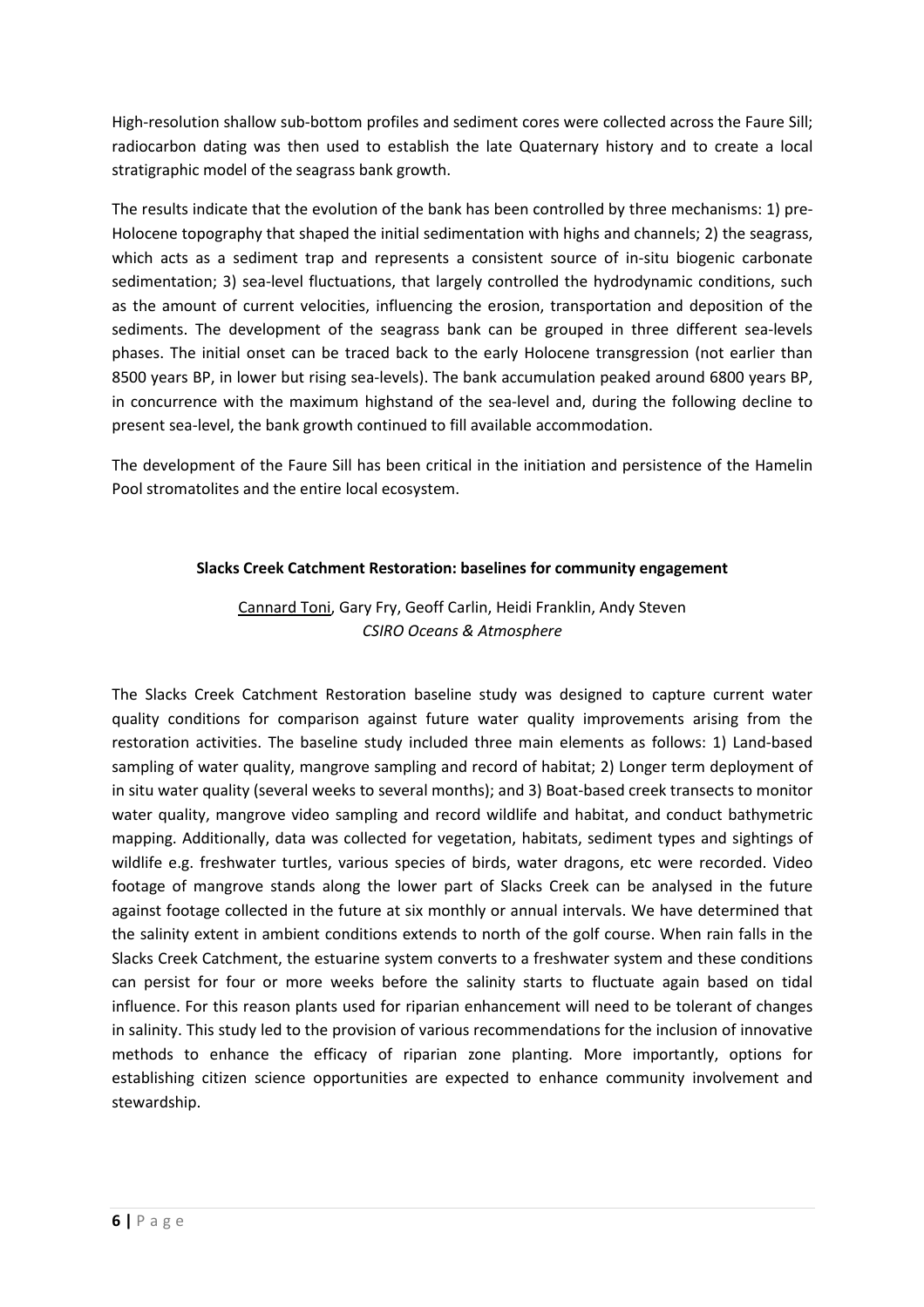High-resolution shallow sub-bottom profiles and sediment cores were collected across the Faure Sill; radiocarbon dating was then used to establish the late Quaternary history and to create a local stratigraphic model of the seagrass bank growth.

The results indicate that the evolution of the bank has been controlled by three mechanisms: 1) pre-Holocene topography that shaped the initial sedimentation with highs and channels; 2) the seagrass, which acts as a sediment trap and represents a consistent source of in-situ biogenic carbonate sedimentation; 3) sea-level fluctuations, that largely controlled the hydrodynamic conditions, such as the amount of current velocities, influencing the erosion, transportation and deposition of the sediments. The development of the seagrass bank can be grouped in three different sea-levels phases. The initial onset can be traced back to the early Holocene transgression (not earlier than 8500 years BP, in lower but rising sea-levels). The bank accumulation peaked around 6800 years BP, in concurrence with the maximum highstand of the sea-level and, during the following decline to present sea-level, the bank growth continued to fill available accommodation.

The development of the Faure Sill has been critical in the initiation and persistence of the Hamelin Pool stromatolites and the entire local ecosystem.

### Slacks Creek Catchment Restoration: baselines for community engagement

<u>Cannard Toni</u>, Gary Fry, Geoff Carlin, Heidi Franklin, Andy Steven
*CSIRO Oceans & Atmosphere*

The Slacks Creek Catchment Restoration baseline study was designed to capture current water quality conditions for comparison against future water quality improvements arising from the restoration activities. The baseline study included three main elements as follows: 1) Land-based sampling of water quality, mangrove sampling and record of habitat; 2) Longer term deployment of in situ water quality (several weeks to several months); and 3) Boat-based creek transects to monitor water quality, mangrove video sampling and record wildlife and habitat, and conduct bathymetric mapping. Additionally, data was collected for vegetation, habitats, sediment types and sightings of wildlife e.g. freshwater turtles, various species of birds, water dragons, etc were recorded. Video footage of mangrove stands along the lower part of Slacks Creek can be analysed in the future against footage collected in the future at six monthly or annual intervals. We have determined that the salinity extent in ambient conditions extends to north of the golf course. When rain falls in the Slacks Creek Catchment, the estuarine system converts to a freshwater system and these conditions can persist for four or more weeks before the salinity starts to fluctuate again based on tidal influence. For this reason plants used for riparian enhancement will need to be tolerant of changes in salinity. This study led to the provision of various recommendations for the inclusion of innovative methods to enhance the efficacy of riparian zone planting. More importantly, options for establishing citizen science opportunities are expected to enhance community involvement and stewardship.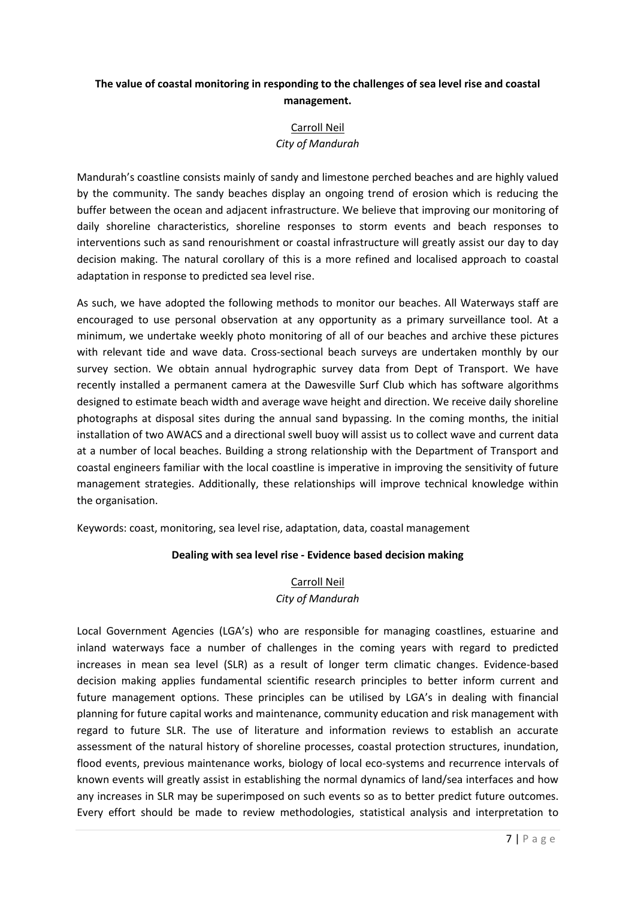## The value of coastal monitoring in responding to the challenges of sea level rise and coastal management.

Carroll Neil
*City of Mandurah*

Mandurah's coastline consists mainly of sandy and limestone perched beaches and are highly valued by the community. The sandy beaches display an ongoing trend of erosion which is reducing the buffer between the ocean and adjacent infrastructure. We believe that improving our monitoring of daily shoreline characteristics, shoreline responses to storm events and beach responses to interventions such as sand renourishment or coastal infrastructure will greatly assist our day to day decision making. The natural corollary of this is a more refined and localised approach to coastal adaptation in response to predicted sea level rise.

As such, we have adopted the following methods to monitor our beaches. All Waterways staff are encouraged to use personal observation at any opportunity as a primary surveillance tool. At a minimum, we undertake weekly photo monitoring of all of our beaches and archive these pictures with relevant tide and wave data. Cross-sectional beach surveys are undertaken monthly by our survey section. We obtain annual hydrographic survey data from Dept of Transport. We have recently installed a permanent camera at the Dawesville Surf Club which has software algorithms designed to estimate beach width and average wave height and direction. We receive daily shoreline photographs at disposal sites during the annual sand bypassing. In the coming months, the initial installation of two AWACS and a directional swell buoy will assist us to collect wave and current data at a number of local beaches. Building a strong relationship with the Department of Transport and coastal engineers familiar with the local coastline is imperative in improving the sensitivity of future management strategies. Additionally, these relationships will improve technical knowledge within the organisation.

Keywords: coast, monitoring, sea level rise, adaptation, data, coastal management

## Dealing with sea level rise - Evidence based decision making

Carroll Neil
*City of Mandurah*

Local Government Agencies (LGA's) who are responsible for managing coastlines, estuarine and inland waterways face a number of challenges in the coming years with regard to predicted increases in mean sea level (SLR) as a result of longer term climatic changes. Evidence-based decision making applies fundamental scientific research principles to better inform current and future management options. These principles can be utilised by LGA's in dealing with financial planning for future capital works and maintenance, community education and risk management with regard to future SLR. The use of literature and information reviews to establish an accurate assessment of the natural history of shoreline processes, coastal protection structures, inundation, flood events, previous maintenance works, biology of local eco-systems and recurrence intervals of known events will greatly assist in establishing the normal dynamics of land/sea interfaces and how any increases in SLR may be superimposed on such events so as to better predict future outcomes. Every effort should be made to review methodologies, statistical analysis and interpretation to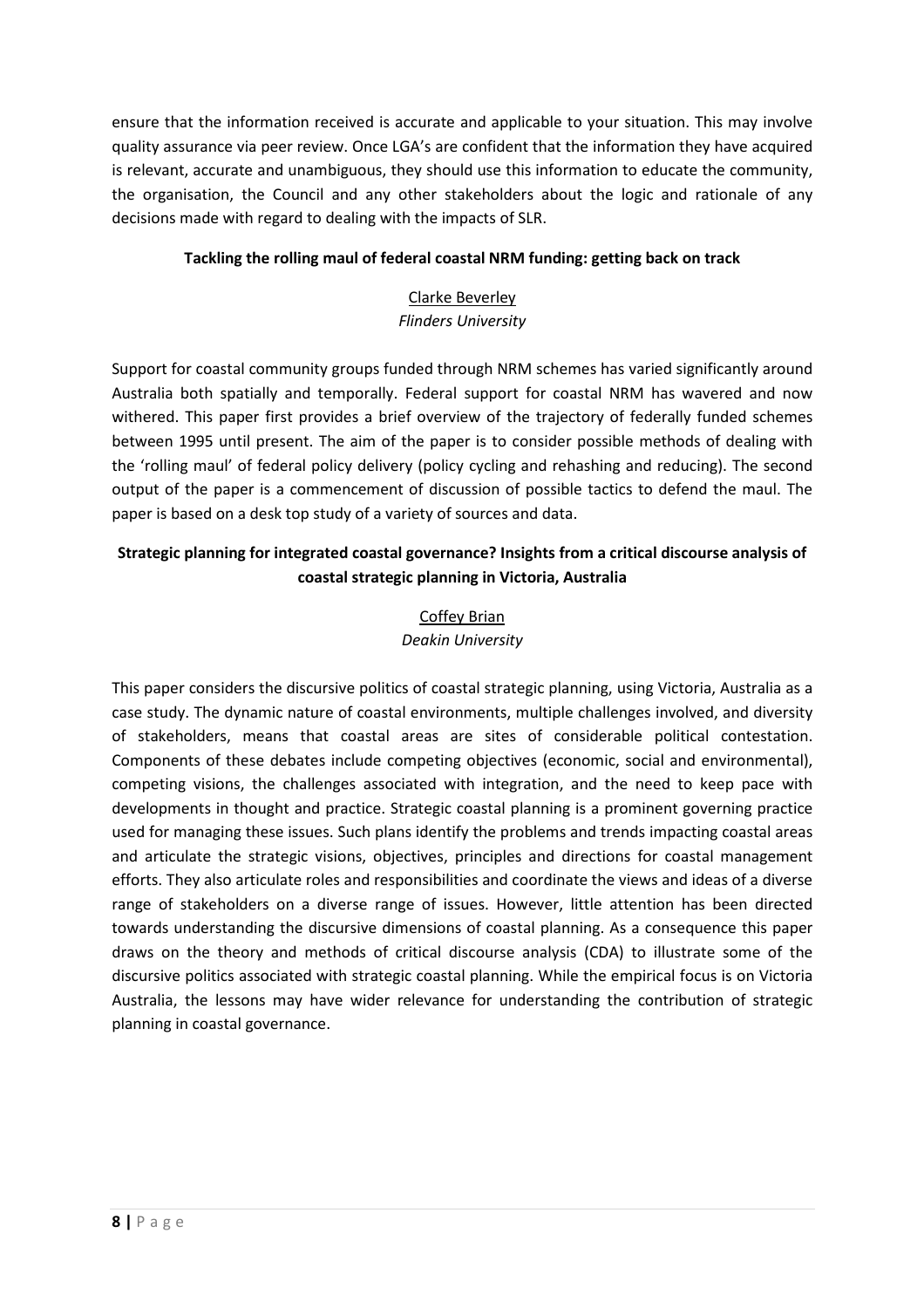ensure that the information received is accurate and applicable to your situation. This may involve quality assurance via peer review. Once LGA's are confident that the information they have acquired is relevant, accurate and unambiguous, they should use this information to educate the community, the organisation, the Council and any other stakeholders about the logic and rationale of any decisions made with regard to dealing with the impacts of SLR.

### Tackling the rolling maul of federal coastal NRM funding: getting back on track

<u>Clarke Beverley</u>
*Flinders University*

Support for coastal community groups funded through NRM schemes has varied significantly around Australia both spatially and temporally. Federal support for coastal NRM has wavered and now withered. This paper first provides a brief overview of the trajectory of federally funded schemes between 1995 until present. The aim of the paper is to consider possible methods of dealing with the 'rolling maul' of federal policy delivery (policy cycling and rehashing and reducing). The second output of the paper is a commencement of discussion of possible tactics to defend the maul. The paper is based on a desk top study of a variety of sources and data.

### Strategic planning for integrated coastal governance? Insights from a critical discourse analysis of coastal strategic planning in Victoria, Australia

<u>Coffey Brian</u>
*Deakin University*

This paper considers the discursive politics of coastal strategic planning, using Victoria, Australia as a case study. The dynamic nature of coastal environments, multiple challenges involved, and diversity of stakeholders, means that coastal areas are sites of considerable political contestation. Components of these debates include competing objectives (economic, social and environmental), competing visions, the challenges associated with integration, and the need to keep pace with developments in thought and practice. Strategic coastal planning is a prominent governing practice used for managing these issues. Such plans identify the problems and trends impacting coastal areas and articulate the strategic visions, objectives, principles and directions for coastal management efforts. They also articulate roles and responsibilities and coordinate the views and ideas of a diverse range of stakeholders on a diverse range of issues. However, little attention has been directed towards understanding the discursive dimensions of coastal planning. As a consequence this paper draws on the theory and methods of critical discourse analysis (CDA) to illustrate some of the discursive politics associated with strategic coastal planning. While the empirical focus is on Victoria Australia, the lessons may have wider relevance for understanding the contribution of strategic planning in coastal governance.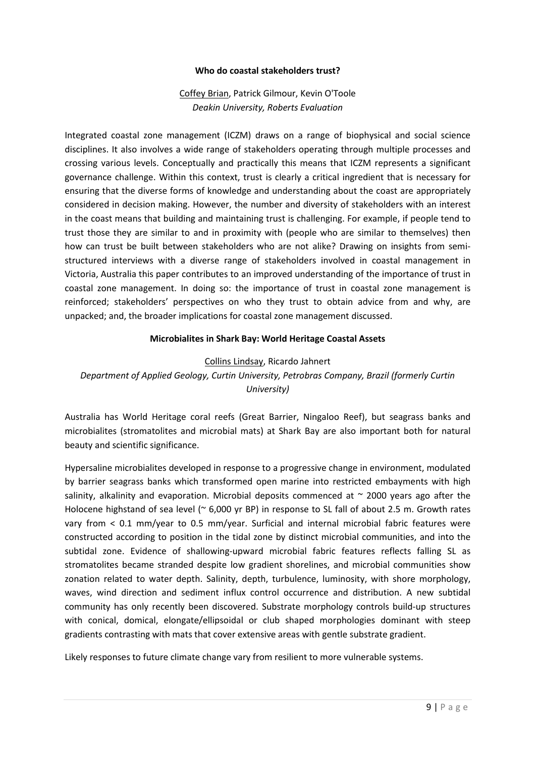### Who do coastal stakeholders trust?

Coffey Brian, Patrick Gilmour, Kevin O'Toole

*Deakin University, Roberts Evaluation*

Integrated coastal zone management (ICZM) draws on a range of biophysical and social science disciplines. It also involves a wide range of stakeholders operating through multiple processes and crossing various levels. Conceptually and practically this means that ICZM represents a significant governance challenge. Within this context, trust is clearly a critical ingredient that is necessary for ensuring that the diverse forms of knowledge and understanding about the coast are appropriately considered in decision making. However, the number and diversity of stakeholders with an interest in the coast means that building and maintaining trust is challenging. For example, if people tend to trust those they are similar to and in proximity with (people who are similar to themselves) then how can trust be built between stakeholders who are not alike? Drawing on insights from semi-structured interviews with a diverse range of stakeholders involved in coastal management in Victoria, Australia this paper contributes to an improved understanding of the importance of trust in coastal zone management. In doing so: the importance of trust in coastal zone management is reinforced; stakeholders' perspectives on who they trust to obtain advice from and why, are unpacked; and, the broader implications for coastal zone management discussed.

### Microbialites in Shark Bay: World Heritage Coastal Assets

Collins Lindsay, Ricardo Jahnert

*Department of Applied Geology, Curtin University, Petrobras Company, Brazil (formerly Curtin University)*

Australia has World Heritage coral reefs (Great Barrier, Ningaloo Reef), but seagrass banks and microbialites (stromatolites and microbial mats) at Shark Bay are also important both for natural beauty and scientific significance.

Hypersaline microbialites developed in response to a progressive change in environment, modulated by barrier seagrass banks which transformed open marine into restricted embayments with high salinity, alkalinity and evaporation. Microbial deposits commenced at ~ 2000 years ago after the Holocene highstand of sea level (~ 6,000 yr BP) in response to SL fall of about 2.5 m. Growth rates vary from < 0.1 mm/year to 0.5 mm/year. Surficial and internal microbial fabric features were constructed according to position in the tidal zone by distinct microbial communities, and into the subtidal zone. Evidence of shallowing-upward microbial fabric features reflects falling SL as stromatolites became stranded despite low gradient shorelines, and microbial communities show zonation related to water depth. Salinity, depth, turbulence, luminosity, with shore morphology, waves, wind direction and sediment influx control occurrence and distribution. A new subtidal community has only recently been discovered. Substrate morphology controls build-up structures with conical, domical, elongate/ellipsoidal or club shaped morphologies dominant with steep gradients contrasting with mats that cover extensive areas with gentle substrate gradient.

Likely responses to future climate change vary from resilient to more vulnerable systems.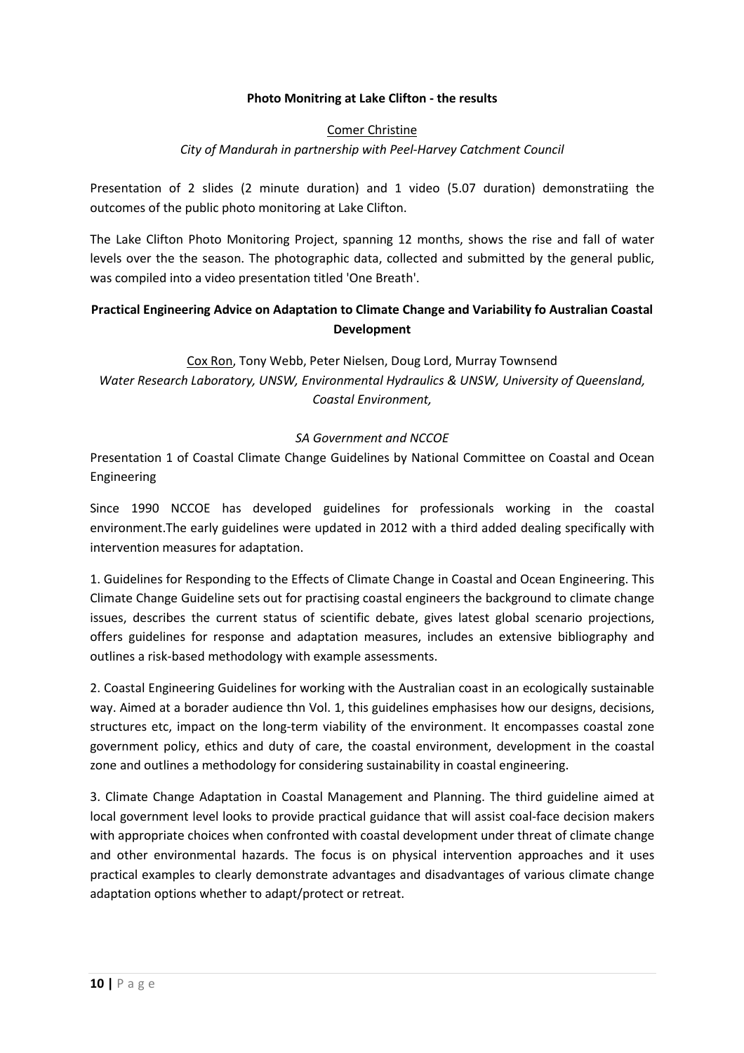**Photo Monitring at Lake Clifton - the results**

Comer Christine

*City of Mandurah in partnership with Peel-Harvey Catchment Council*

Presentation of 2 slides (2 minute duration) and 1 video (5.07 duration) demonstratiing the outcomes of the public photo monitoring at Lake Clifton.

The Lake Clifton Photo Monitoring Project, spanning 12 months, shows the rise and fall of water levels over the the season. The photographic data, collected and submitted by the general public, was compiled into a video presentation titled 'One Breath'.

**Practical Engineering Advice on Adaptation to Climate Change and Variability fo Australian Coastal Development**

Cox Ron, Tony Webb, Peter Nielsen, Doug Lord, Murray Townsend

*Water Research Laboratory, UNSW, Environmental Hydraulics & UNSW, University of Queensland, Coastal Environment,*

*SA Government and NCCOE*

Presentation 1 of Coastal Climate Change Guidelines by National Committee on Coastal and Ocean Engineering

Since 1990 NCCOE has developed guidelines for professionals working in the coastal environment.The early guidelines were updated in 2012 with a third added dealing specifically with intervention measures for adaptation.

1. Guidelines for Responding to the Effects of Climate Change in Coastal and Ocean Engineering. This Climate Change Guideline sets out for practising coastal engineers the background to climate change issues, describes the current status of scientific debate, gives latest global scenario projections, offers guidelines for response and adaptation measures, includes an extensive bibliography and outlines a risk-based methodology with example assessments.

2. Coastal Engineering Guidelines for working with the Australian coast in an ecologically sustainable way. Aimed at a borader audience thn Vol. 1, this guidelines emphasises how our designs, decisions, structures etc, impact on the long-term viability of the environment. It encompasses coastal zone government policy, ethics and duty of care, the coastal environment, development in the coastal zone and outlines a methodology for considering sustainability in coastal engineering.

3. Climate Change Adaptation in Coastal Management and Planning. The third guideline aimed at local government level looks to provide practical guidance that will assist coal-face decision makers with appropriate choices when confronted with coastal development under threat of climate change and other environmental hazards. The focus is on physical intervention approaches and it uses practical examples to clearly demonstrate advantages and disadvantages of various climate change adaptation options whether to adapt/protect or retreat.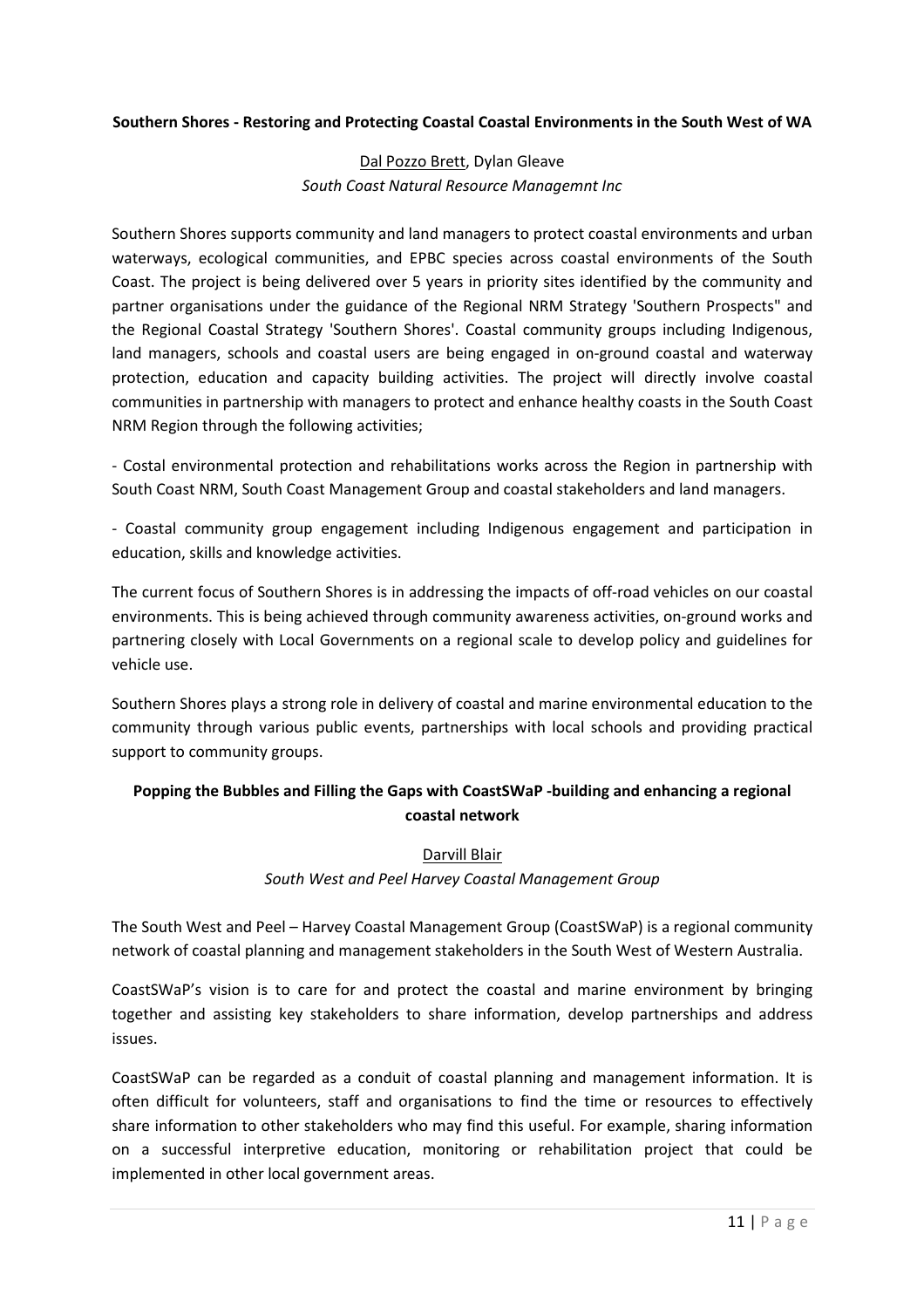**Southern Shores - Restoring and Protecting Coastal Coastal Environments in the South West of WA**

Dal Pozzo Brett, Dylan Gleave
*South Coast Natural Resource Managemnt Inc*

Southern Shores supports community and land managers to protect coastal environments and urban waterways, ecological communities, and EPBC species across coastal environments of the South Coast. The project is being delivered over 5 years in priority sites identified by the community and partner organisations under the guidance of the Regional NRM Strategy 'Southern Prospects" and the Regional Coastal Strategy 'Southern Shores'. Coastal community groups including Indigenous, land managers, schools and coastal users are being engaged in on-ground coastal and waterway protection, education and capacity building activities. The project will directly involve coastal communities in partnership with managers to protect and enhance healthy coasts in the South Coast NRM Region through the following activities;

- Costal environmental protection and rehabilitations works across the Region in partnership with South Coast NRM, South Coast Management Group and coastal stakeholders and land managers.

- Coastal community group engagement including Indigenous engagement and participation in education, skills and knowledge activities.

The current focus of Southern Shores is in addressing the impacts of off-road vehicles on our coastal environments. This is being achieved through community awareness activities, on-ground works and partnering closely with Local Governments on a regional scale to develop policy and guidelines for vehicle use.

Southern Shores plays a strong role in delivery of coastal and marine environmental education to the community through various public events, partnerships with local schools and providing practical support to community groups.

**Popping the Bubbles and Filling the Gaps with CoastSWaP -building and enhancing a regional coastal network**

Darvill Blair
*South West and Peel Harvey Coastal Management Group*

The South West and Peel – Harvey Coastal Management Group (CoastSWaP) is a regional community network of coastal planning and management stakeholders in the South West of Western Australia.

CoastSWaP's vision is to care for and protect the coastal and marine environment by bringing together and assisting key stakeholders to share information, develop partnerships and address issues.

CoastSWaP can be regarded as a conduit of coastal planning and management information. It is often difficult for volunteers, staff and organisations to find the time or resources to effectively share information to other stakeholders who may find this useful. For example, sharing information on a successful interpretive education, monitoring or rehabilitation project that could be implemented in other local government areas.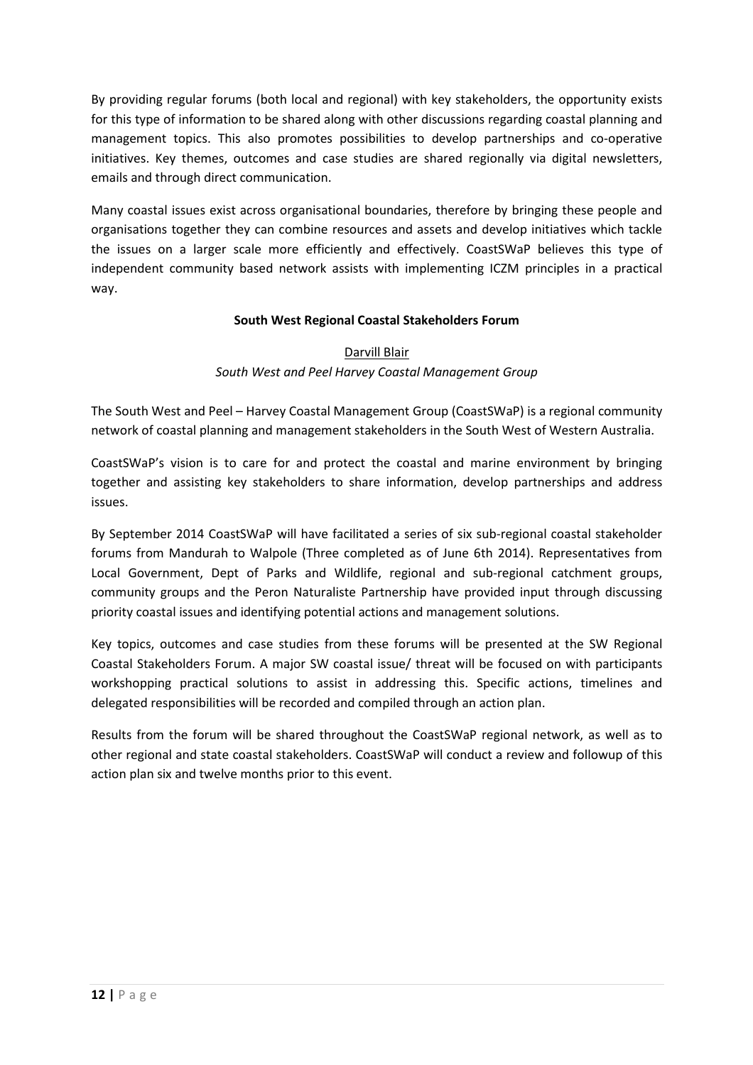By providing regular forums (both local and regional) with key stakeholders, the opportunity exists for this type of information to be shared along with other discussions regarding coastal planning and management topics. This also promotes possibilities to develop partnerships and co-operative initiatives. Key themes, outcomes and case studies are shared regionally via digital newsletters, emails and through direct communication.

Many coastal issues exist across organisational boundaries, therefore by bringing these people and organisations together they can combine resources and assets and develop initiatives which tackle the issues on a larger scale more efficiently and effectively. CoastSWaP believes this type of independent community based network assists with implementing ICZM principles in a practical way.

## South West Regional Coastal Stakeholders Forum

Darvill Blair

*South West and Peel Harvey Coastal Management Group*

The South West and Peel – Harvey Coastal Management Group (CoastSWaP) is a regional community network of coastal planning and management stakeholders in the South West of Western Australia.

CoastSWaP's vision is to care for and protect the coastal and marine environment by bringing together and assisting key stakeholders to share information, develop partnerships and address issues.

By September 2014 CoastSWaP will have facilitated a series of six sub-regional coastal stakeholder forums from Mandurah to Walpole (Three completed as of June 6th 2014). Representatives from Local Government, Dept of Parks and Wildlife, regional and sub-regional catchment groups, community groups and the Peron Naturaliste Partnership have provided input through discussing priority coastal issues and identifying potential actions and management solutions.

Key topics, outcomes and case studies from these forums will be presented at the SW Regional Coastal Stakeholders Forum. A major SW coastal issue/ threat will be focused on with participants workshopping practical solutions to assist in addressing this. Specific actions, timelines and delegated responsibilities will be recorded and compiled through an action plan.

Results from the forum will be shared throughout the CoastSWaP regional network, as well as to other regional and state coastal stakeholders. CoastSWaP will conduct a review and followup of this action plan six and twelve months prior to this event.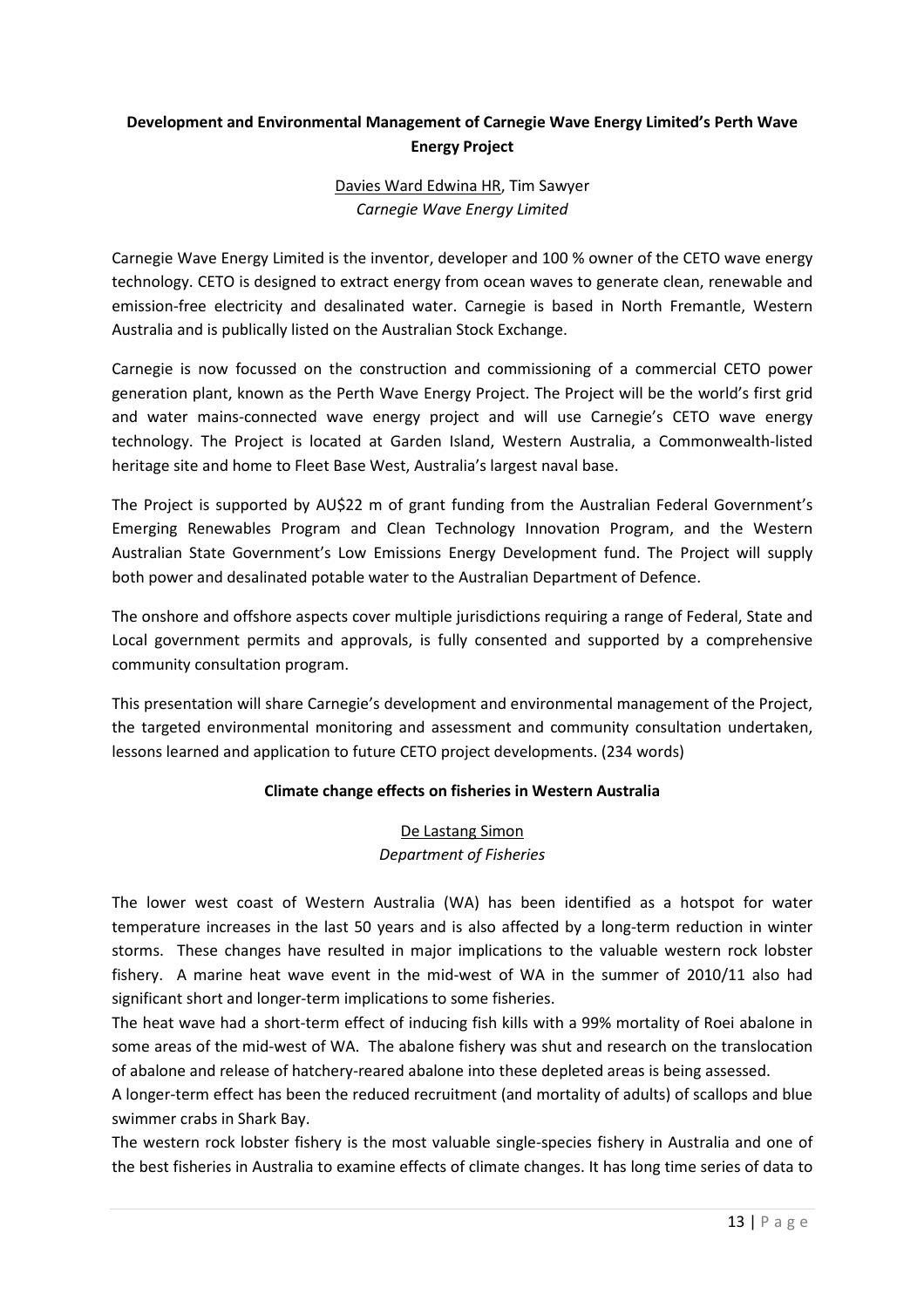**Development and Environmental Management of Carnegie Wave Energy Limited's Perth Wave Energy Project**

Davies Ward Edwina HR, Tim Sawyer
*Carnegie Wave Energy Limited*

Carnegie Wave Energy Limited is the inventor, developer and 100 % owner of the CETO wave energy technology. CETO is designed to extract energy from ocean waves to generate clean, renewable and emission-free electricity and desalinated water. Carnegie is based in North Fremantle, Western Australia and is publically listed on the Australian Stock Exchange.

Carnegie is now focussed on the construction and commissioning of a commercial CETO power generation plant, known as the Perth Wave Energy Project. The Project will be the world's first grid and water mains-connected wave energy project and will use Carnegie's CETO wave energy technology. The Project is located at Garden Island, Western Australia, a Commonwealth-listed heritage site and home to Fleet Base West, Australia's largest naval base.

The Project is supported by AU$22 m of grant funding from the Australian Federal Government's Emerging Renewables Program and Clean Technology Innovation Program, and the Western Australian State Government's Low Emissions Energy Development fund. The Project will supply both power and desalinated potable water to the Australian Department of Defence.

The onshore and offshore aspects cover multiple jurisdictions requiring a range of Federal, State and Local government permits and approvals, is fully consented and supported by a comprehensive community consultation program.

This presentation will share Carnegie's development and environmental management of the Project, the targeted environmental monitoring and assessment and community consultation undertaken, lessons learned and application to future CETO project developments. (234 words)

**Climate change effects on fisheries in Western Australia**

De Lastang Simon
*Department of Fisheries*

The lower west coast of Western Australia (WA) has been identified as a hotspot for water temperature increases in the last 50 years and is also affected by a long-term reduction in winter storms. These changes have resulted in major implications to the valuable western rock lobster fishery. A marine heat wave event in the mid-west of WA in the summer of 2010/11 also had significant short and longer-term implications to some fisheries.

The heat wave had a short-term effect of inducing fish kills with a 99% mortality of Roei abalone in some areas of the mid-west of WA. The abalone fishery was shut and research on the translocation of abalone and release of hatchery-reared abalone into these depleted areas is being assessed.

A longer-term effect has been the reduced recruitment (and mortality of adults) of scallops and blue swimmer crabs in Shark Bay.

The western rock lobster fishery is the most valuable single-species fishery in Australia and one of the best fisheries in Australia to examine effects of climate changes. It has long time series of data to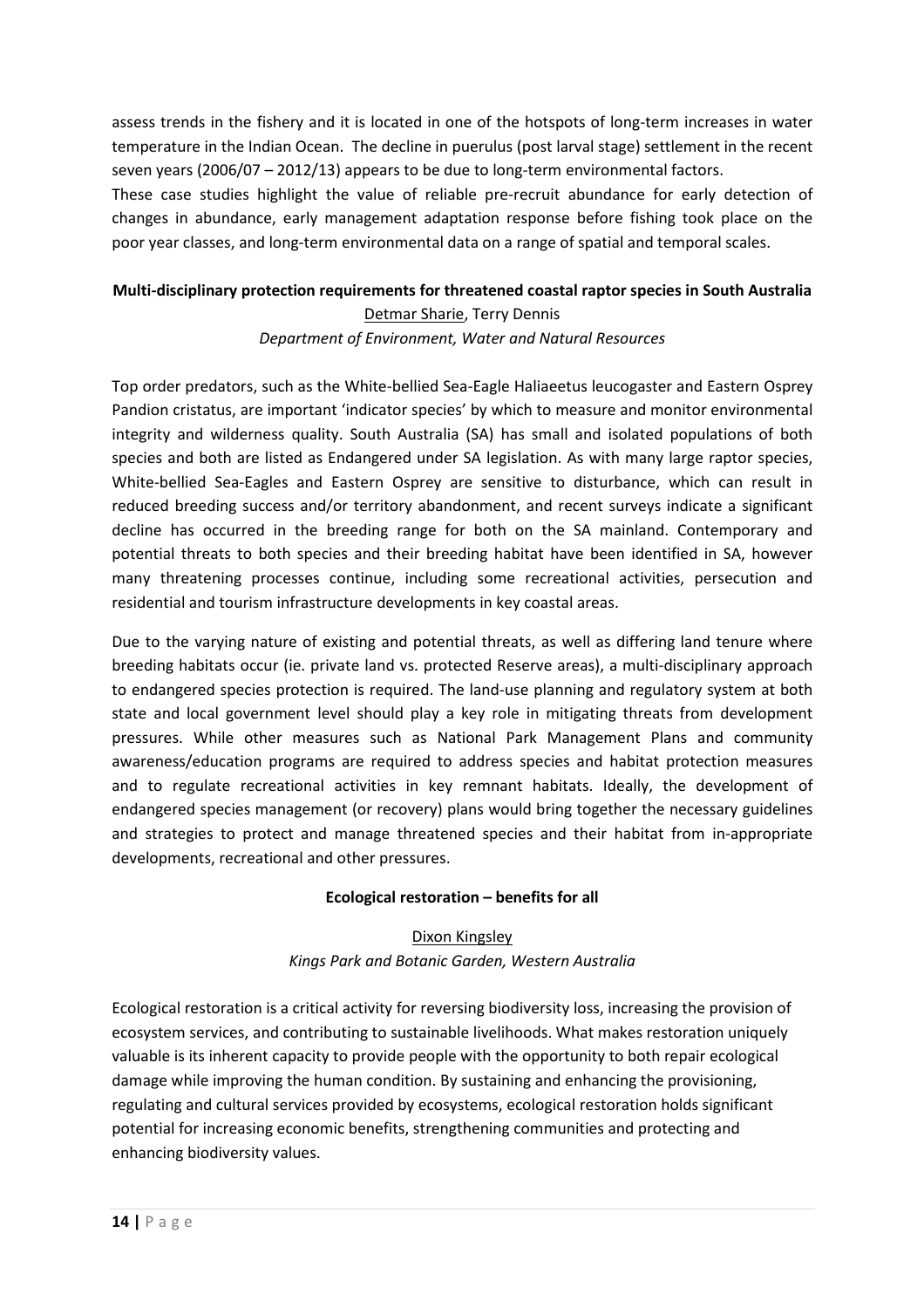assess trends in the fishery and it is located in one of the hotspots of long-term increases in water temperature in the Indian Ocean. The decline in puerulus (post larval stage) settlement in the recent seven years (2006/07 – 2012/13) appears to be due to long-term environmental factors.

These case studies highlight the value of reliable pre-recruit abundance for early detection of changes in abundance, early management adaptation response before fishing took place on the poor year classes, and long-term environmental data on a range of spatial and temporal scales.

**Multi-disciplinary protection requirements for threatened coastal raptor species in South Australia**

Detmar Sharie, Terry Dennis

*Department of Environment, Water and Natural Resources*

Top order predators, such as the White-bellied Sea-Eagle Haliaeetus leucogaster and Eastern Osprey Pandion cristatus, are important 'indicator species' by which to measure and monitor environmental integrity and wilderness quality. South Australia (SA) has small and isolated populations of both species and both are listed as Endangered under SA legislation. As with many large raptor species, White-bellied Sea-Eagles and Eastern Osprey are sensitive to disturbance, which can result in reduced breeding success and/or territory abandonment, and recent surveys indicate a significant decline has occurred in the breeding range for both on the SA mainland. Contemporary and potential threats to both species and their breeding habitat have been identified in SA, however many threatening processes continue, including some recreational activities, persecution and residential and tourism infrastructure developments in key coastal areas.

Due to the varying nature of existing and potential threats, as well as differing land tenure where breeding habitats occur (ie. private land vs. protected Reserve areas), a multi-disciplinary approach to endangered species protection is required. The land-use planning and regulatory system at both state and local government level should play a key role in mitigating threats from development pressures. While other measures such as National Park Management Plans and community awareness/education programs are required to address species and habitat protection measures and to regulate recreational activities in key remnant habitats. Ideally, the development of endangered species management (or recovery) plans would bring together the necessary guidelines and strategies to protect and manage threatened species and their habitat from in-appropriate developments, recreational and other pressures.

**Ecological restoration – benefits for all**

Dixon Kingsley

*Kings Park and Botanic Garden, Western Australia*

Ecological restoration is a critical activity for reversing biodiversity loss, increasing the provision of ecosystem services, and contributing to sustainable livelihoods. What makes restoration uniquely valuable is its inherent capacity to provide people with the opportunity to both repair ecological damage while improving the human condition. By sustaining and enhancing the provisioning, regulating and cultural services provided by ecosystems, ecological restoration holds significant potential for increasing economic benefits, strengthening communities and protecting and enhancing biodiversity values.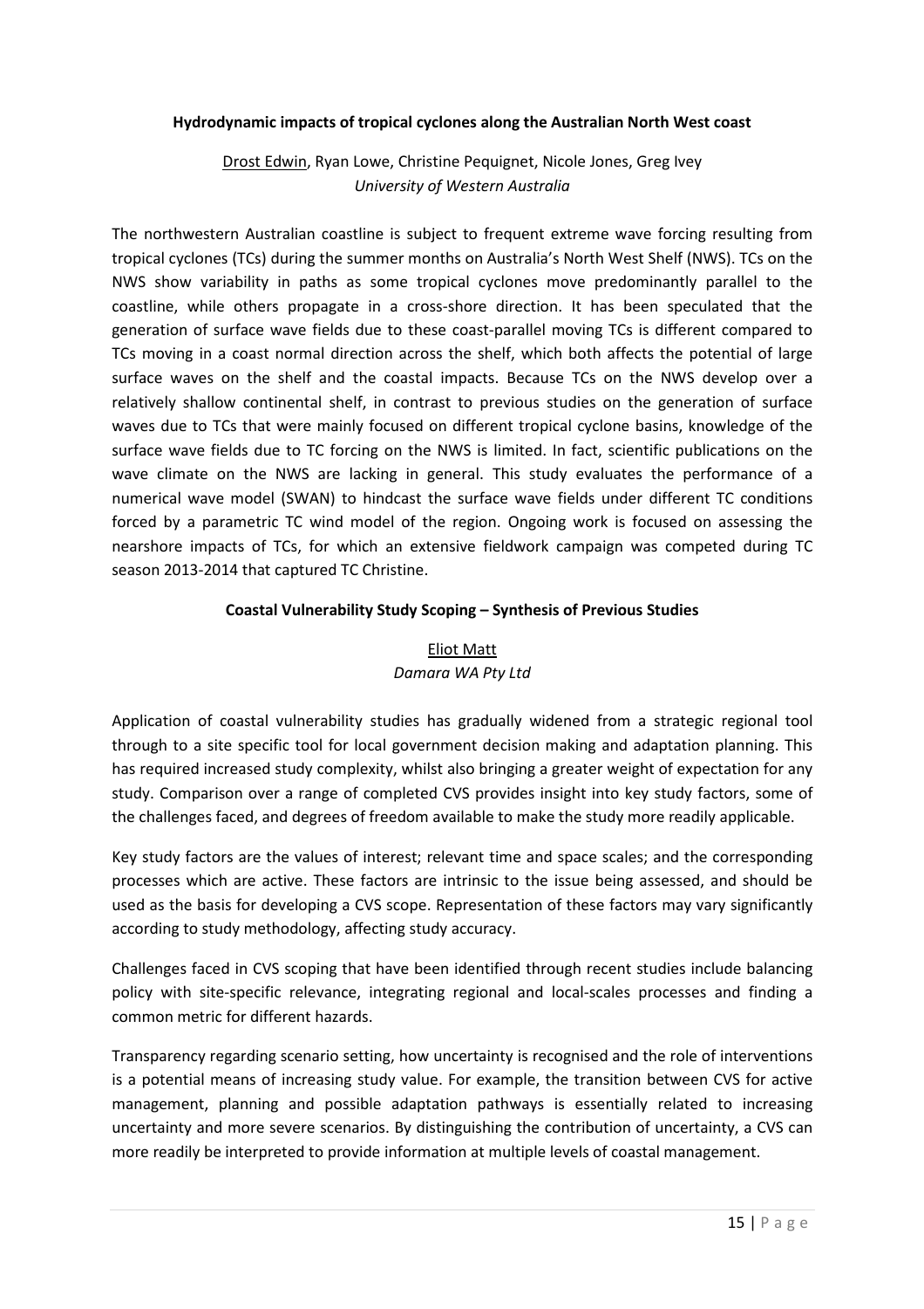### Hydrodynamic impacts of tropical cyclones along the Australian North West coast

Drost Edwin, Ryan Lowe, Christine Pequignet, Nicole Jones, Greg Ivey
*University of Western Australia*

The northwestern Australian coastline is subject to frequent extreme wave forcing resulting from tropical cyclones (TCs) during the summer months on Australia's North West Shelf (NWS). TCs on the NWS show variability in paths as some tropical cyclones move predominantly parallel to the coastline, while others propagate in a cross-shore direction. It has been speculated that the generation of surface wave fields due to these coast-parallel moving TCs is different compared to TCs moving in a coast normal direction across the shelf, which both affects the potential of large surface waves on the shelf and the coastal impacts. Because TCs on the NWS develop over a relatively shallow continental shelf, in contrast to previous studies on the generation of surface waves due to TCs that were mainly focused on different tropical cyclone basins, knowledge of the surface wave fields due to TC forcing on the NWS is limited. In fact, scientific publications on the wave climate on the NWS are lacking in general. This study evaluates the performance of a numerical wave model (SWAN) to hindcast the surface wave fields under different TC conditions forced by a parametric TC wind model of the region. Ongoing work is focused on assessing the nearshore impacts of TCs, for which an extensive fieldwork campaign was competed during TC season 2013-2014 that captured TC Christine.

### Coastal Vulnerability Study Scoping – Synthesis of Previous Studies

Eliot Matt
*Damara WA Pty Ltd*

Application of coastal vulnerability studies has gradually widened from a strategic regional tool through to a site specific tool for local government decision making and adaptation planning. This has required increased study complexity, whilst also bringing a greater weight of expectation for any study. Comparison over a range of completed CVS provides insight into key study factors, some of the challenges faced, and degrees of freedom available to make the study more readily applicable.

Key study factors are the values of interest; relevant time and space scales; and the corresponding processes which are active. These factors are intrinsic to the issue being assessed, and should be used as the basis for developing a CVS scope. Representation of these factors may vary significantly according to study methodology, affecting study accuracy.

Challenges faced in CVS scoping that have been identified through recent studies include balancing policy with site-specific relevance, integrating regional and local-scales processes and finding a common metric for different hazards.

Transparency regarding scenario setting, how uncertainty is recognised and the role of interventions is a potential means of increasing study value. For example, the transition between CVS for active management, planning and possible adaptation pathways is essentially related to increasing uncertainty and more severe scenarios. By distinguishing the contribution of uncertainty, a CVS can more readily be interpreted to provide information at multiple levels of coastal management.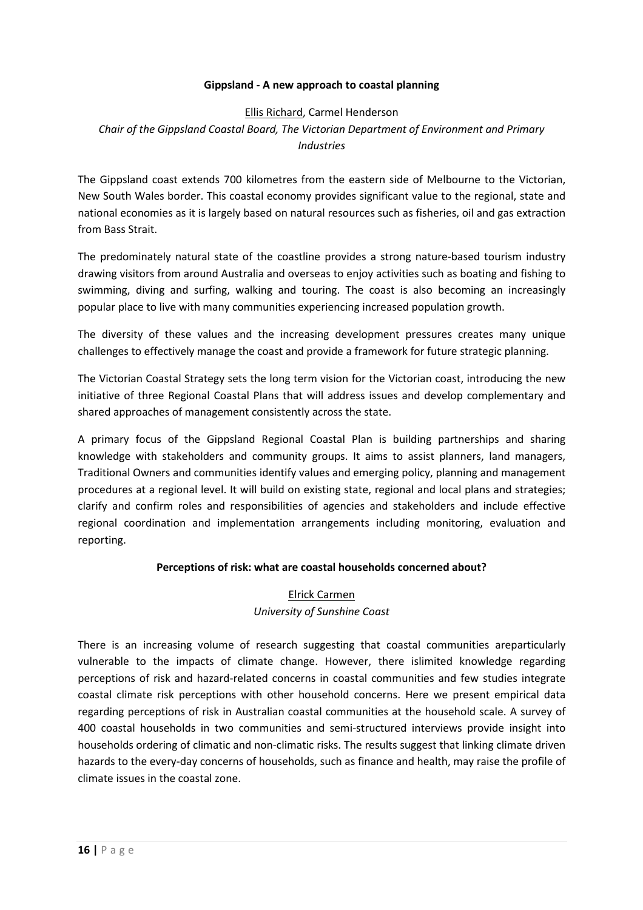**Gippsland - A new approach to coastal planning**

Ellis Richard, Carmel Henderson

*Chair of the Gippsland Coastal Board, The Victorian Department of Environment and Primary Industries*

The Gippsland coast extends 700 kilometres from the eastern side of Melbourne to the Victorian, New South Wales border. This coastal economy provides significant value to the regional, state and national economies as it is largely based on natural resources such as fisheries, oil and gas extraction from Bass Strait.

The predominately natural state of the coastline provides a strong nature-based tourism industry drawing visitors from around Australia and overseas to enjoy activities such as boating and fishing to swimming, diving and surfing, walking and touring. The coast is also becoming an increasingly popular place to live with many communities experiencing increased population growth.

The diversity of these values and the increasing development pressures creates many unique challenges to effectively manage the coast and provide a framework for future strategic planning.

The Victorian Coastal Strategy sets the long term vision for the Victorian coast, introducing the new initiative of three Regional Coastal Plans that will address issues and develop complementary and shared approaches of management consistently across the state.

A primary focus of the Gippsland Regional Coastal Plan is building partnerships and sharing knowledge with stakeholders and community groups. It aims to assist planners, land managers, Traditional Owners and communities identify values and emerging policy, planning and management procedures at a regional level. It will build on existing state, regional and local plans and strategies; clarify and confirm roles and responsibilities of agencies and stakeholders and include effective regional coordination and implementation arrangements including monitoring, evaluation and reporting.

**Perceptions of risk: what are coastal households concerned about?**

Elrick Carmen

*University of Sunshine Coast*

There is an increasing volume of research suggesting that coastal communities areparticularly vulnerable to the impacts of climate change. However, there islimited knowledge regarding perceptions of risk and hazard-related concerns in coastal communities and few studies integrate coastal climate risk perceptions with other household concerns. Here we present empirical data regarding perceptions of risk in Australian coastal communities at the household scale. A survey of 400 coastal households in two communities and semi-structured interviews provide insight into households ordering of climatic and non-climatic risks. The results suggest that linking climate driven hazards to the every-day concerns of households, such as finance and health, may raise the profile of climate issues in the coastal zone.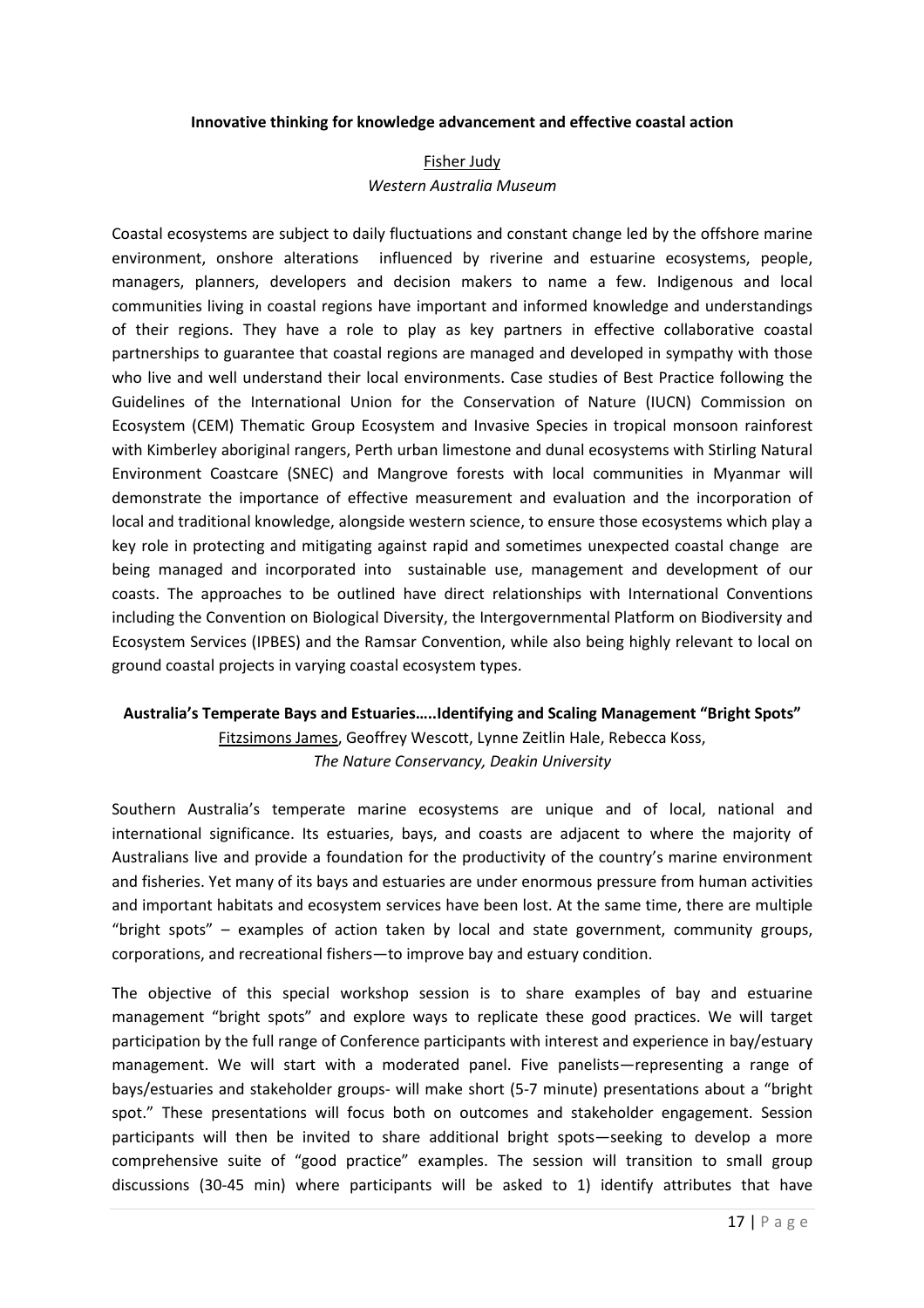**Innovative thinking for knowledge advancement and effective coastal action**

Fisher Judy
*Western Australia Museum*

Coastal ecosystems are subject to daily fluctuations and constant change led by the offshore marine environment, onshore alterations influenced by riverine and estuarine ecosystems, people, managers, planners, developers and decision makers to name a few. Indigenous and local communities living in coastal regions have important and informed knowledge and understandings of their regions. They have a role to play as key partners in effective collaborative coastal partnerships to guarantee that coastal regions are managed and developed in sympathy with those who live and well understand their local environments. Case studies of Best Practice following the Guidelines of the International Union for the Conservation of Nature (IUCN) Commission on Ecosystem (CEM) Thematic Group Ecosystem and Invasive Species in tropical monsoon rainforest with Kimberley aboriginal rangers, Perth urban limestone and dunal ecosystems with Stirling Natural Environment Coastcare (SNEC) and Mangrove forests with local communities in Myanmar will demonstrate the importance of effective measurement and evaluation and the incorporation of local and traditional knowledge, alongside western science, to ensure those ecosystems which play a key role in protecting and mitigating against rapid and sometimes unexpected coastal change are being managed and incorporated into sustainable use, management and development of our coasts. The approaches to be outlined have direct relationships with International Conventions including the Convention on Biological Diversity, the Intergovernmental Platform on Biodiversity and Ecosystem Services (IPBES) and the Ramsar Convention, while also being highly relevant to local on ground coastal projects in varying coastal ecosystem types.

**Australia's Temperate Bays and Estuaries…..Identifying and Scaling Management "Bright Spots"**

Fitzsimons James, Geoffrey Wescott, Lynne Zeitlin Hale, Rebecca Koss,
*The Nature Conservancy, Deakin University*

Southern Australia's temperate marine ecosystems are unique and of local, national and international significance. Its estuaries, bays, and coasts are adjacent to where the majority of Australians live and provide a foundation for the productivity of the country's marine environment and fisheries. Yet many of its bays and estuaries are under enormous pressure from human activities and important habitats and ecosystem services have been lost. At the same time, there are multiple "bright spots" – examples of action taken by local and state government, community groups, corporations, and recreational fishers—to improve bay and estuary condition.

The objective of this special workshop session is to share examples of bay and estuarine management "bright spots" and explore ways to replicate these good practices. We will target participation by the full range of Conference participants with interest and experience in bay/estuary management. We will start with a moderated panel. Five panelists—representing a range of bays/estuaries and stakeholder groups- will make short (5-7 minute) presentations about a "bright spot." These presentations will focus both on outcomes and stakeholder engagement. Session participants will then be invited to share additional bright spots—seeking to develop a more comprehensive suite of "good practice" examples. The session will transition to small group discussions (30-45 min) where participants will be asked to 1) identify attributes that have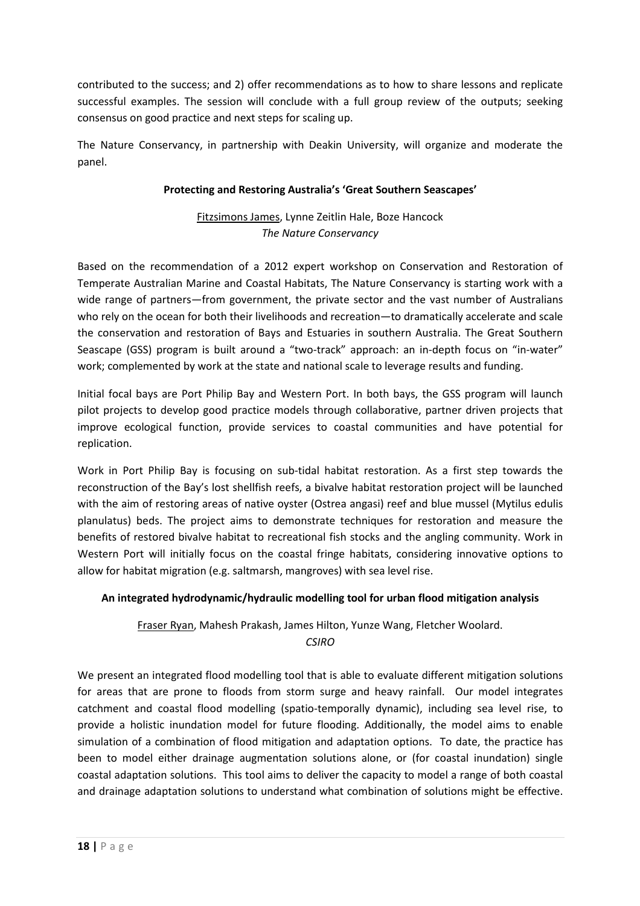contributed to the success; and 2) offer recommendations as to how to share lessons and replicate successful examples. The session will conclude with a full group review of the outputs; seeking consensus on good practice and next steps for scaling up.

The Nature Conservancy, in partnership with Deakin University, will organize and moderate the panel.

### Protecting and Restoring Australia's 'Great Southern Seascapes'

Fitzsimons James, Lynne Zeitlin Hale, Boze Hancock
*The Nature Conservancy*

Based on the recommendation of a 2012 expert workshop on Conservation and Restoration of Temperate Australian Marine and Coastal Habitats, The Nature Conservancy is starting work with a wide range of partners—from government, the private sector and the vast number of Australians who rely on the ocean for both their livelihoods and recreation—to dramatically accelerate and scale the conservation and restoration of Bays and Estuaries in southern Australia. The Great Southern Seascape (GSS) program is built around a "two-track" approach: an in-depth focus on "in-water" work; complemented by work at the state and national scale to leverage results and funding.

Initial focal bays are Port Philip Bay and Western Port. In both bays, the GSS program will launch pilot projects to develop good practice models through collaborative, partner driven projects that improve ecological function, provide services to coastal communities and have potential for replication.

Work in Port Philip Bay is focusing on sub-tidal habitat restoration. As a first step towards the reconstruction of the Bay's lost shellfish reefs, a bivalve habitat restoration project will be launched with the aim of restoring areas of native oyster (Ostrea angasi) reef and blue mussel (Mytilus edulis planulatus) beds. The project aims to demonstrate techniques for restoration and measure the benefits of restored bivalve habitat to recreational fish stocks and the angling community. Work in Western Port will initially focus on the coastal fringe habitats, considering innovative options to allow for habitat migration (e.g. saltmarsh, mangroves) with sea level rise.

### An integrated hydrodynamic/hydraulic modelling tool for urban flood mitigation analysis

Fraser Ryan, Mahesh Prakash, James Hilton, Yunze Wang, Fletcher Woolard.
*CSIRO*

We present an integrated flood modelling tool that is able to evaluate different mitigation solutions for areas that are prone to floods from storm surge and heavy rainfall. Our model integrates catchment and coastal flood modelling (spatio-temporally dynamic), including sea level rise, to provide a holistic inundation model for future flooding. Additionally, the model aims to enable simulation of a combination of flood mitigation and adaptation options. To date, the practice has been to model either drainage augmentation solutions alone, or (for coastal inundation) single coastal adaptation solutions. This tool aims to deliver the capacity to model a range of both coastal and drainage adaptation solutions to understand what combination of solutions might be effective.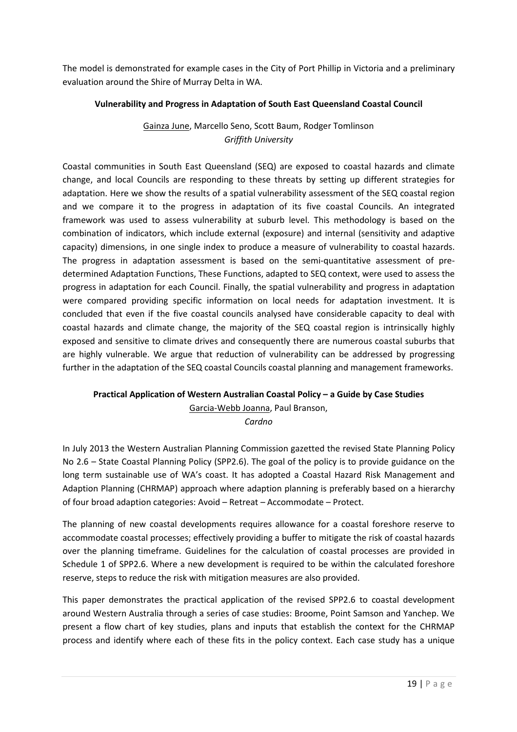The model is demonstrated for example cases in the City of Port Phillip in Victoria and a preliminary evaluation around the Shire of Murray Delta in WA.

### Vulnerability and Progress in Adaptation of South East Queensland Coastal Council

<u>Gainza June</u>, Marcello Seno, Scott Baum, Rodger Tomlinson
*Griffith University*

Coastal communities in South East Queensland (SEQ) are exposed to coastal hazards and climate change, and local Councils are responding to these threats by setting up different strategies for adaptation. Here we show the results of a spatial vulnerability assessment of the SEQ coastal region and we compare it to the progress in adaptation of its five coastal Councils. An integrated framework was used to assess vulnerability at suburb level. This methodology is based on the combination of indicators, which include external (exposure) and internal (sensitivity and adaptive capacity) dimensions, in one single index to produce a measure of vulnerability to coastal hazards. The progress in adaptation assessment is based on the semi-quantitative assessment of pre-determined Adaptation Functions, These Functions, adapted to SEQ context, were used to assess the progress in adaptation for each Council. Finally, the spatial vulnerability and progress in adaptation were compared providing specific information on local needs for adaptation investment. It is concluded that even if the five coastal councils analysed have considerable capacity to deal with coastal hazards and climate change, the majority of the SEQ coastal region is intrinsically highly exposed and sensitive to climate drives and consequently there are numerous coastal suburbs that are highly vulnerable. We argue that reduction of vulnerability can be addressed by progressing further in the adaptation of the SEQ coastal Councils coastal planning and management frameworks.

### Practical Application of Western Australian Coastal Policy – a Guide by Case Studies

<u>Garcia-Webb Joanna</u>, Paul Branson,
*Cardno*

In July 2013 the Western Australian Planning Commission gazetted the revised State Planning Policy No 2.6 – State Coastal Planning Policy (SPP2.6). The goal of the policy is to provide guidance on the long term sustainable use of WA's coast. It has adopted a Coastal Hazard Risk Management and Adaption Planning (CHRMAP) approach where adaption planning is preferably based on a hierarchy of four broad adaption categories: Avoid – Retreat – Accommodate – Protect.

The planning of new coastal developments requires allowance for a coastal foreshore reserve to accommodate coastal processes; effectively providing a buffer to mitigate the risk of coastal hazards over the planning timeframe. Guidelines for the calculation of coastal processes are provided in Schedule 1 of SPP2.6. Where a new development is required to be within the calculated foreshore reserve, steps to reduce the risk with mitigation measures are also provided.

This paper demonstrates the practical application of the revised SPP2.6 to coastal development around Western Australia through a series of case studies: Broome, Point Samson and Yanchep. We present a flow chart of key studies, plans and inputs that establish the context for the CHRMAP process and identify where each of these fits in the policy context. Each case study has a unique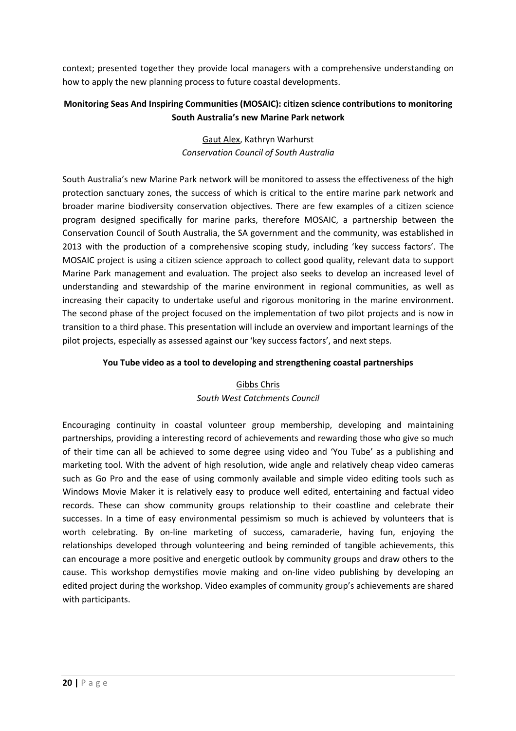context; presented together they provide local managers with a comprehensive understanding on how to apply the new planning process to future coastal developments.

**Monitoring Seas And Inspiring Communities (MOSAIC): citizen science contributions to monitoring South Australia's new Marine Park network**

Gaut Alex, Kathryn Warhurst
*Conservation Council of South Australia*

South Australia's new Marine Park network will be monitored to assess the effectiveness of the high protection sanctuary zones, the success of which is critical to the entire marine park network and broader marine biodiversity conservation objectives. There are few examples of a citizen science program designed specifically for marine parks, therefore MOSAIC, a partnership between the Conservation Council of South Australia, the SA government and the community, was established in 2013 with the production of a comprehensive scoping study, including 'key success factors'. The MOSAIC project is using a citizen science approach to collect good quality, relevant data to support Marine Park management and evaluation. The project also seeks to develop an increased level of understanding and stewardship of the marine environment in regional communities, as well as increasing their capacity to undertake useful and rigorous monitoring in the marine environment. The second phase of the project focused on the implementation of two pilot projects and is now in transition to a third phase. This presentation will include an overview and important learnings of the pilot projects, especially as assessed against our 'key success factors', and next steps.

**You Tube video as a tool to developing and strengthening coastal partnerships**

Gibbs Chris
*South West Catchments Council*

Encouraging continuity in coastal volunteer group membership, developing and maintaining partnerships, providing a interesting record of achievements and rewarding those who give so much of their time can all be achieved to some degree using video and 'You Tube' as a publishing and marketing tool. With the advent of high resolution, wide angle and relatively cheap video cameras such as Go Pro and the ease of using commonly available and simple video editing tools such as Windows Movie Maker it is relatively easy to produce well edited, entertaining and factual video records. These can show community groups relationship to their coastline and celebrate their successes. In a time of easy environmental pessimism so much is achieved by volunteers that is worth celebrating. By on-line marketing of success, camaraderie, having fun, enjoying the relationships developed through volunteering and being reminded of tangible achievements, this can encourage a more positive and energetic outlook by community groups and draw others to the cause. This workshop demystifies movie making and on-line video publishing by developing an edited project during the workshop. Video examples of community group's achievements are shared with participants.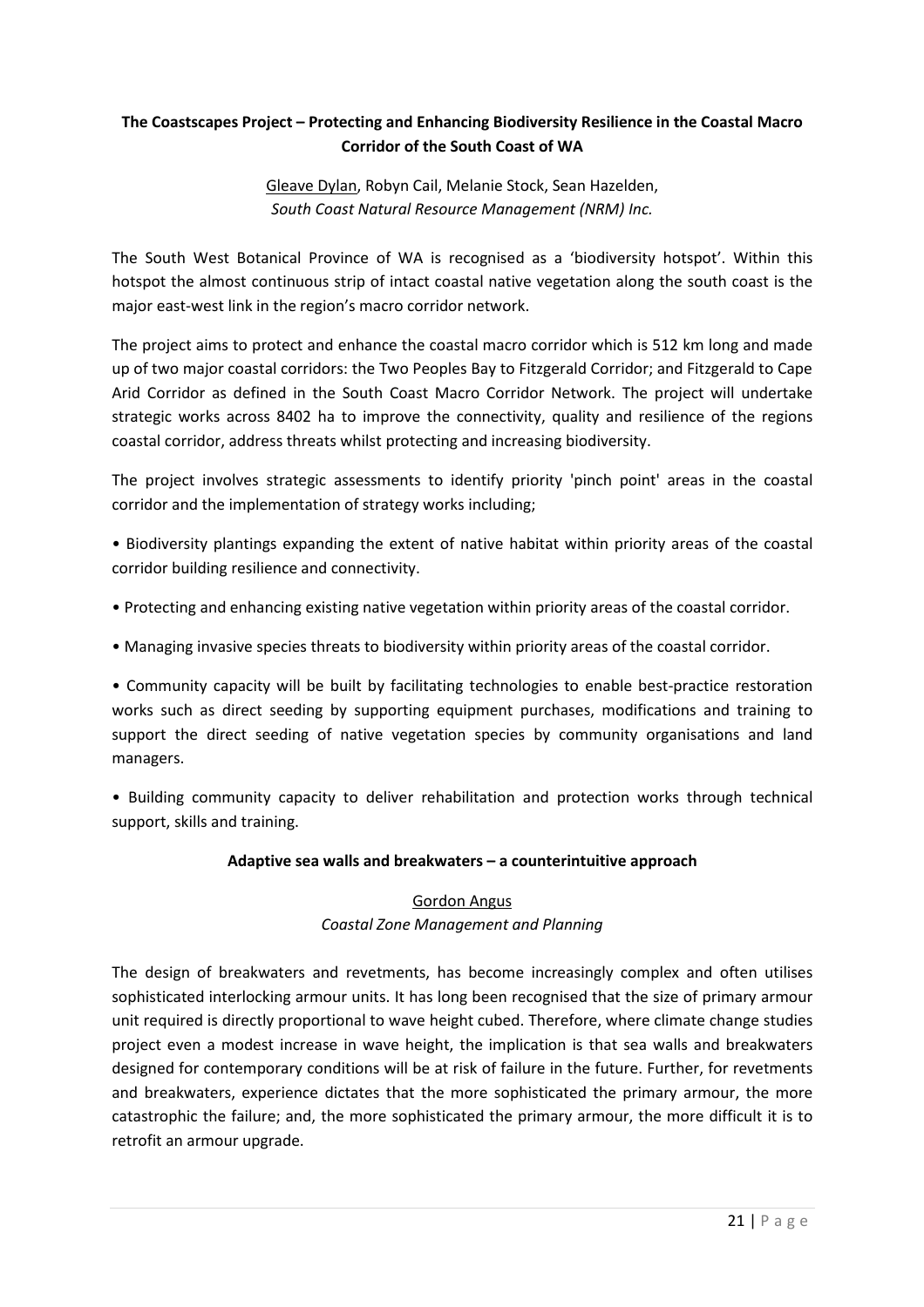**The Coastscapes Project – Protecting and Enhancing Biodiversity Resilience in the Coastal Macro Corridor of the South Coast of WA**

Gleave Dylan, Robyn Cail, Melanie Stock, Sean Hazelden,
*South Coast Natural Resource Management (NRM) Inc.*

The South West Botanical Province of WA is recognised as a 'biodiversity hotspot'. Within this hotspot the almost continuous strip of intact coastal native vegetation along the south coast is the major east-west link in the region's macro corridor network.

The project aims to protect and enhance the coastal macro corridor which is 512 km long and made up of two major coastal corridors: the Two Peoples Bay to Fitzgerald Corridor; and Fitzgerald to Cape Arid Corridor as defined in the South Coast Macro Corridor Network. The project will undertake strategic works across 8402 ha to improve the connectivity, quality and resilience of the regions coastal corridor, address threats whilst protecting and increasing biodiversity.

The project involves strategic assessments to identify priority 'pinch point' areas in the coastal corridor and the implementation of strategy works including;

- Biodiversity plantings expanding the extent of native habitat within priority areas of the coastal corridor building resilience and connectivity.
- Protecting and enhancing existing native vegetation within priority areas of the coastal corridor.
- Managing invasive species threats to biodiversity within priority areas of the coastal corridor.
- Community capacity will be built by facilitating technologies to enable best-practice restoration works such as direct seeding by supporting equipment purchases, modifications and training to support the direct seeding of native vegetation species by community organisations and land managers.
- Building community capacity to deliver rehabilitation and protection works through technical support, skills and training.

**Adaptive sea walls and breakwaters – a counterintuitive approach**

Gordon Angus
*Coastal Zone Management and Planning*

The design of breakwaters and revetments, has become increasingly complex and often utilises sophisticated interlocking armour units. It has long been recognised that the size of primary armour unit required is directly proportional to wave height cubed. Therefore, where climate change studies project even a modest increase in wave height, the implication is that sea walls and breakwaters designed for contemporary conditions will be at risk of failure in the future. Further, for revetments and breakwaters, experience dictates that the more sophisticated the primary armour, the more catastrophic the failure; and, the more sophisticated the primary armour, the more difficult it is to retrofit an armour upgrade.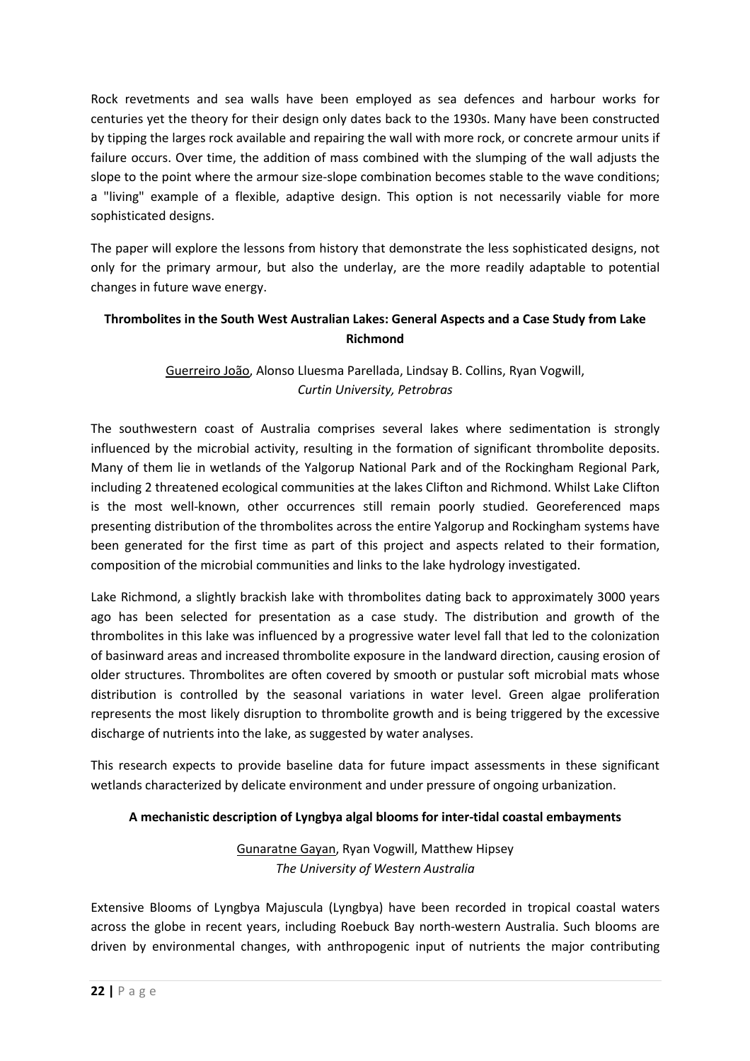Rock revetments and sea walls have been employed as sea defences and harbour works for centuries yet the theory for their design only dates back to the 1930s. Many have been constructed by tipping the larges rock available and repairing the wall with more rock, or concrete armour units if failure occurs. Over time, the addition of mass combined with the slumping of the wall adjusts the slope to the point where the armour size-slope combination becomes stable to the wave conditions; a "living" example of a flexible, adaptive design. This option is not necessarily viable for more sophisticated designs.

The paper will explore the lessons from history that demonstrate the less sophisticated designs, not only for the primary armour, but also the underlay, are the more readily adaptable to potential changes in future wave energy.

**Thrombolites in the South West Australian Lakes: General Aspects and a Case Study from Lake Richmond**

Guerreiro João, Alonso Lluesma Parellada, Lindsay B. Collins, Ryan Vogwill,
*Curtin University, Petrobras*

The southwestern coast of Australia comprises several lakes where sedimentation is strongly influenced by the microbial activity, resulting in the formation of significant thrombolite deposits. Many of them lie in wetlands of the Yalgorup National Park and of the Rockingham Regional Park, including 2 threatened ecological communities at the lakes Clifton and Richmond. Whilst Lake Clifton is the most well-known, other occurrences still remain poorly studied. Georeferenced maps presenting distribution of the thrombolites across the entire Yalgorup and Rockingham systems have been generated for the first time as part of this project and aspects related to their formation, composition of the microbial communities and links to the lake hydrology investigated.

Lake Richmond, a slightly brackish lake with thrombolites dating back to approximately 3000 years ago has been selected for presentation as a case study. The distribution and growth of the thrombolites in this lake was influenced by a progressive water level fall that led to the colonization of basinward areas and increased thrombolite exposure in the landward direction, causing erosion of older structures. Thrombolites are often covered by smooth or pustular soft microbial mats whose distribution is controlled by the seasonal variations in water level. Green algae proliferation represents the most likely disruption to thrombolite growth and is being triggered by the excessive discharge of nutrients into the lake, as suggested by water analyses.

This research expects to provide baseline data for future impact assessments in these significant wetlands characterized by delicate environment and under pressure of ongoing urbanization.

**A mechanistic description of Lyngbya algal blooms for inter-tidal coastal embayments**

Gunaratne Gayan, Ryan Vogwill, Matthew Hipsey
*The University of Western Australia*

Extensive Blooms of Lyngbya Majuscula (Lyngbya) have been recorded in tropical coastal waters across the globe in recent years, including Roebuck Bay north-western Australia. Such blooms are driven by environmental changes, with anthropogenic input of nutrients the major contributing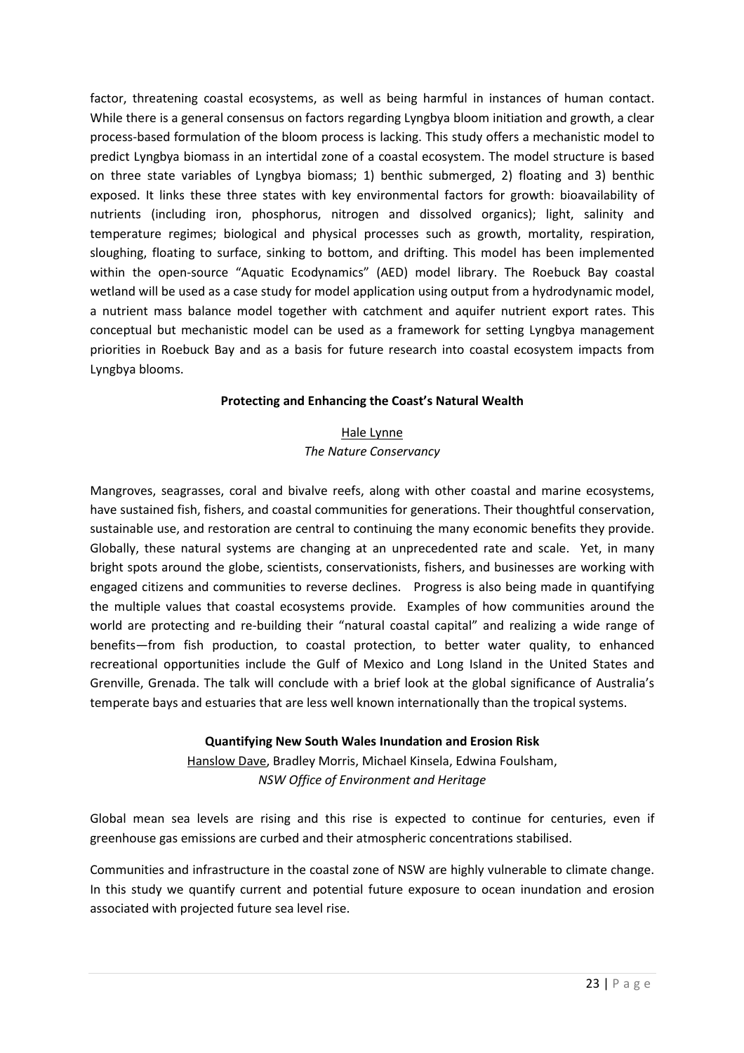factor, threatening coastal ecosystems, as well as being harmful in instances of human contact. While there is a general consensus on factors regarding Lyngbya bloom initiation and growth, a clear process-based formulation of the bloom process is lacking. This study offers a mechanistic model to predict Lyngbya biomass in an intertidal zone of a coastal ecosystem. The model structure is based on three state variables of Lyngbya biomass; 1) benthic submerged, 2) floating and 3) benthic exposed. It links these three states with key environmental factors for growth: bioavailability of nutrients (including iron, phosphorus, nitrogen and dissolved organics); light, salinity and temperature regimes; biological and physical processes such as growth, mortality, respiration, sloughing, floating to surface, sinking to bottom, and drifting. This model has been implemented within the open-source "Aquatic Ecodynamics" (AED) model library. The Roebuck Bay coastal wetland will be used as a case study for model application using output from a hydrodynamic model, a nutrient mass balance model together with catchment and aquifer nutrient export rates. This conceptual but mechanistic model can be used as a framework for setting Lyngbya management priorities in Roebuck Bay and as a basis for future research into coastal ecosystem impacts from Lyngbya blooms.

### Protecting and Enhancing the Coast's Natural Wealth

Hale Lynne
*The Nature Conservancy*

Mangroves, seagrasses, coral and bivalve reefs, along with other coastal and marine ecosystems, have sustained fish, fishers, and coastal communities for generations. Their thoughtful conservation, sustainable use, and restoration are central to continuing the many economic benefits they provide. Globally, these natural systems are changing at an unprecedented rate and scale. Yet, in many bright spots around the globe, scientists, conservationists, fishers, and businesses are working with engaged citizens and communities to reverse declines. Progress is also being made in quantifying the multiple values that coastal ecosystems provide. Examples of how communities around the world are protecting and re-building their "natural coastal capital" and realizing a wide range of benefits—from fish production, to coastal protection, to better water quality, to enhanced recreational opportunities include the Gulf of Mexico and Long Island in the United States and Grenville, Grenada. The talk will conclude with a brief look at the global significance of Australia's temperate bays and estuaries that are less well known internationally than the tropical systems.

### Quantifying New South Wales Inundation and Erosion Risk

Hanslow Dave, Bradley Morris, Michael Kinsela, Edwina Foulsham,
*NSW Office of Environment and Heritage*

Global mean sea levels are rising and this rise is expected to continue for centuries, even if greenhouse gas emissions are curbed and their atmospheric concentrations stabilised.

Communities and infrastructure in the coastal zone of NSW are highly vulnerable to climate change. In this study we quantify current and potential future exposure to ocean inundation and erosion associated with projected future sea level rise.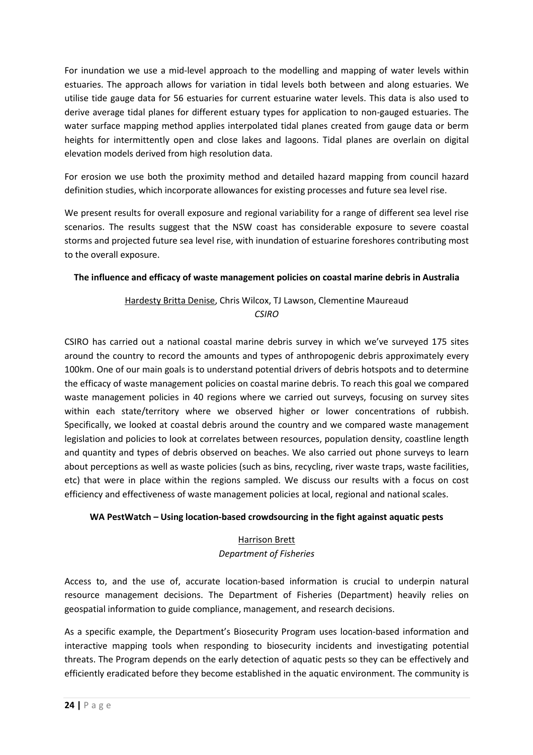For inundation we use a mid-level approach to the modelling and mapping of water levels within estuaries. The approach allows for variation in tidal levels both between and along estuaries. We utilise tide gauge data for 56 estuaries for current estuarine water levels. This data is also used to derive average tidal planes for different estuary types for application to non-gauged estuaries. The water surface mapping method applies interpolated tidal planes created from gauge data or berm heights for intermittently open and close lakes and lagoons. Tidal planes are overlain on digital elevation models derived from high resolution data.

For erosion we use both the proximity method and detailed hazard mapping from council hazard definition studies, which incorporate allowances for existing processes and future sea level rise.

We present results for overall exposure and regional variability for a range of different sea level rise scenarios. The results suggest that the NSW coast has considerable exposure to severe coastal storms and projected future sea level rise, with inundation of estuarine foreshores contributing most to the overall exposure.

### The influence and efficacy of waste management policies on coastal marine debris in Australia

Hardesty Britta Denise, Chris Wilcox, TJ Lawson, Clementine Maureaud
*CSIRO*

CSIRO has carried out a national coastal marine debris survey in which we've surveyed 175 sites around the country to record the amounts and types of anthropogenic debris approximately every 100km. One of our main goals is to understand potential drivers of debris hotspots and to determine the efficacy of waste management policies on coastal marine debris. To reach this goal we compared waste management policies in 40 regions where we carried out surveys, focusing on survey sites within each state/territory where we observed higher or lower concentrations of rubbish. Specifically, we looked at coastal debris around the country and we compared waste management legislation and policies to look at correlates between resources, population density, coastline length and quantity and types of debris observed on beaches. We also carried out phone surveys to learn about perceptions as well as waste policies (such as bins, recycling, river waste traps, waste facilities, etc) that were in place within the regions sampled. We discuss our results with a focus on cost efficiency and effectiveness of waste management policies at local, regional and national scales.

### WA PestWatch – Using location-based crowdsourcing in the fight against aquatic pests

Harrison Brett
*Department of Fisheries*

Access to, and the use of, accurate location-based information is crucial to underpin natural resource management decisions. The Department of Fisheries (Department) heavily relies on geospatial information to guide compliance, management, and research decisions.

As a specific example, the Department's Biosecurity Program uses location-based information and interactive mapping tools when responding to biosecurity incidents and investigating potential threats. The Program depends on the early detection of aquatic pests so they can be effectively and efficiently eradicated before they become established in the aquatic environment. The community is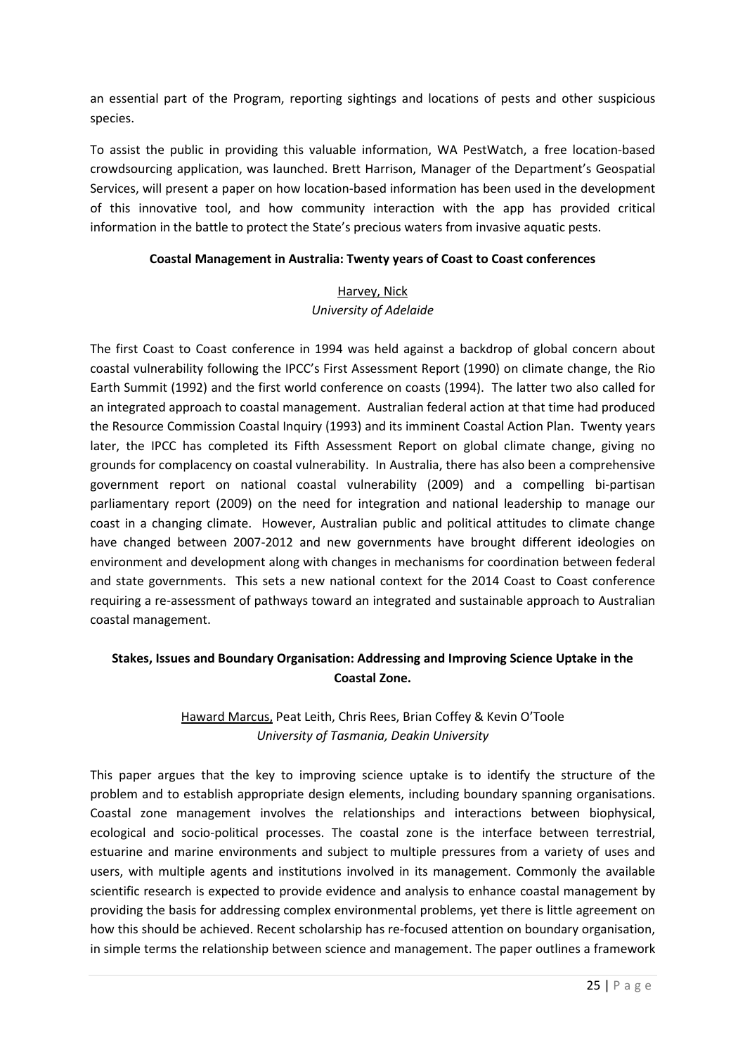an essential part of the Program, reporting sightings and locations of pests and other suspicious species.

To assist the public in providing this valuable information, WA PestWatch, a free location-based crowdsourcing application, was launched. Brett Harrison, Manager of the Department's Geospatial Services, will present a paper on how location-based information has been used in the development of this innovative tool, and how community interaction with the app has provided critical information in the battle to protect the State's precious waters from invasive aquatic pests.

**Coastal Management in Australia: Twenty years of Coast to Coast conferences**

<u>Harvey, Nick</u>
*University of Adelaide*

The first Coast to Coast conference in 1994 was held against a backdrop of global concern about coastal vulnerability following the IPCC's First Assessment Report (1990) on climate change, the Rio Earth Summit (1992) and the first world conference on coasts (1994). The latter two also called for an integrated approach to coastal management. Australian federal action at that time had produced the Resource Commission Coastal Inquiry (1993) and its imminent Coastal Action Plan. Twenty years later, the IPCC has completed its Fifth Assessment Report on global climate change, giving no grounds for complacency on coastal vulnerability. In Australia, there has also been a comprehensive government report on national coastal vulnerability (2009) and a compelling bi-partisan parliamentary report (2009) on the need for integration and national leadership to manage our coast in a changing climate. However, Australian public and political attitudes to climate change have changed between 2007-2012 and new governments have brought different ideologies on environment and development along with changes in mechanisms for coordination between federal and state governments. This sets a new national context for the 2014 Coast to Coast conference requiring a re-assessment of pathways toward an integrated and sustainable approach to Australian coastal management.

**Stakes, Issues and Boundary Organisation: Addressing and Improving Science Uptake in the Coastal Zone.**

<u>Haward Marcus,</u> Peat Leith, Chris Rees, Brian Coffey & Kevin O'Toole
*University of Tasmania, Deakin University*

This paper argues that the key to improving science uptake is to identify the structure of the problem and to establish appropriate design elements, including boundary spanning organisations. Coastal zone management involves the relationships and interactions between biophysical, ecological and socio-political processes. The coastal zone is the interface between terrestrial, estuarine and marine environments and subject to multiple pressures from a variety of uses and users, with multiple agents and institutions involved in its management. Commonly the available scientific research is expected to provide evidence and analysis to enhance coastal management by providing the basis for addressing complex environmental problems, yet there is little agreement on how this should be achieved. Recent scholarship has re-focused attention on boundary organisation, in simple terms the relationship between science and management. The paper outlines a framework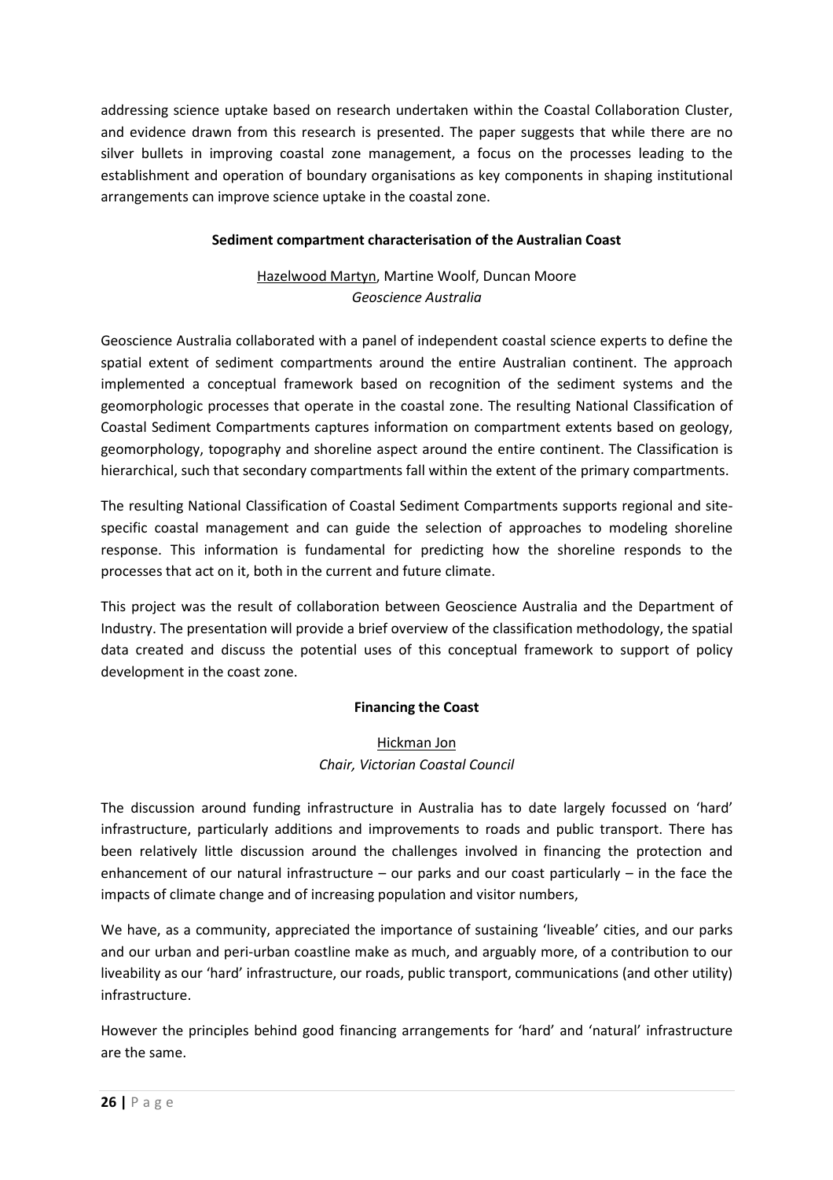addressing science uptake based on research undertaken within the Coastal Collaboration Cluster, and evidence drawn from this research is presented. The paper suggests that while there are no silver bullets in improving coastal zone management, a focus on the processes leading to the establishment and operation of boundary organisations as key components in shaping institutional arrangements can improve science uptake in the coastal zone.

### Sediment compartment characterisation of the Australian Coast

Hazelwood Martyn, Martine Woolf, Duncan Moore
*Geoscience Australia*

Geoscience Australia collaborated with a panel of independent coastal science experts to define the spatial extent of sediment compartments around the entire Australian continent. The approach implemented a conceptual framework based on recognition of the sediment systems and the geomorphologic processes that operate in the coastal zone. The resulting National Classification of Coastal Sediment Compartments captures information on compartment extents based on geology, geomorphology, topography and shoreline aspect around the entire continent. The Classification is hierarchical, such that secondary compartments fall within the extent of the primary compartments.

The resulting National Classification of Coastal Sediment Compartments supports regional and site-specific coastal management and can guide the selection of approaches to modeling shoreline response. This information is fundamental for predicting how the shoreline responds to the processes that act on it, both in the current and future climate.

This project was the result of collaboration between Geoscience Australia and the Department of Industry. The presentation will provide a brief overview of the classification methodology, the spatial data created and discuss the potential uses of this conceptual framework to support of policy development in the coast zone.

### Financing the Coast

Hickman Jon
*Chair, Victorian Coastal Council*

The discussion around funding infrastructure in Australia has to date largely focussed on 'hard' infrastructure, particularly additions and improvements to roads and public transport. There has been relatively little discussion around the challenges involved in financing the protection and enhancement of our natural infrastructure – our parks and our coast particularly – in the face the impacts of climate change and of increasing population and visitor numbers,

We have, as a community, appreciated the importance of sustaining 'liveable' cities, and our parks and our urban and peri-urban coastline make as much, and arguably more, of a contribution to our liveability as our 'hard' infrastructure, our roads, public transport, communications (and other utility) infrastructure.

However the principles behind good financing arrangements for 'hard' and 'natural' infrastructure are the same.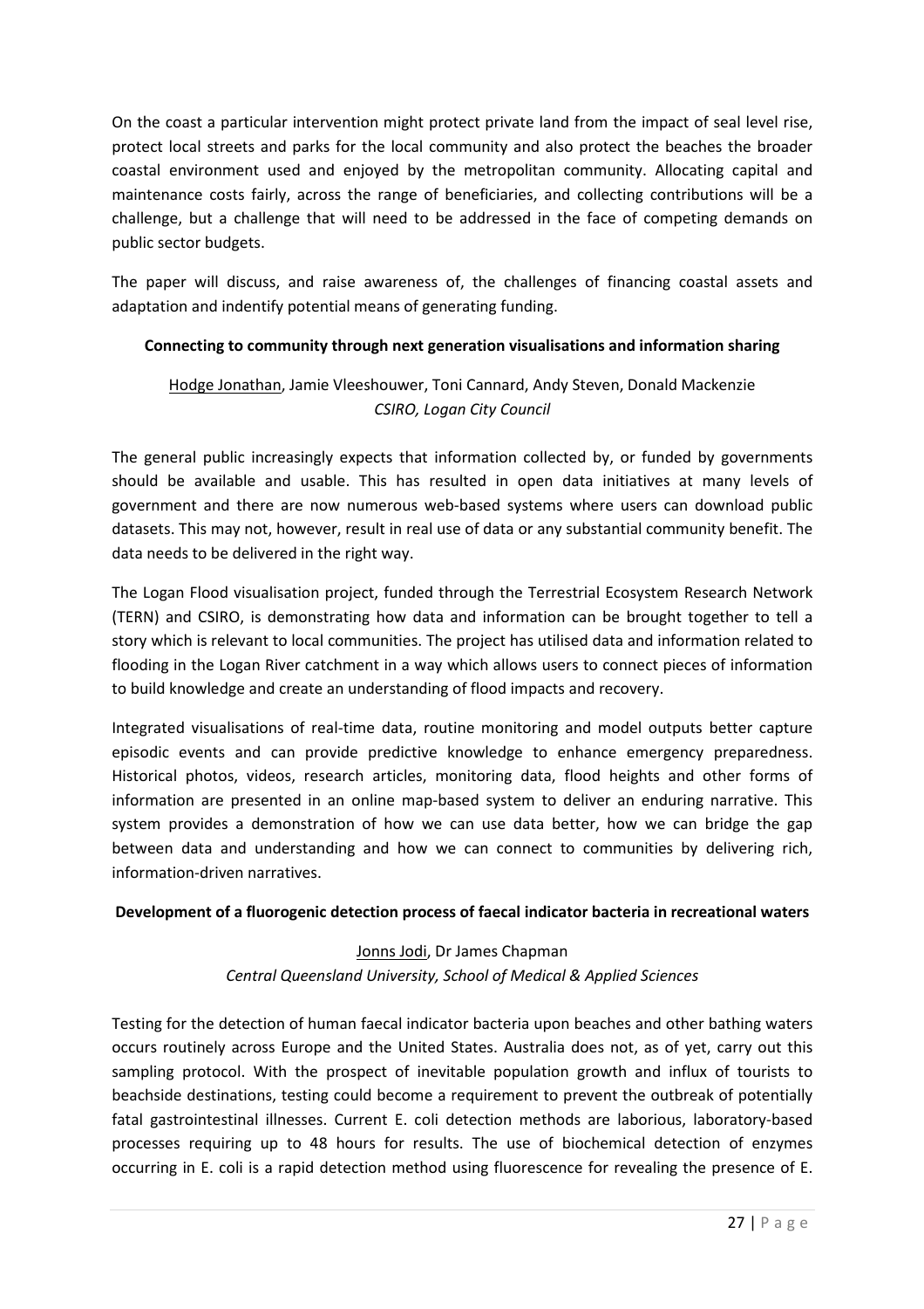On the coast a particular intervention might protect private land from the impact of seal level rise, protect local streets and parks for the local community and also protect the beaches the broader coastal environment used and enjoyed by the metropolitan community. Allocating capital and maintenance costs fairly, across the range of beneficiaries, and collecting contributions will be a challenge, but a challenge that will need to be addressed in the face of competing demands on public sector budgets.

The paper will discuss, and raise awareness of, the challenges of financing coastal assets and adaptation and indentify potential means of generating funding.

**Connecting to community through next generation visualisations and information sharing**

Hodge Jonathan, Jamie Vleeshouwer, Toni Cannard, Andy Steven, Donald Mackenzie
*CSIRO, Logan City Council*

The general public increasingly expects that information collected by, or funded by governments should be available and usable. This has resulted in open data initiatives at many levels of government and there are now numerous web-based systems where users can download public datasets. This may not, however, result in real use of data or any substantial community benefit. The data needs to be delivered in the right way.

The Logan Flood visualisation project, funded through the Terrestrial Ecosystem Research Network (TERN) and CSIRO, is demonstrating how data and information can be brought together to tell a story which is relevant to local communities. The project has utilised data and information related to flooding in the Logan River catchment in a way which allows users to connect pieces of information to build knowledge and create an understanding of flood impacts and recovery.

Integrated visualisations of real-time data, routine monitoring and model outputs better capture episodic events and can provide predictive knowledge to enhance emergency preparedness. Historical photos, videos, research articles, monitoring data, flood heights and other forms of information are presented in an online map-based system to deliver an enduring narrative. This system provides a demonstration of how we can use data better, how we can bridge the gap between data and understanding and how we can connect to communities by delivering rich, information-driven narratives.

**Development of a fluorogenic detection process of faecal indicator bacteria in recreational waters**

Jonns Jodi, Dr James Chapman
*Central Queensland University, School of Medical & Applied Sciences*

Testing for the detection of human faecal indicator bacteria upon beaches and other bathing waters occurs routinely across Europe and the United States. Australia does not, as of yet, carry out this sampling protocol. With the prospect of inevitable population growth and influx of tourists to beachside destinations, testing could become a requirement to prevent the outbreak of potentially fatal gastrointestinal illnesses. Current E. coli detection methods are laborious, laboratory-based processes requiring up to 48 hours for results. The use of biochemical detection of enzymes occurring in E. coli is a rapid detection method using fluorescence for revealing the presence of E.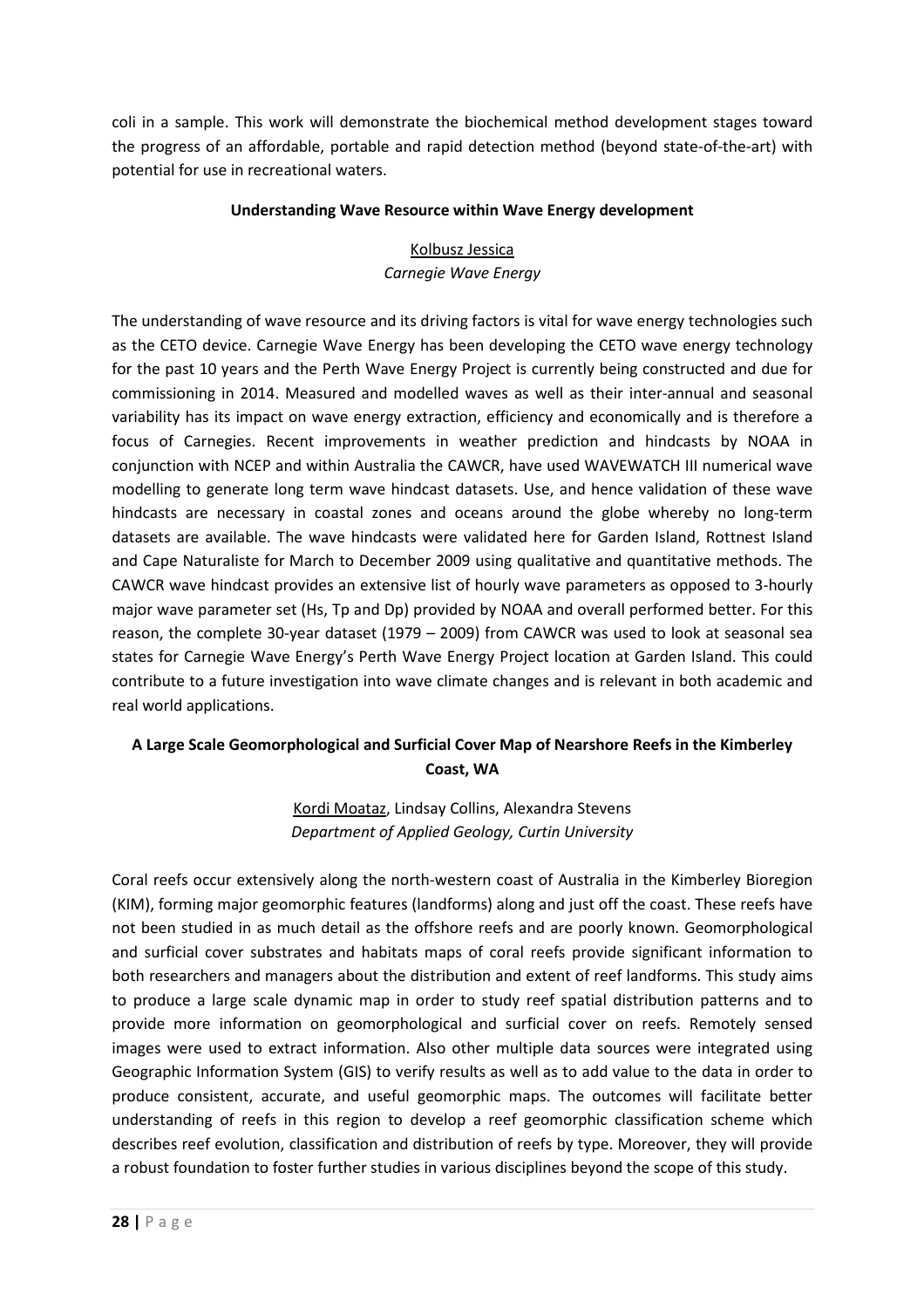coli in a sample. This work will demonstrate the biochemical method development stages toward the progress of an affordable, portable and rapid detection method (beyond state-of-the-art) with potential for use in recreational waters.

### Understanding Wave Resource within Wave Energy development

<u>Kolbusz Jessica</u>
*Carnegie Wave Energy*

The understanding of wave resource and its driving factors is vital for wave energy technologies such as the CETO device. Carnegie Wave Energy has been developing the CETO wave energy technology for the past 10 years and the Perth Wave Energy Project is currently being constructed and due for commissioning in 2014. Measured and modelled waves as well as their inter-annual and seasonal variability has its impact on wave energy extraction, efficiency and economically and is therefore a focus of Carnegies. Recent improvements in weather prediction and hindcasts by NOAA in conjunction with NCEP and within Australia the CAWCR, have used WAVEWATCH III numerical wave modelling to generate long term wave hindcast datasets. Use, and hence validation of these wave hindcasts are necessary in coastal zones and oceans around the globe whereby no long-term datasets are available. The wave hindcasts were validated here for Garden Island, Rottnest Island and Cape Naturaliste for March to December 2009 using qualitative and quantitative methods. The CAWCR wave hindcast provides an extensive list of hourly wave parameters as opposed to 3-hourly major wave parameter set (Hs, Tp and Dp) provided by NOAA and overall performed better. For this reason, the complete 30-year dataset (1979 – 2009) from CAWCR was used to look at seasonal sea states for Carnegie Wave Energy's Perth Wave Energy Project location at Garden Island. This could contribute to a future investigation into wave climate changes and is relevant in both academic and real world applications.

### A Large Scale Geomorphological and Surficial Cover Map of Nearshore Reefs in the Kimberley Coast, WA

<u>Kordi Moataz</u>, Lindsay Collins, Alexandra Stevens
*Department of Applied Geology, Curtin University*

Coral reefs occur extensively along the north-western coast of Australia in the Kimberley Bioregion (KIM), forming major geomorphic features (landforms) along and just off the coast. These reefs have not been studied in as much detail as the offshore reefs and are poorly known. Geomorphological and surficial cover substrates and habitats maps of coral reefs provide significant information to both researchers and managers about the distribution and extent of reef landforms. This study aims to produce a large scale dynamic map in order to study reef spatial distribution patterns and to provide more information on geomorphological and surficial cover on reefs. Remotely sensed images were used to extract information. Also other multiple data sources were integrated using Geographic Information System (GIS) to verify results as well as to add value to the data in order to produce consistent, accurate, and useful geomorphic maps. The outcomes will facilitate better understanding of reefs in this region to develop a reef geomorphic classification scheme which describes reef evolution, classification and distribution of reefs by type. Moreover, they will provide a robust foundation to foster further studies in various disciplines beyond the scope of this study.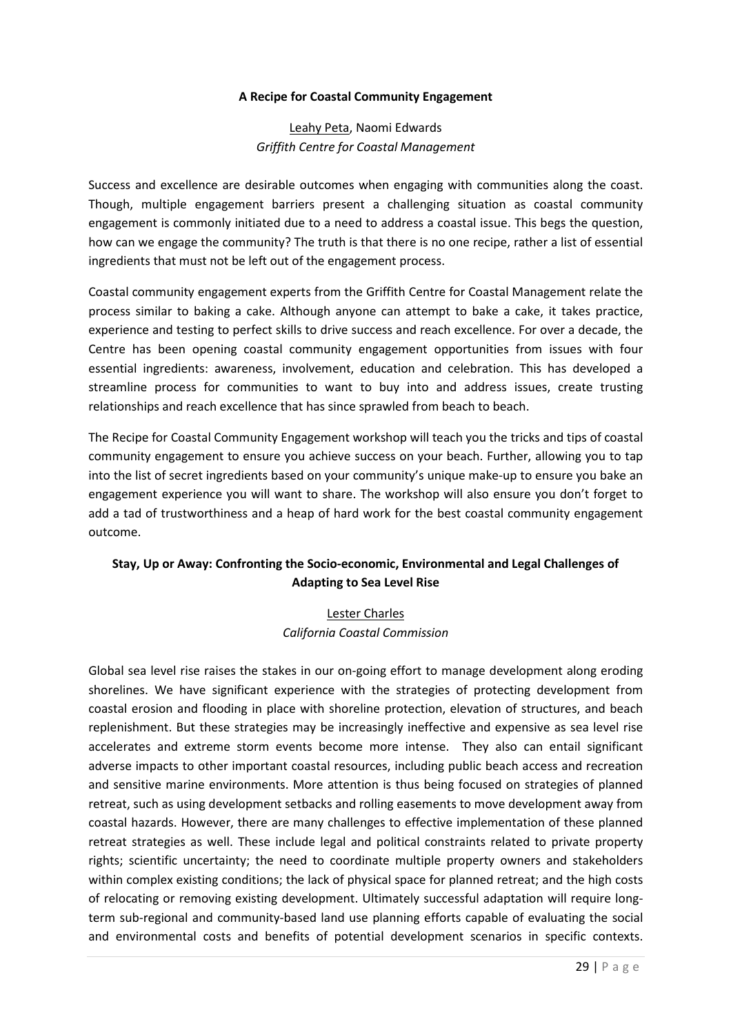**A Recipe for Coastal Community Engagement**

Leahy Peta, Naomi Edwards
*Griffith Centre for Coastal Management*

Success and excellence are desirable outcomes when engaging with communities along the coast. Though, multiple engagement barriers present a challenging situation as coastal community engagement is commonly initiated due to a need to address a coastal issue. This begs the question, how can we engage the community? The truth is that there is no one recipe, rather a list of essential ingredients that must not be left out of the engagement process.

Coastal community engagement experts from the Griffith Centre for Coastal Management relate the process similar to baking a cake. Although anyone can attempt to bake a cake, it takes practice, experience and testing to perfect skills to drive success and reach excellence. For over a decade, the Centre has been opening coastal community engagement opportunities from issues with four essential ingredients: awareness, involvement, education and celebration. This has developed a streamline process for communities to want to buy into and address issues, create trusting relationships and reach excellence that has since sprawled from beach to beach.

The Recipe for Coastal Community Engagement workshop will teach you the tricks and tips of coastal community engagement to ensure you achieve success on your beach. Further, allowing you to tap into the list of secret ingredients based on your community's unique make-up to ensure you bake an engagement experience you will want to share. The workshop will also ensure you don't forget to add a tad of trustworthiness and a heap of hard work for the best coastal community engagement outcome.

**Stay, Up or Away: Confronting the Socio-economic, Environmental and Legal Challenges of Adapting to Sea Level Rise**

Lester Charles
*California Coastal Commission*

Global sea level rise raises the stakes in our on-going effort to manage development along eroding shorelines. We have significant experience with the strategies of protecting development from coastal erosion and flooding in place with shoreline protection, elevation of structures, and beach replenishment. But these strategies may be increasingly ineffective and expensive as sea level rise accelerates and extreme storm events become more intense. They also can entail significant adverse impacts to other important coastal resources, including public beach access and recreation and sensitive marine environments. More attention is thus being focused on strategies of planned retreat, such as using development setbacks and rolling easements to move development away from coastal hazards. However, there are many challenges to effective implementation of these planned retreat strategies as well. These include legal and political constraints related to private property rights; scientific uncertainty; the need to coordinate multiple property owners and stakeholders within complex existing conditions; the lack of physical space for planned retreat; and the high costs of relocating or removing existing development. Ultimately successful adaptation will require long-term sub-regional and community-based land use planning efforts capable of evaluating the social and environmental costs and benefits of potential development scenarios in specific contexts.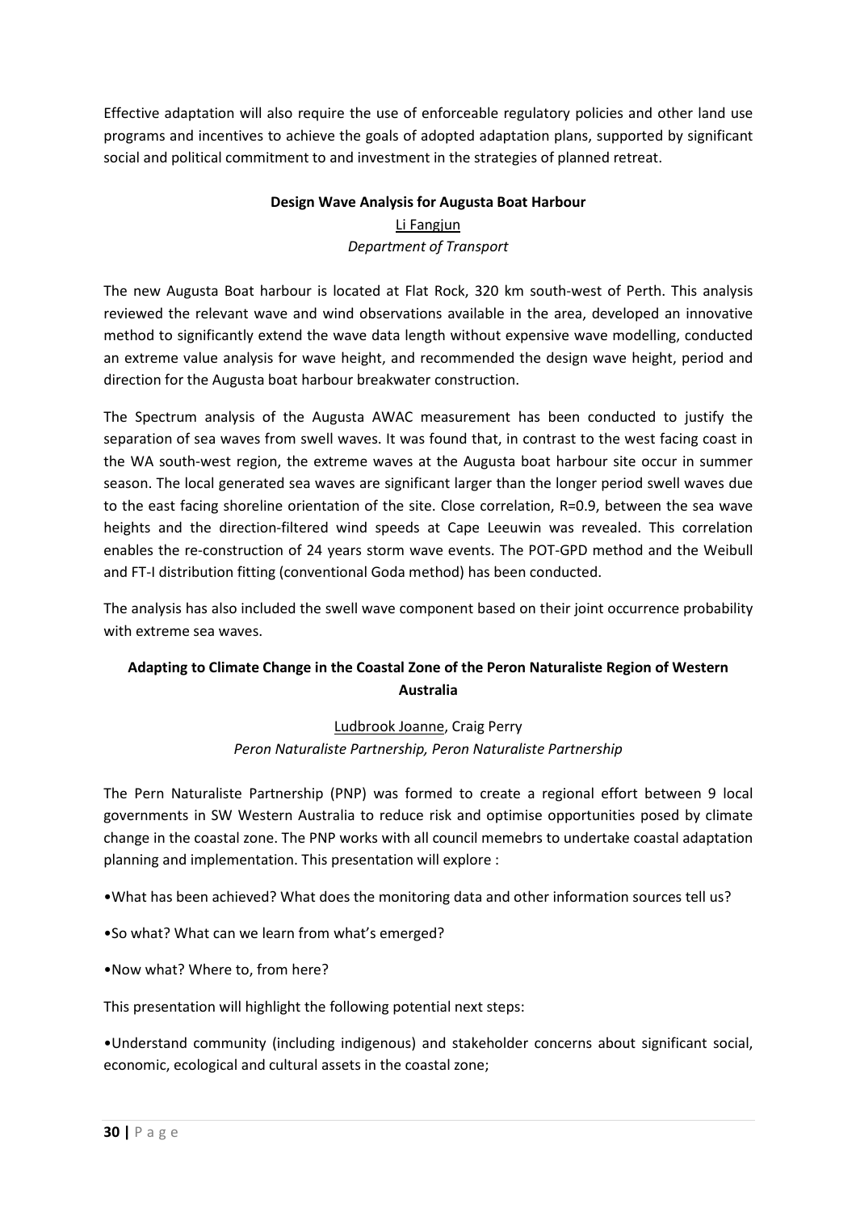Effective adaptation will also require the use of enforceable regulatory policies and other land use programs and incentives to achieve the goals of adopted adaptation plans, supported by significant social and political commitment to and investment in the strategies of planned retreat.

### Design Wave Analysis for Augusta Boat Harbour

<u>Li Fangjun</u>
*Department of Transport*

The new Augusta Boat harbour is located at Flat Rock, 320 km south-west of Perth. This analysis reviewed the relevant wave and wind observations available in the area, developed an innovative method to significantly extend the wave data length without expensive wave modelling, conducted an extreme value analysis for wave height, and recommended the design wave height, period and direction for the Augusta boat harbour breakwater construction.

The Spectrum analysis of the Augusta AWAC measurement has been conducted to justify the separation of sea waves from swell waves. It was found that, in contrast to the west facing coast in the WA south-west region, the extreme waves at the Augusta boat harbour site occur in summer season. The local generated sea waves are significant larger than the longer period swell waves due to the east facing shoreline orientation of the site. Close correlation, R=0.9, between the sea wave heights and the direction-filtered wind speeds at Cape Leeuwin was revealed. This correlation enables the re-construction of 24 years storm wave events. The POT-GPD method and the Weibull and FT-I distribution fitting (conventional Goda method) has been conducted.

The analysis has also included the swell wave component based on their joint occurrence probability with extreme sea waves.

### Adapting to Climate Change in the Coastal Zone of the Peron Naturaliste Region of Western Australia

<u>Ludbrook Joanne</u>, Craig Perry
*Peron Naturaliste Partnership, Peron Naturaliste Partnership*

The Pern Naturaliste Partnership (PNP) was formed to create a regional effort between 9 local governments in SW Western Australia to reduce risk and optimise opportunities posed by climate change in the coastal zone. The PNP works with all council memebrs to undertake coastal adaptation planning and implementation. This presentation will explore :

- What has been achieved? What does the monitoring data and other information sources tell us?
- So what? What can we learn from what's emerged?
- Now what? Where to, from here?

This presentation will highlight the following potential next steps:

- Understand community (including indigenous) and stakeholder concerns about significant social, economic, ecological and cultural assets in the coastal zone;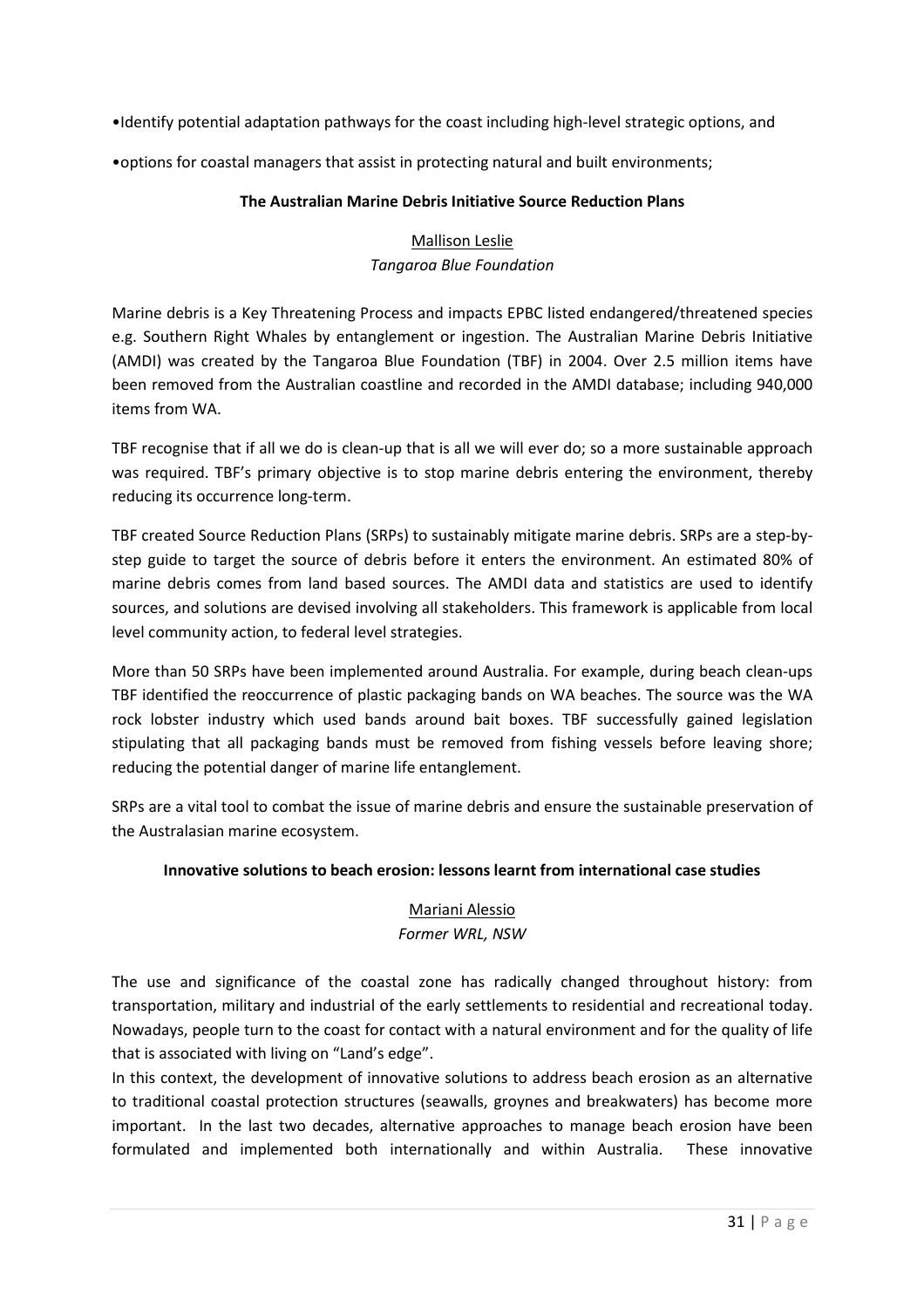- Identify potential adaptation pathways for the coast including high-level strategic options, and
- options for coastal managers that assist in protecting natural and built environments;

### The Australian Marine Debris Initiative Source Reduction Plans

<u>Mallison Leslie</u>
*Tangaroa Blue Foundation*

Marine debris is a Key Threatening Process and impacts EPBC listed endangered/threatened species e.g. Southern Right Whales by entanglement or ingestion. The Australian Marine Debris Initiative (AMDI) was created by the Tangaroa Blue Foundation (TBF) in 2004. Over 2.5 million items have been removed from the Australian coastline and recorded in the AMDI database; including 940,000 items from WA.

TBF recognise that if all we do is clean-up that is all we will ever do; so a more sustainable approach was required. TBF's primary objective is to stop marine debris entering the environment, thereby reducing its occurrence long-term.

TBF created Source Reduction Plans (SRPs) to sustainably mitigate marine debris. SRPs are a step-by-step guide to target the source of debris before it enters the environment. An estimated 80% of marine debris comes from land based sources. The AMDI data and statistics are used to identify sources, and solutions are devised involving all stakeholders. This framework is applicable from local level community action, to federal level strategies.

More than 50 SRPs have been implemented around Australia. For example, during beach clean-ups TBF identified the reoccurrence of plastic packaging bands on WA beaches. The source was the WA rock lobster industry which used bands around bait boxes. TBF successfully gained legislation stipulating that all packaging bands must be removed from fishing vessels before leaving shore; reducing the potential danger of marine life entanglement.

SRPs are a vital tool to combat the issue of marine debris and ensure the sustainable preservation of the Australasian marine ecosystem.

### Innovative solutions to beach erosion: lessons learnt from international case studies

<u>Mariani Alessio</u>
*Former WRL, NSW*

The use and significance of the coastal zone has radically changed throughout history: from transportation, military and industrial of the early settlements to residential and recreational today. Nowadays, people turn to the coast for contact with a natural environment and for the quality of life that is associated with living on "Land's edge".

In this context, the development of innovative solutions to address beach erosion as an alternative to traditional coastal protection structures (seawalls, groynes and breakwaters) has become more important. In the last two decades, alternative approaches to manage beach erosion have been formulated and implemented both internationally and within Australia. These innovative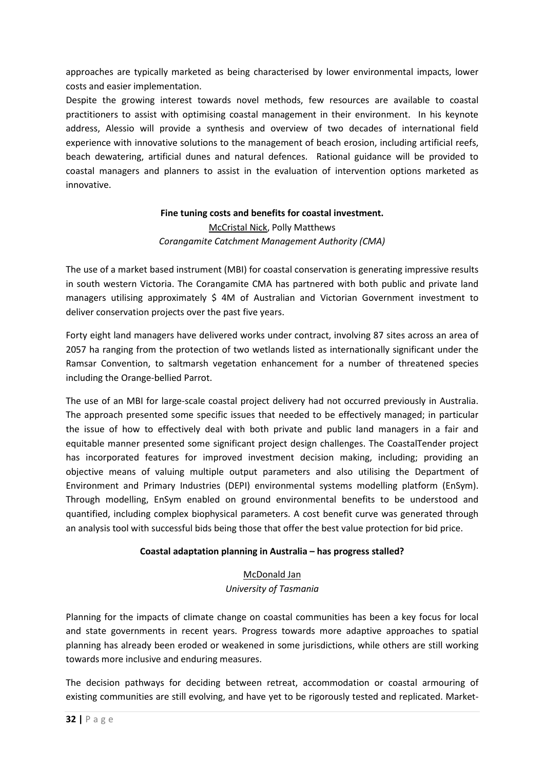approaches are typically marketed as being characterised by lower environmental impacts, lower costs and easier implementation.

Despite the growing interest towards novel methods, few resources are available to coastal practitioners to assist with optimising coastal management in their environment. In his keynote address, Alessio will provide a synthesis and overview of two decades of international field experience with innovative solutions to the management of beach erosion, including artificial reefs, beach dewatering, artificial dunes and natural defences. Rational guidance will be provided to coastal managers and planners to assist in the evaluation of intervention options marketed as innovative.

**Fine tuning costs and benefits for coastal investment.**

McCristal Nick, Polly Matthews

*Corangamite Catchment Management Authority (CMA)*

The use of a market based instrument (MBI) for coastal conservation is generating impressive results in south western Victoria. The Corangamite CMA has partnered with both public and private land managers utilising approximately $ 4M of Australian and Victorian Government investment to deliver conservation projects over the past five years.

Forty eight land managers have delivered works under contract, involving 87 sites across an area of 2057 ha ranging from the protection of two wetlands listed as internationally significant under the Ramsar Convention, to saltmarsh vegetation enhancement for a number of threatened species including the Orange-bellied Parrot.

The use of an MBI for large-scale coastal project delivery had not occurred previously in Australia. The approach presented some specific issues that needed to be effectively managed; in particular the issue of how to effectively deal with both private and public land managers in a fair and equitable manner presented some significant project design challenges. The CoastalTender project has incorporated features for improved investment decision making, including; providing an objective means of valuing multiple output parameters and also utilising the Department of Environment and Primary Industries (DEPI) environmental systems modelling platform (EnSym). Through modelling, EnSym enabled on ground environmental benefits to be understood and quantified, including complex biophysical parameters. A cost benefit curve was generated through an analysis tool with successful bids being those that offer the best value protection for bid price.

**Coastal adaptation planning in Australia – has progress stalled?**

McDonald Jan

*University of Tasmania*

Planning for the impacts of climate change on coastal communities has been a key focus for local and state governments in recent years. Progress towards more adaptive approaches to spatial planning has already been eroded or weakened in some jurisdictions, while others are still working towards more inclusive and enduring measures.

The decision pathways for deciding between retreat, accommodation or coastal armouring of existing communities are still evolving, and have yet to be rigorously tested and replicated. Market-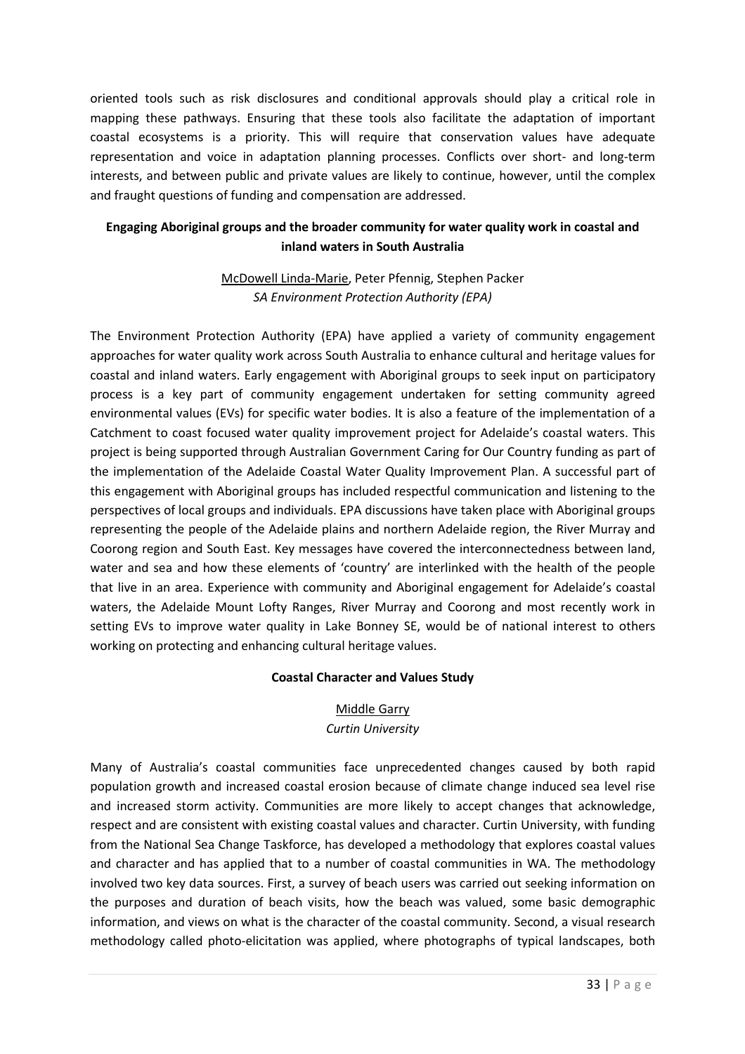oriented tools such as risk disclosures and conditional approvals should play a critical role in mapping these pathways. Ensuring that these tools also facilitate the adaptation of important coastal ecosystems is a priority. This will require that conservation values have adequate representation and voice in adaptation planning processes. Conflicts over short- and long-term interests, and between public and private values are likely to continue, however, until the complex and fraught questions of funding and compensation are addressed.

### Engaging Aboriginal groups and the broader community for water quality work in coastal and inland waters in South Australia

<u>McDowell Linda-Marie</u>, Peter Pfennig, Stephen Packer
*SA Environment Protection Authority (EPA)*

The Environment Protection Authority (EPA) have applied a variety of community engagement approaches for water quality work across South Australia to enhance cultural and heritage values for coastal and inland waters. Early engagement with Aboriginal groups to seek input on participatory process is a key part of community engagement undertaken for setting community agreed environmental values (EVs) for specific water bodies. It is also a feature of the implementation of a Catchment to coast focused water quality improvement project for Adelaide's coastal waters. This project is being supported through Australian Government Caring for Our Country funding as part of the implementation of the Adelaide Coastal Water Quality Improvement Plan. A successful part of this engagement with Aboriginal groups has included respectful communication and listening to the perspectives of local groups and individuals. EPA discussions have taken place with Aboriginal groups representing the people of the Adelaide plains and northern Adelaide region, the River Murray and Coorong region and South East. Key messages have covered the interconnectedness between land, water and sea and how these elements of 'country' are interlinked with the health of the people that live in an area. Experience with community and Aboriginal engagement for Adelaide's coastal waters, the Adelaide Mount Lofty Ranges, River Murray and Coorong and most recently work in setting EVs to improve water quality in Lake Bonney SE, would be of national interest to others working on protecting and enhancing cultural heritage values.

### Coastal Character and Values Study

<u>Middle Garry</u>
*Curtin University*

Many of Australia's coastal communities face unprecedented changes caused by both rapid population growth and increased coastal erosion because of climate change induced sea level rise and increased storm activity. Communities are more likely to accept changes that acknowledge, respect and are consistent with existing coastal values and character. Curtin University, with funding from the National Sea Change Taskforce, has developed a methodology that explores coastal values and character and has applied that to a number of coastal communities in WA. The methodology involved two key data sources. First, a survey of beach users was carried out seeking information on the purposes and duration of beach visits, how the beach was valued, some basic demographic information, and views on what is the character of the coastal community. Second, a visual research methodology called photo-elicitation was applied, where photographs of typical landscapes, both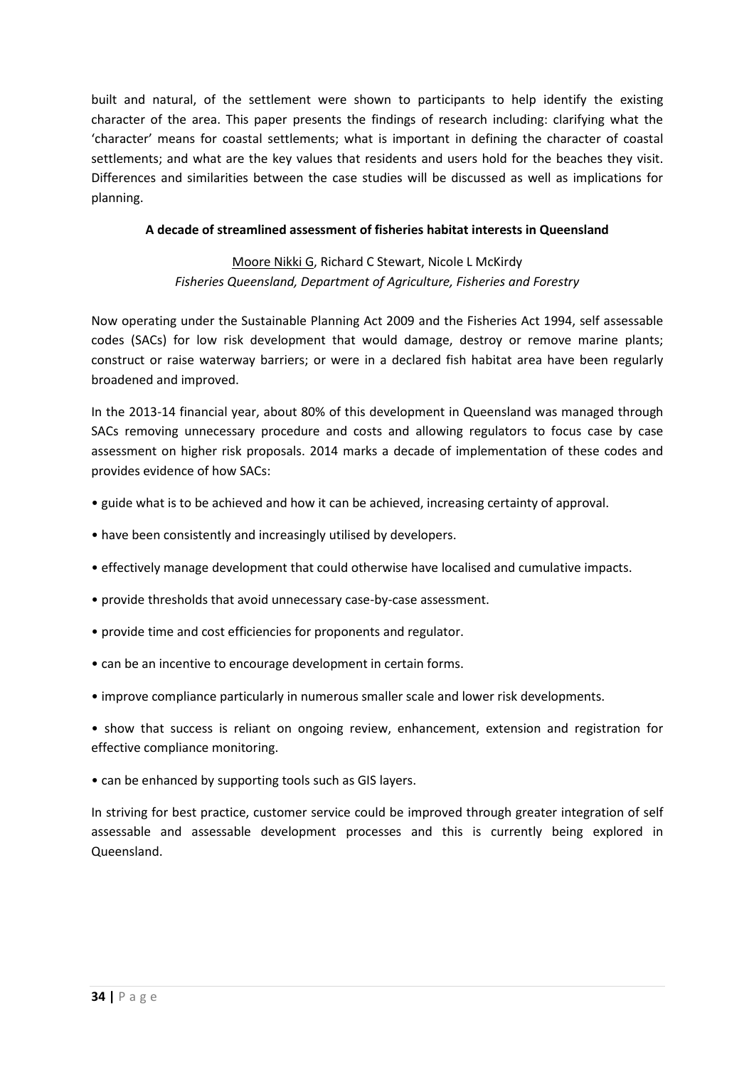built and natural, of the settlement were shown to participants to help identify the existing character of the area. This paper presents the findings of research including: clarifying what the 'character' means for coastal settlements; what is important in defining the character of coastal settlements; and what are the key values that residents and users hold for the beaches they visit. Differences and similarities between the case studies will be discussed as well as implications for planning.

**A decade of streamlined assessment of fisheries habitat interests in Queensland**

Moore Nikki G, Richard C Stewart, Nicole L McKirdy
*Fisheries Queensland, Department of Agriculture, Fisheries and Forestry*

Now operating under the Sustainable Planning Act 2009 and the Fisheries Act 1994, self assessable codes (SACs) for low risk development that would damage, destroy or remove marine plants; construct or raise waterway barriers; or were in a declared fish habitat area have been regularly broadened and improved.

In the 2013-14 financial year, about 80% of this development in Queensland was managed through SACs removing unnecessary procedure and costs and allowing regulators to focus case by case assessment on higher risk proposals. 2014 marks a decade of implementation of these codes and provides evidence of how SACs:

- guide what is to be achieved and how it can be achieved, increasing certainty of approval.
- have been consistently and increasingly utilised by developers.
- effectively manage development that could otherwise have localised and cumulative impacts.
- provide thresholds that avoid unnecessary case-by-case assessment.
- provide time and cost efficiencies for proponents and regulator.
- can be an incentive to encourage development in certain forms.
- improve compliance particularly in numerous smaller scale and lower risk developments.
- show that success is reliant on ongoing review, enhancement, extension and registration for effective compliance monitoring.
- can be enhanced by supporting tools such as GIS layers.

In striving for best practice, customer service could be improved through greater integration of self assessable and assessable development processes and this is currently being explored in Queensland.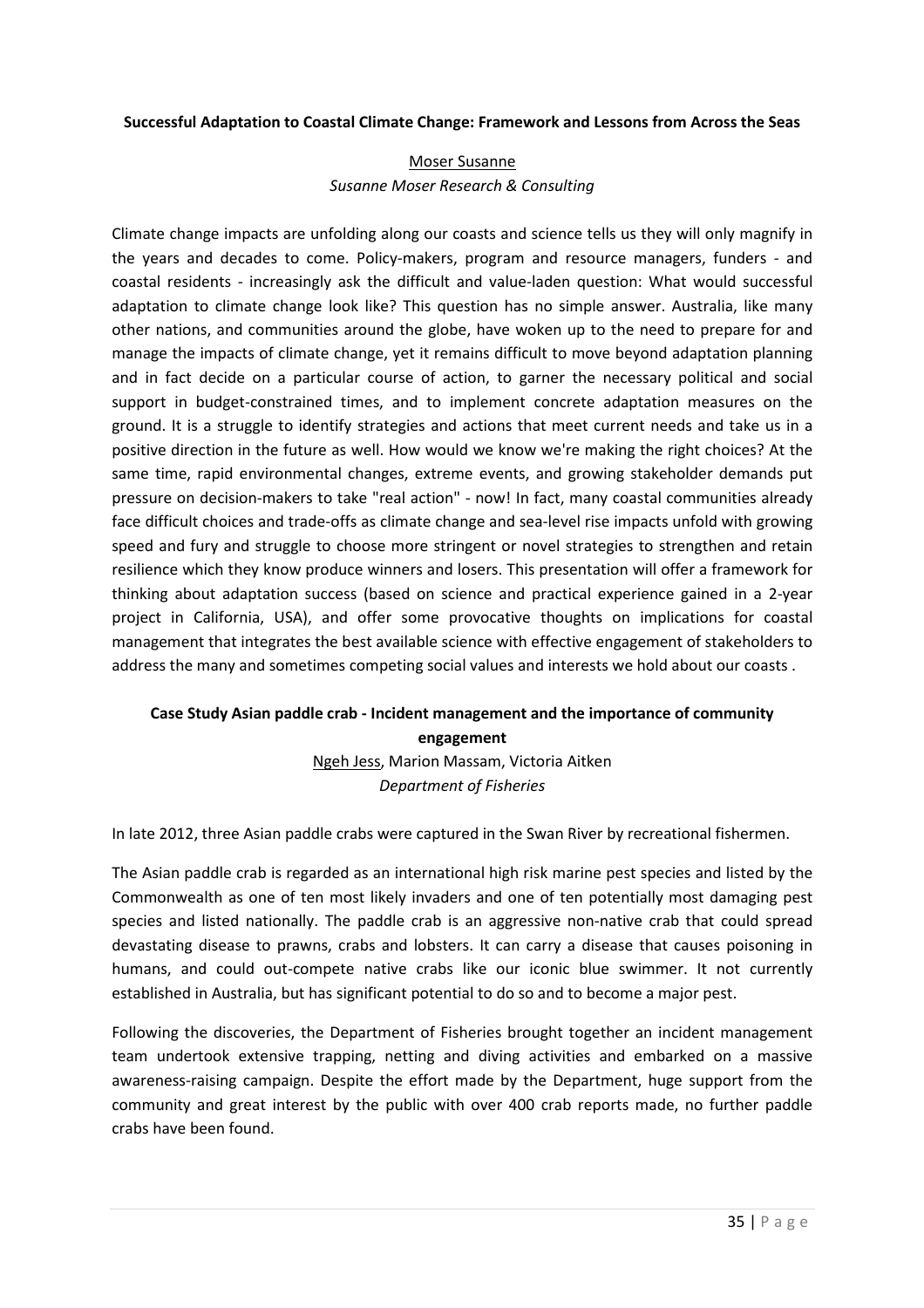**Successful Adaptation to Coastal Climate Change: Framework and Lessons from Across the Seas**

<u>Moser Susanne</u>
*Susanne Moser Research & Consulting*

Climate change impacts are unfolding along our coasts and science tells us they will only magnify in the years and decades to come. Policy-makers, program and resource managers, funders - and coastal residents - increasingly ask the difficult and value-laden question: What would successful adaptation to climate change look like? This question has no simple answer. Australia, like many other nations, and communities around the globe, have woken up to the need to prepare for and manage the impacts of climate change, yet it remains difficult to move beyond adaptation planning and in fact decide on a particular course of action, to garner the necessary political and social support in budget-constrained times, and to implement concrete adaptation measures on the ground. It is a struggle to identify strategies and actions that meet current needs and take us in a positive direction in the future as well. How would we know we're making the right choices? At the same time, rapid environmental changes, extreme events, and growing stakeholder demands put pressure on decision-makers to take "real action" - now! In fact, many coastal communities already face difficult choices and trade-offs as climate change and sea-level rise impacts unfold with growing speed and fury and struggle to choose more stringent or novel strategies to strengthen and retain resilience which they know produce winners and losers. This presentation will offer a framework for thinking about adaptation success (based on science and practical experience gained in a 2-year project in California, USA), and offer some provocative thoughts on implications for coastal management that integrates the best available science with effective engagement of stakeholders to address the many and sometimes competing social values and interests we hold about our coasts .

**Case Study Asian paddle crab - Incident management and the importance of community engagement**

<u>Ngeh Jess</u>, Marion Massam, Victoria Aitken
*Department of Fisheries*

In late 2012, three Asian paddle crabs were captured in the Swan River by recreational fishermen.

The Asian paddle crab is regarded as an international high risk marine pest species and listed by the Commonwealth as one of ten most likely invaders and one of ten potentially most damaging pest species and listed nationally. The paddle crab is an aggressive non-native crab that could spread devastating disease to prawns, crabs and lobsters. It can carry a disease that causes poisoning in humans, and could out-compete native crabs like our iconic blue swimmer. It not currently established in Australia, but has significant potential to do so and to become a major pest.

Following the discoveries, the Department of Fisheries brought together an incident management team undertook extensive trapping, netting and diving activities and embarked on a massive awareness-raising campaign. Despite the effort made by the Department, huge support from the community and great interest by the public with over 400 crab reports made, no further paddle crabs have been found.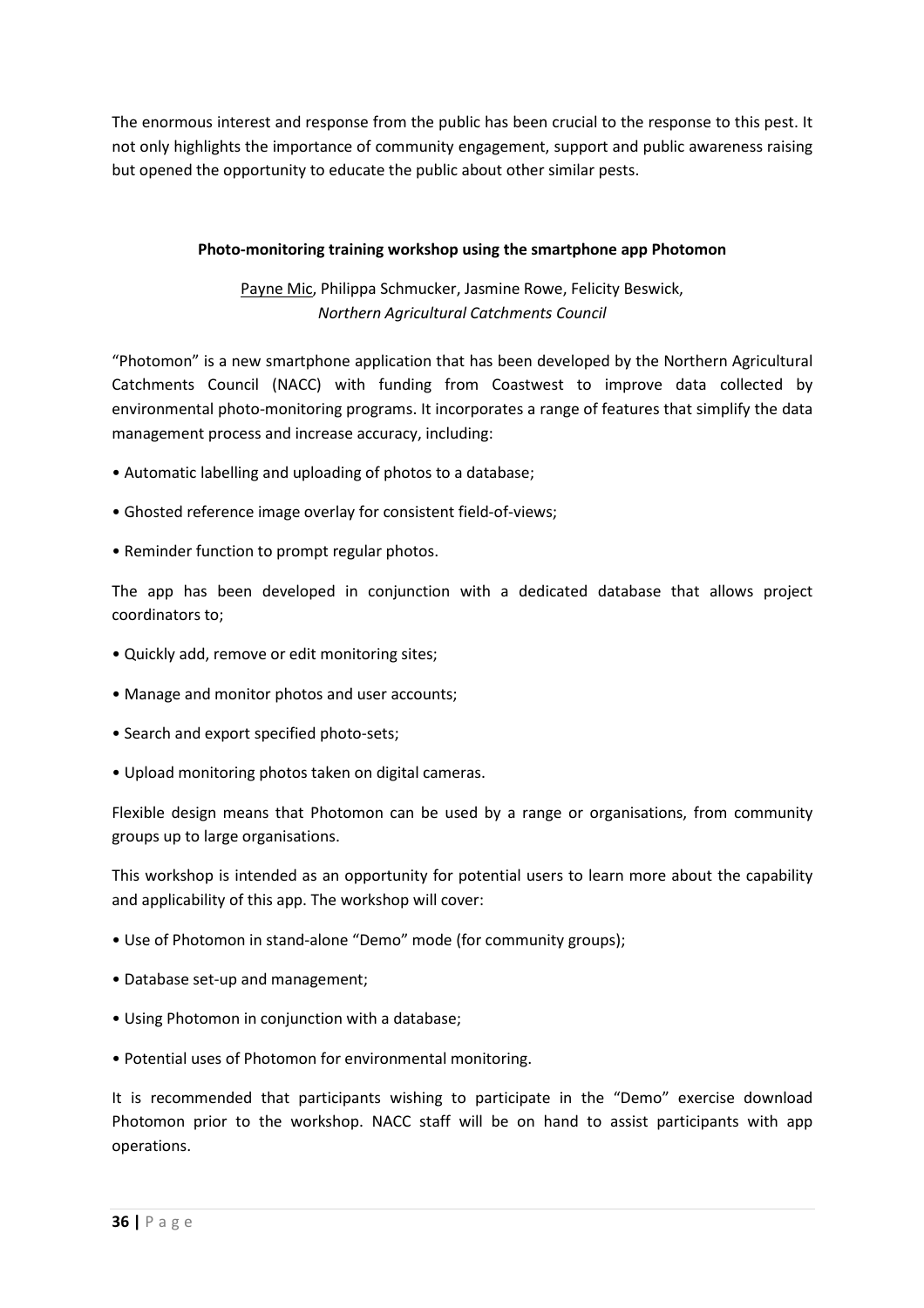The enormous interest and response from the public has been crucial to the response to this pest. It not only highlights the importance of community engagement, support and public awareness raising but opened the opportunity to educate the public about other similar pests.

### Photo-monitoring training workshop using the smartphone app Photomon

<u>Payne Mic</u>, Philippa Schmucker, Jasmine Rowe, Felicity Beswick,
*Northern Agricultural Catchments Council*

"Photomon" is a new smartphone application that has been developed by the Northern Agricultural Catchments Council (NACC) with funding from Coastwest to improve data collected by environmental photo-monitoring programs. It incorporates a range of features that simplify the data management process and increase accuracy, including:

- Automatic labelling and uploading of photos to a database;
- Ghosted reference image overlay for consistent field-of-views;
- Reminder function to prompt regular photos.

The app has been developed in conjunction with a dedicated database that allows project coordinators to;

- Quickly add, remove or edit monitoring sites;
- Manage and monitor photos and user accounts;
- Search and export specified photo-sets;
- Upload monitoring photos taken on digital cameras.

Flexible design means that Photomon can be used by a range or organisations, from community groups up to large organisations.

This workshop is intended as an opportunity for potential users to learn more about the capability and applicability of this app. The workshop will cover:

- Use of Photomon in stand-alone "Demo" mode (for community groups);
- Database set-up and management;
- Using Photomon in conjunction with a database;
- Potential uses of Photomon for environmental monitoring.

It is recommended that participants wishing to participate in the "Demo" exercise download Photomon prior to the workshop. NACC staff will be on hand to assist participants with app operations.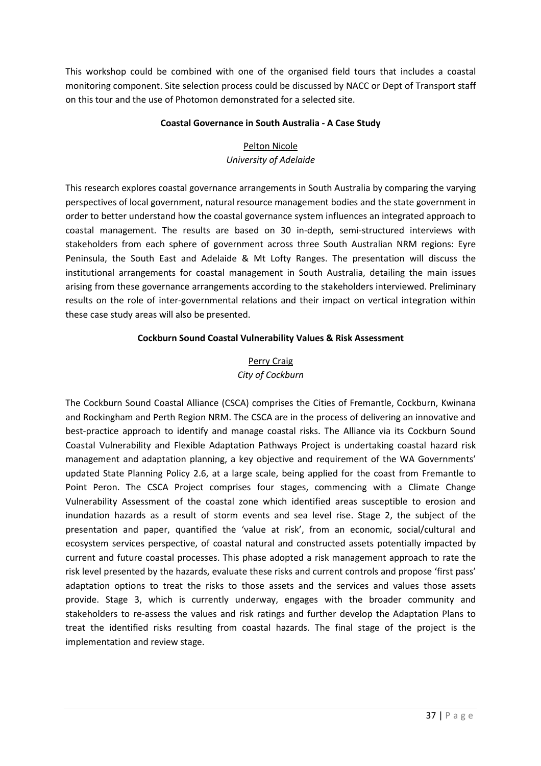This workshop could be combined with one of the organised field tours that includes a coastal monitoring component. Site selection process could be discussed by NACC or Dept of Transport staff on this tour and the use of Photomon demonstrated for a selected site.

### Coastal Governance in South Australia - A Case Study

<u>Pelton Nicole</u>
*University of Adelaide*

This research explores coastal governance arrangements in South Australia by comparing the varying perspectives of local government, natural resource management bodies and the state government in order to better understand how the coastal governance system influences an integrated approach to coastal management. The results are based on 30 in-depth, semi-structured interviews with stakeholders from each sphere of government across three South Australian NRM regions: Eyre Peninsula, the South East and Adelaide & Mt Lofty Ranges. The presentation will discuss the institutional arrangements for coastal management in South Australia, detailing the main issues arising from these governance arrangements according to the stakeholders interviewed. Preliminary results on the role of inter-governmental relations and their impact on vertical integration within these case study areas will also be presented.

### Cockburn Sound Coastal Vulnerability Values & Risk Assessment

<u>Perry Craig</u>
*City of Cockburn*

The Cockburn Sound Coastal Alliance (CSCA) comprises the Cities of Fremantle, Cockburn, Kwinana and Rockingham and Perth Region NRM. The CSCA are in the process of delivering an innovative and best-practice approach to identify and manage coastal risks. The Alliance via its Cockburn Sound Coastal Vulnerability and Flexible Adaptation Pathways Project is undertaking coastal hazard risk management and adaptation planning, a key objective and requirement of the WA Governments' updated State Planning Policy 2.6, at a large scale, being applied for the coast from Fremantle to Point Peron. The CSCA Project comprises four stages, commencing with a Climate Change Vulnerability Assessment of the coastal zone which identified areas susceptible to erosion and inundation hazards as a result of storm events and sea level rise. Stage 2, the subject of the presentation and paper, quantified the 'value at risk', from an economic, social/cultural and ecosystem services perspective, of coastal natural and constructed assets potentially impacted by current and future coastal processes. This phase adopted a risk management approach to rate the risk level presented by the hazards, evaluate these risks and current controls and propose 'first pass' adaptation options to treat the risks to those assets and the services and values those assets provide. Stage 3, which is currently underway, engages with the broader community and stakeholders to re-assess the values and risk ratings and further develop the Adaptation Plans to treat the identified risks resulting from coastal hazards. The final stage of the project is the implementation and review stage.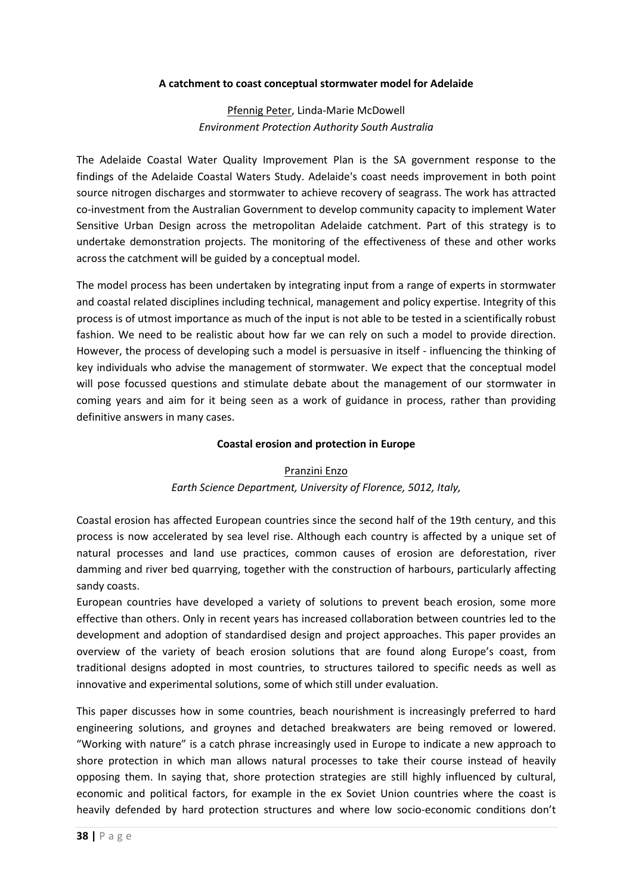**A catchment to coast conceptual stormwater model for Adelaide**

Pfennig Peter, Linda-Marie McDowell
*Environment Protection Authority South Australia*

The Adelaide Coastal Water Quality Improvement Plan is the SA government response to the findings of the Adelaide Coastal Waters Study. Adelaide's coast needs improvement in both point source nitrogen discharges and stormwater to achieve recovery of seagrass. The work has attracted co-investment from the Australian Government to develop community capacity to implement Water Sensitive Urban Design across the metropolitan Adelaide catchment. Part of this strategy is to undertake demonstration projects. The monitoring of the effectiveness of these and other works across the catchment will be guided by a conceptual model.

The model process has been undertaken by integrating input from a range of experts in stormwater and coastal related disciplines including technical, management and policy expertise. Integrity of this process is of utmost importance as much of the input is not able to be tested in a scientifically robust fashion. We need to be realistic about how far we can rely on such a model to provide direction. However, the process of developing such a model is persuasive in itself - influencing the thinking of key individuals who advise the management of stormwater. We expect that the conceptual model will pose focussed questions and stimulate debate about the management of our stormwater in coming years and aim for it being seen as a work of guidance in process, rather than providing definitive answers in many cases.

**Coastal erosion and protection in Europe**

Pranzini Enzo
*Earth Science Department, University of Florence, 5012, Italy,*

Coastal erosion has affected European countries since the second half of the 19th century, and this process is now accelerated by sea level rise. Although each country is affected by a unique set of natural processes and land use practices, common causes of erosion are deforestation, river damming and river bed quarrying, together with the construction of harbours, particularly affecting sandy coasts.

European countries have developed a variety of solutions to prevent beach erosion, some more effective than others. Only in recent years has increased collaboration between countries led to the development and adoption of standardised design and project approaches. This paper provides an overview of the variety of beach erosion solutions that are found along Europe's coast, from traditional designs adopted in most countries, to structures tailored to specific needs as well as innovative and experimental solutions, some of which still under evaluation.

This paper discusses how in some countries, beach nourishment is increasingly preferred to hard engineering solutions, and groynes and detached breakwaters are being removed or lowered. "Working with nature" is a catch phrase increasingly used in Europe to indicate a new approach to shore protection in which man allows natural processes to take their course instead of heavily opposing them. In saying that, shore protection strategies are still highly influenced by cultural, economic and political factors, for example in the ex Soviet Union countries where the coast is heavily defended by hard protection structures and where low socio-economic conditions don't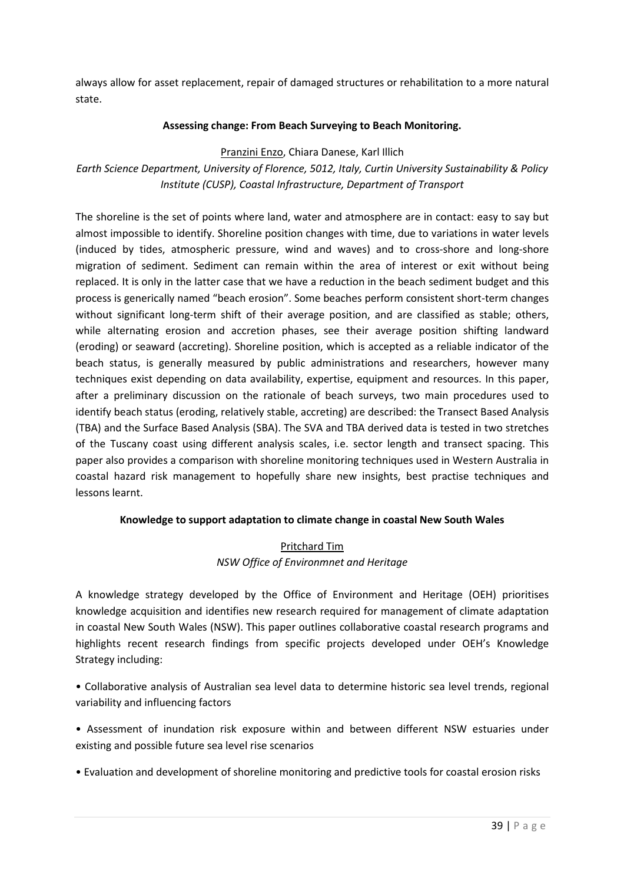always allow for asset replacement, repair of damaged structures or rehabilitation to a more natural state.

**Assessing change: From Beach Surveying to Beach Monitoring.**

Pranzini Enzo, Chiara Danese, Karl Illich

*Earth Science Department, University of Florence, 5012, Italy, Curtin University Sustainability & Policy Institute (CUSP), Coastal Infrastructure, Department of Transport*

The shoreline is the set of points where land, water and atmosphere are in contact: easy to say but almost impossible to identify. Shoreline position changes with time, due to variations in water levels (induced by tides, atmospheric pressure, wind and waves) and to cross-shore and long-shore migration of sediment. Sediment can remain within the area of interest or exit without being replaced. It is only in the latter case that we have a reduction in the beach sediment budget and this process is generically named "beach erosion". Some beaches perform consistent short-term changes without significant long-term shift of their average position, and are classified as stable; others, while alternating erosion and accretion phases, see their average position shifting landward (eroding) or seaward (accreting). Shoreline position, which is accepted as a reliable indicator of the beach status, is generally measured by public administrations and researchers, however many techniques exist depending on data availability, expertise, equipment and resources. In this paper, after a preliminary discussion on the rationale of beach surveys, two main procedures used to identify beach status (eroding, relatively stable, accreting) are described: the Transect Based Analysis (TBA) and the Surface Based Analysis (SBA). The SVA and TBA derived data is tested in two stretches of the Tuscany coast using different analysis scales, i.e. sector length and transect spacing. This paper also provides a comparison with shoreline monitoring techniques used in Western Australia in coastal hazard risk management to hopefully share new insights, best practise techniques and lessons learnt.

**Knowledge to support adaptation to climate change in coastal New South Wales**

Pritchard Tim

*NSW Office of Environmnet and Heritage*

A knowledge strategy developed by the Office of Environment and Heritage (OEH) prioritises knowledge acquisition and identifies new research required for management of climate adaptation in coastal New South Wales (NSW). This paper outlines collaborative coastal research programs and highlights recent research findings from specific projects developed under OEH's Knowledge Strategy including:

• Collaborative analysis of Australian sea level data to determine historic sea level trends, regional variability and influencing factors

• Assessment of inundation risk exposure within and between different NSW estuaries under existing and possible future sea level rise scenarios

• Evaluation and development of shoreline monitoring and predictive tools for coastal erosion risks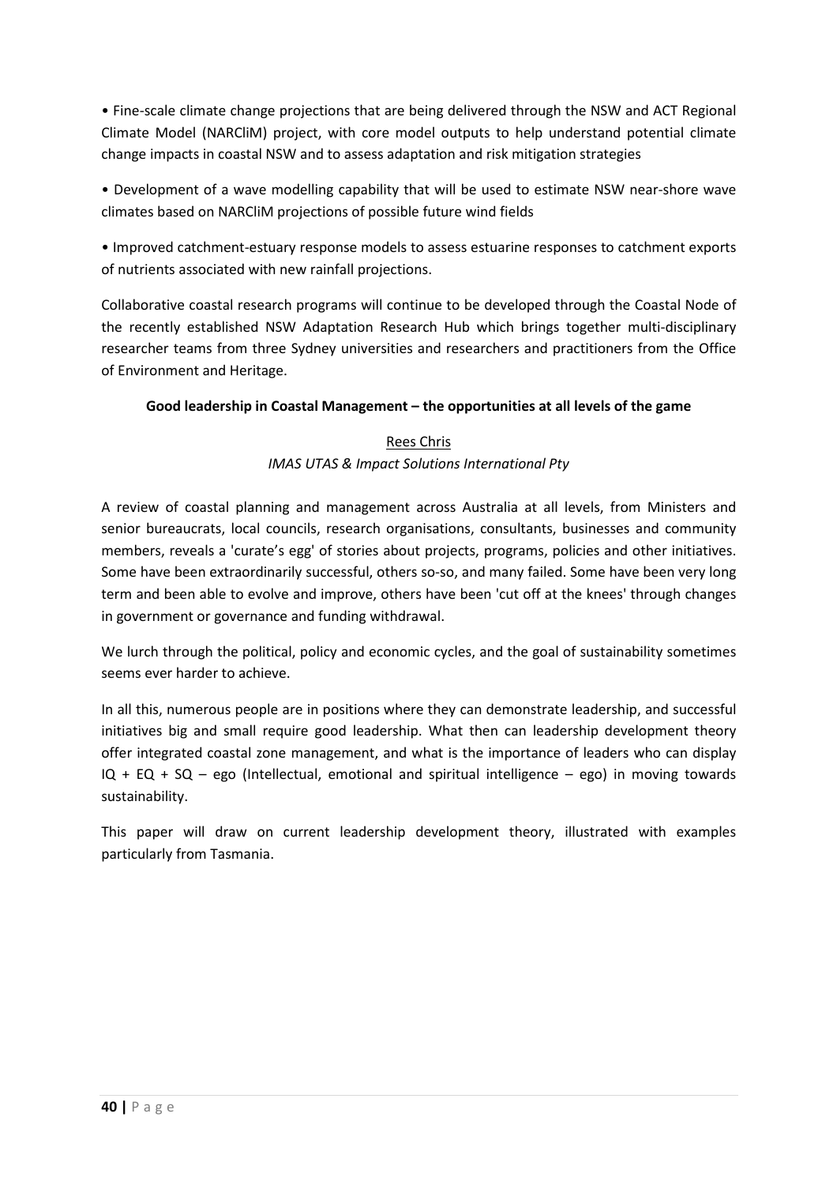• Fine-scale climate change projections that are being delivered through the NSW and ACT Regional Climate Model (NARCliM) project, with core model outputs to help understand potential climate change impacts in coastal NSW and to assess adaptation and risk mitigation strategies

• Development of a wave modelling capability that will be used to estimate NSW near-shore wave climates based on NARCliM projections of possible future wind fields

• Improved catchment-estuary response models to assess estuarine responses to catchment exports of nutrients associated with new rainfall projections.

Collaborative coastal research programs will continue to be developed through the Coastal Node of the recently established NSW Adaptation Research Hub which brings together multi-disciplinary researcher teams from three Sydney universities and researchers and practitioners from the Office of Environment and Heritage.

**Good leadership in Coastal Management – the opportunities at all levels of the game**

Rees Chris

*IMAS UTAS & Impact Solutions International Pty*

A review of coastal planning and management across Australia at all levels, from Ministers and senior bureaucrats, local councils, research organisations, consultants, businesses and community members, reveals a 'curate's egg' of stories about projects, programs, policies and other initiatives. Some have been extraordinarily successful, others so-so, and many failed. Some have been very long term and been able to evolve and improve, others have been 'cut off at the knees' through changes in government or governance and funding withdrawal.

We lurch through the political, policy and economic cycles, and the goal of sustainability sometimes seems ever harder to achieve.

In all this, numerous people are in positions where they can demonstrate leadership, and successful initiatives big and small require good leadership. What then can leadership development theory offer integrated coastal zone management, and what is the importance of leaders who can display IQ + EQ + SQ – ego (Intellectual, emotional and spiritual intelligence – ego) in moving towards sustainability.

This paper will draw on current leadership development theory, illustrated with examples particularly from Tasmania.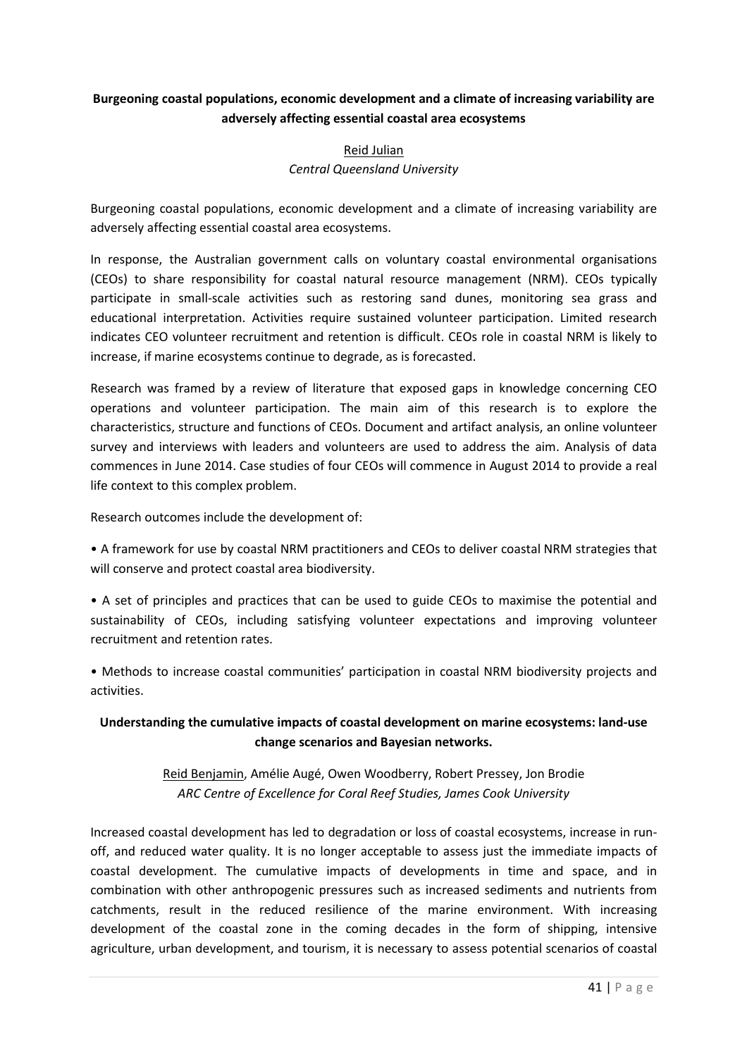**Burgeoning coastal populations, economic development and a climate of increasing variability are adversely affecting essential coastal area ecosystems**

Reid Julian
*Central Queensland University*

Burgeoning coastal populations, economic development and a climate of increasing variability are adversely affecting essential coastal area ecosystems.

In response, the Australian government calls on voluntary coastal environmental organisations (CEOs) to share responsibility for coastal natural resource management (NRM). CEOs typically participate in small-scale activities such as restoring sand dunes, monitoring sea grass and educational interpretation. Activities require sustained volunteer participation. Limited research indicates CEO volunteer recruitment and retention is difficult. CEOs role in coastal NRM is likely to increase, if marine ecosystems continue to degrade, as is forecasted.

Research was framed by a review of literature that exposed gaps in knowledge concerning CEO operations and volunteer participation. The main aim of this research is to explore the characteristics, structure and functions of CEOs. Document and artifact analysis, an online volunteer survey and interviews with leaders and volunteers are used to address the aim. Analysis of data commences in June 2014. Case studies of four CEOs will commence in August 2014 to provide a real life context to this complex problem.

Research outcomes include the development of:

• A framework for use by coastal NRM practitioners and CEOs to deliver coastal NRM strategies that will conserve and protect coastal area biodiversity.

• A set of principles and practices that can be used to guide CEOs to maximise the potential and sustainability of CEOs, including satisfying volunteer expectations and improving volunteer recruitment and retention rates.

• Methods to increase coastal communities' participation in coastal NRM biodiversity projects and activities.

**Understanding the cumulative impacts of coastal development on marine ecosystems: land-use change scenarios and Bayesian networks.**

Reid Benjamin, Amélie Augé, Owen Woodberry, Robert Pressey, Jon Brodie
*ARC Centre of Excellence for Coral Reef Studies, James Cook University*

Increased coastal development has led to degradation or loss of coastal ecosystems, increase in run-off, and reduced water quality. It is no longer acceptable to assess just the immediate impacts of coastal development. The cumulative impacts of developments in time and space, and in combination with other anthropogenic pressures such as increased sediments and nutrients from catchments, result in the reduced resilience of the marine environment. With increasing development of the coastal zone in the coming decades in the form of shipping, intensive agriculture, urban development, and tourism, it is necessary to assess potential scenarios of coastal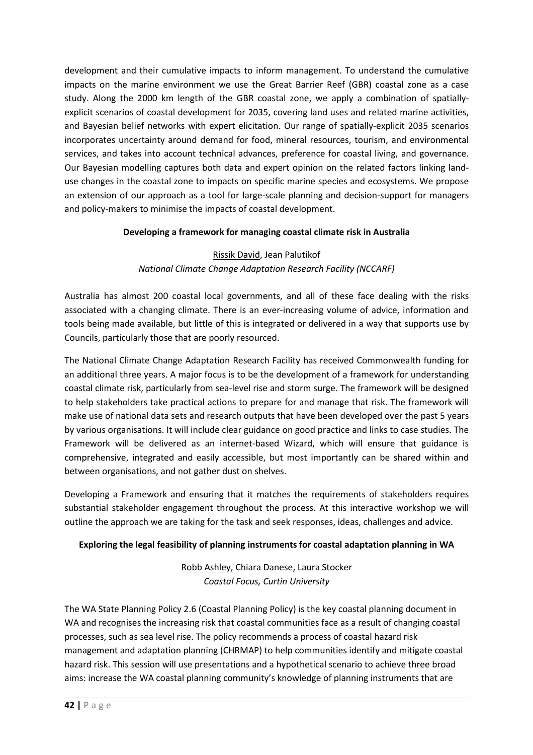development and their cumulative impacts to inform management. To understand the cumulative impacts on the marine environment we use the Great Barrier Reef (GBR) coastal zone as a case study. Along the 2000 km length of the GBR coastal zone, we apply a combination of spatially-explicit scenarios of coastal development for 2035, covering land uses and related marine activities, and Bayesian belief networks with expert elicitation. Our range of spatially-explicit 2035 scenarios incorporates uncertainty around demand for food, mineral resources, tourism, and environmental services, and takes into account technical advances, preference for coastal living, and governance. Our Bayesian modelling captures both data and expert opinion on the related factors linking land-use changes in the coastal zone to impacts on specific marine species and ecosystems. We propose an extension of our approach as a tool for large-scale planning and decision-support for managers and policy-makers to minimise the impacts of coastal development.

**Developing a framework for managing coastal climate risk in Australia**

Rissik David, Jean Palutikof
*National Climate Change Adaptation Research Facility (NCCARF)*

Australia has almost 200 coastal local governments, and all of these face dealing with the risks associated with a changing climate. There is an ever-increasing volume of advice, information and tools being made available, but little of this is integrated or delivered in a way that supports use by Councils, particularly those that are poorly resourced.

The National Climate Change Adaptation Research Facility has received Commonwealth funding for an additional three years. A major focus is to be the development of a framework for understanding coastal climate risk, particularly from sea-level rise and storm surge. The framework will be designed to help stakeholders take practical actions to prepare for and manage that risk. The framework will make use of national data sets and research outputs that have been developed over the past 5 years by various organisations. It will include clear guidance on good practice and links to case studies. The Framework will be delivered as an internet-based Wizard, which will ensure that guidance is comprehensive, integrated and easily accessible, but most importantly can be shared within and between organisations, and not gather dust on shelves.

Developing a Framework and ensuring that it matches the requirements of stakeholders requires substantial stakeholder engagement throughout the process. At this interactive workshop we will outline the approach we are taking for the task and seek responses, ideas, challenges and advice.

**Exploring the legal feasibility of planning instruments for coastal adaptation planning in WA**

Robb Ashley, Chiara Danese, Laura Stocker
*Coastal Focus, Curtin University*

The WA State Planning Policy 2.6 (Coastal Planning Policy) is the key coastal planning document in WA and recognises the increasing risk that coastal communities face as a result of changing coastal processes, such as sea level rise. The policy recommends a process of coastal hazard risk management and adaptation planning (CHRMAP) to help communities identify and mitigate coastal hazard risk. This session will use presentations and a hypothetical scenario to achieve three broad aims: increase the WA coastal planning community's knowledge of planning instruments that are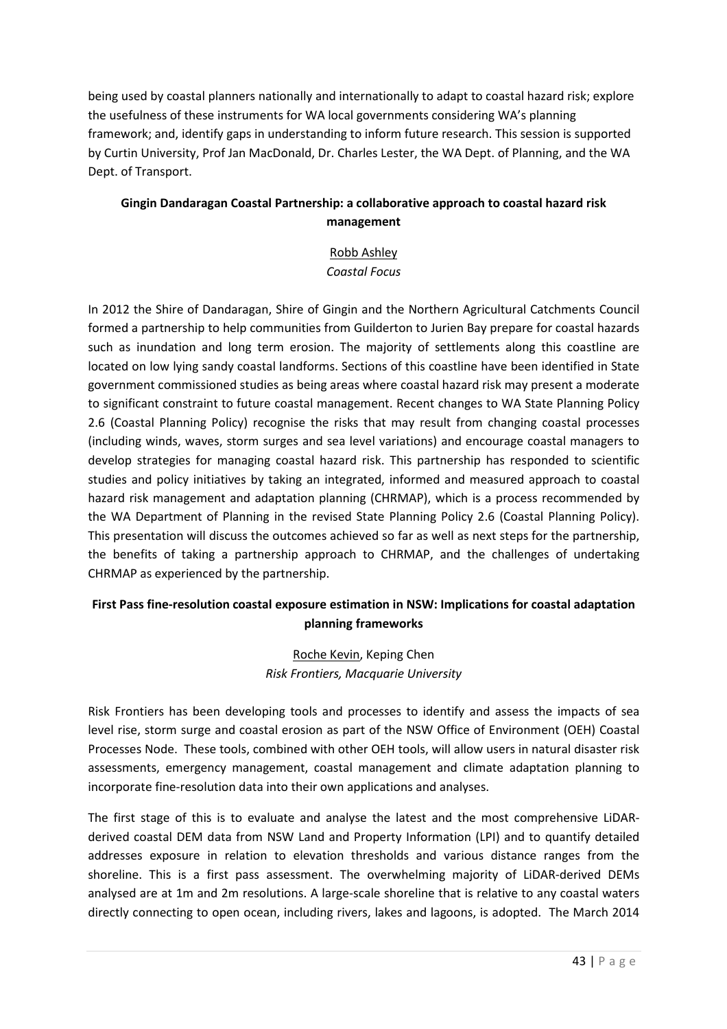being used by coastal planners nationally and internationally to adapt to coastal hazard risk; explore the usefulness of these instruments for WA local governments considering WA's planning framework; and, identify gaps in understanding to inform future research. This session is supported by Curtin University, Prof Jan MacDonald, Dr. Charles Lester, the WA Dept. of Planning, and the WA Dept. of Transport.

### Gingin Dandaragan Coastal Partnership: a collaborative approach to coastal hazard risk management

Robb Ashley
*Coastal Focus*

In 2012 the Shire of Dandaragan, Shire of Gingin and the Northern Agricultural Catchments Council formed a partnership to help communities from Guilderton to Jurien Bay prepare for coastal hazards such as inundation and long term erosion. The majority of settlements along this coastline are located on low lying sandy coastal landforms. Sections of this coastline have been identified in State government commissioned studies as being areas where coastal hazard risk may present a moderate to significant constraint to future coastal management. Recent changes to WA State Planning Policy 2.6 (Coastal Planning Policy) recognise the risks that may result from changing coastal processes (including winds, waves, storm surges and sea level variations) and encourage coastal managers to develop strategies for managing coastal hazard risk. This partnership has responded to scientific studies and policy initiatives by taking an integrated, informed and measured approach to coastal hazard risk management and adaptation planning (CHRMAP), which is a process recommended by the WA Department of Planning in the revised State Planning Policy 2.6 (Coastal Planning Policy). This presentation will discuss the outcomes achieved so far as well as next steps for the partnership, the benefits of taking a partnership approach to CHRMAP, and the challenges of undertaking CHRMAP as experienced by the partnership.

### First Pass fine-resolution coastal exposure estimation in NSW: Implications for coastal adaptation planning frameworks

Roche Kevin, Keping Chen
*Risk Frontiers, Macquarie University*

Risk Frontiers has been developing tools and processes to identify and assess the impacts of sea level rise, storm surge and coastal erosion as part of the NSW Office of Environment (OEH) Coastal Processes Node. These tools, combined with other OEH tools, will allow users in natural disaster risk assessments, emergency management, coastal management and climate adaptation planning to incorporate fine-resolution data into their own applications and analyses.

The first stage of this is to evaluate and analyse the latest and the most comprehensive LiDAR-derived coastal DEM data from NSW Land and Property Information (LPI) and to quantify detailed addresses exposure in relation to elevation thresholds and various distance ranges from the shoreline. This is a first pass assessment. The overwhelming majority of LiDAR-derived DEMs analysed are at 1m and 2m resolutions. A large-scale shoreline that is relative to any coastal waters directly connecting to open ocean, including rivers, lakes and lagoons, is adopted. The March 2014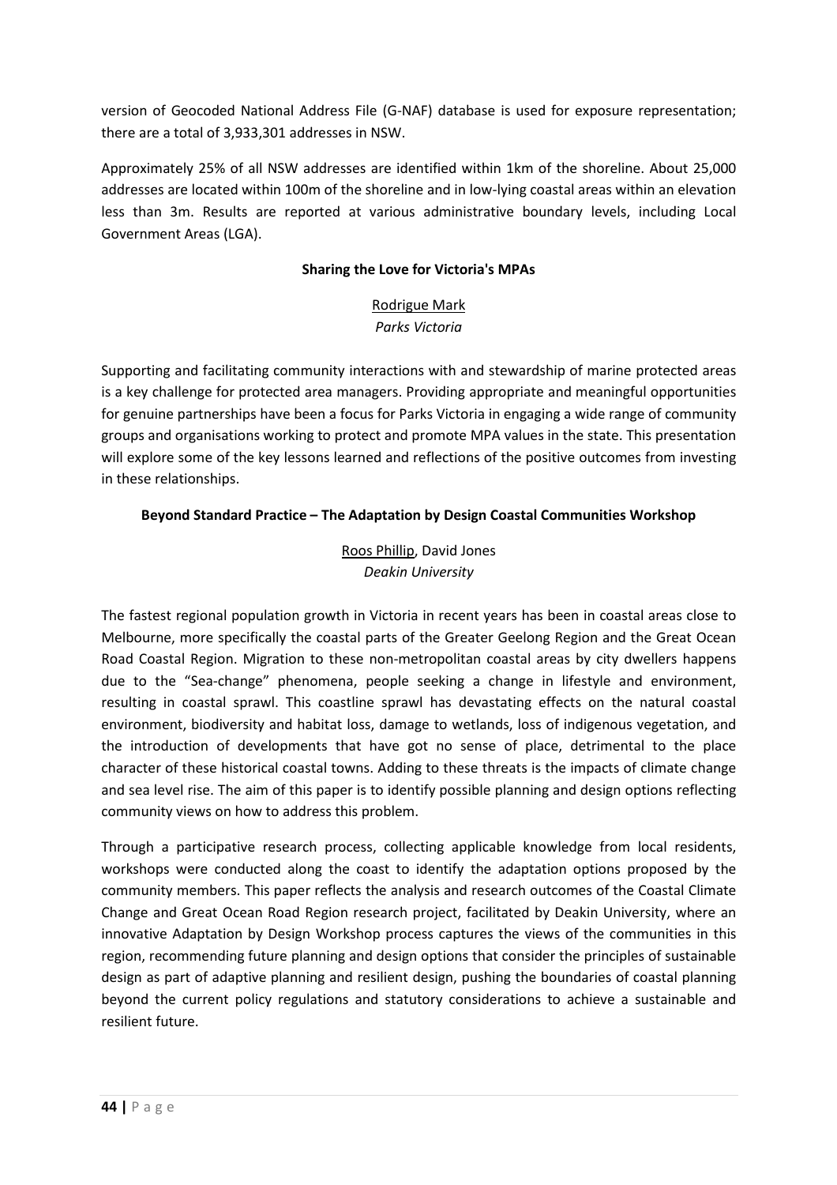version of Geocoded National Address File (G-NAF) database is used for exposure representation; there are a total of 3,933,301 addresses in NSW.

Approximately 25% of all NSW addresses are identified within 1km of the shoreline. About 25,000 addresses are located within 100m of the shoreline and in low-lying coastal areas within an elevation less than 3m. Results are reported at various administrative boundary levels, including Local Government Areas (LGA).

### Sharing the Love for Victoria's MPAs

<u>Rodrigue Mark</u>
*Parks Victoria*

Supporting and facilitating community interactions with and stewardship of marine protected areas is a key challenge for protected area managers. Providing appropriate and meaningful opportunities for genuine partnerships have been a focus for Parks Victoria in engaging a wide range of community groups and organisations working to protect and promote MPA values in the state. This presentation will explore some of the key lessons learned and reflections of the positive outcomes from investing in these relationships.

### Beyond Standard Practice – The Adaptation by Design Coastal Communities Workshop

<u>Roos Phillip</u>, David Jones
*Deakin University*

The fastest regional population growth in Victoria in recent years has been in coastal areas close to Melbourne, more specifically the coastal parts of the Greater Geelong Region and the Great Ocean Road Coastal Region. Migration to these non-metropolitan coastal areas by city dwellers happens due to the "Sea-change" phenomena, people seeking a change in lifestyle and environment, resulting in coastal sprawl. This coastline sprawl has devastating effects on the natural coastal environment, biodiversity and habitat loss, damage to wetlands, loss of indigenous vegetation, and the introduction of developments that have got no sense of place, detrimental to the place character of these historical coastal towns. Adding to these threats is the impacts of climate change and sea level rise. The aim of this paper is to identify possible planning and design options reflecting community views on how to address this problem.

Through a participative research process, collecting applicable knowledge from local residents, workshops were conducted along the coast to identify the adaptation options proposed by the community members. This paper reflects the analysis and research outcomes of the Coastal Climate Change and Great Ocean Road Region research project, facilitated by Deakin University, where an innovative Adaptation by Design Workshop process captures the views of the communities in this region, recommending future planning and design options that consider the principles of sustainable design as part of adaptive planning and resilient design, pushing the boundaries of coastal planning beyond the current policy regulations and statutory considerations to achieve a sustainable and resilient future.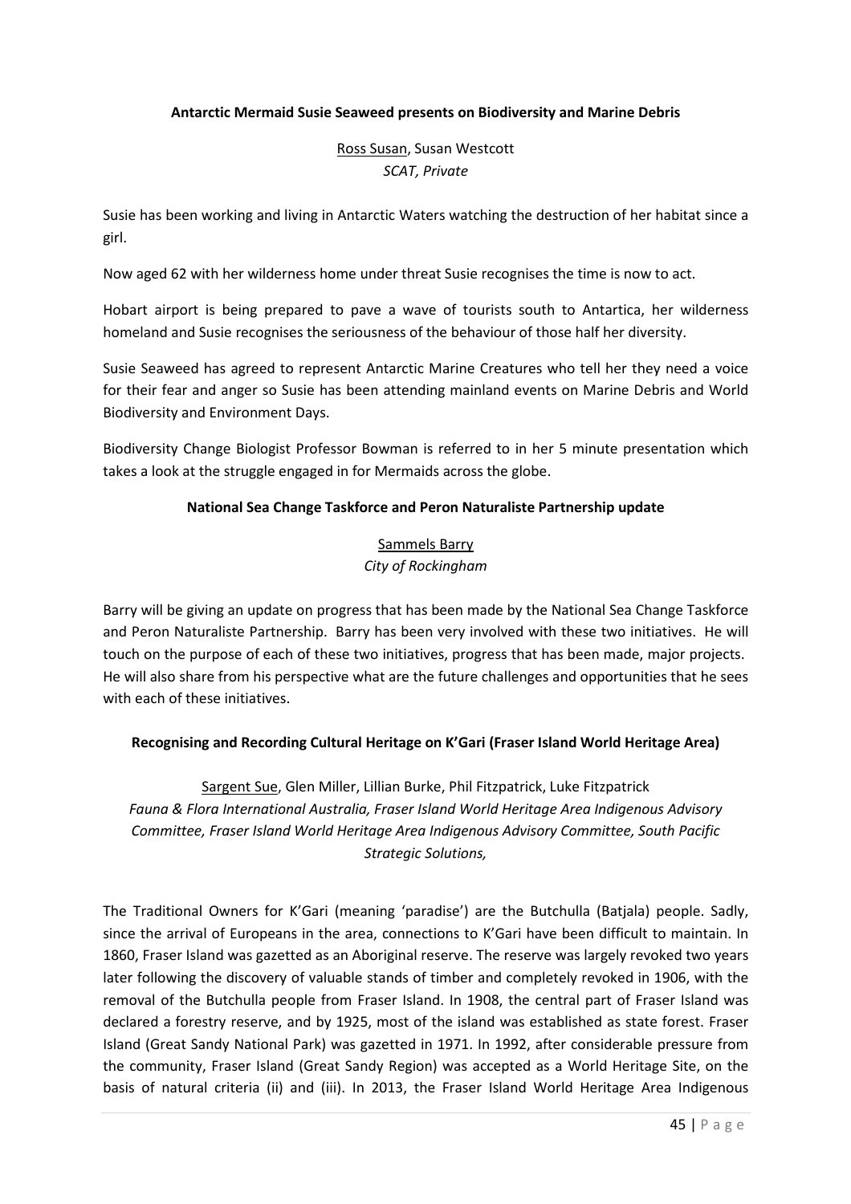**Antarctic Mermaid Susie Seaweed presents on Biodiversity and Marine Debris**

Ross Susan, Susan Westcott
*SCAT, Private*

Susie has been working and living in Antarctic Waters watching the destruction of her habitat since a girl.

Now aged 62 with her wilderness home under threat Susie recognises the time is now to act.

Hobart airport is being prepared to pave a wave of tourists south to Antartica, her wilderness homeland and Susie recognises the seriousness of the behaviour of those half her diversity.

Susie Seaweed has agreed to represent Antarctic Marine Creatures who tell her they need a voice for their fear and anger so Susie has been attending mainland events on Marine Debris and World Biodiversity and Environment Days.

Biodiversity Change Biologist Professor Bowman is referred to in her 5 minute presentation which takes a look at the struggle engaged in for Mermaids across the globe.

**National Sea Change Taskforce and Peron Naturaliste Partnership update**

Sammels Barry
*City of Rockingham*

Barry will be giving an update on progress that has been made by the National Sea Change Taskforce and Peron Naturaliste Partnership. Barry has been very involved with these two initiatives. He will touch on the purpose of each of these two initiatives, progress that has been made, major projects. He will also share from his perspective what are the future challenges and opportunities that he sees with each of these initiatives.

**Recognising and Recording Cultural Heritage on K'Gari (Fraser Island World Heritage Area)**

Sargent Sue, Glen Miller, Lillian Burke, Phil Fitzpatrick, Luke Fitzpatrick
*Fauna & Flora International Australia, Fraser Island World Heritage Area Indigenous Advisory Committee, Fraser Island World Heritage Area Indigenous Advisory Committee, South Pacific Strategic Solutions,*

The Traditional Owners for K'Gari (meaning 'paradise') are the Butchulla (Batjala) people. Sadly, since the arrival of Europeans in the area, connections to K'Gari have been difficult to maintain. In 1860, Fraser Island was gazetted as an Aboriginal reserve. The reserve was largely revoked two years later following the discovery of valuable stands of timber and completely revoked in 1906, with the removal of the Butchulla people from Fraser Island. In 1908, the central part of Fraser Island was declared a forestry reserve, and by 1925, most of the island was established as state forest. Fraser Island (Great Sandy National Park) was gazetted in 1971. In 1992, after considerable pressure from the community, Fraser Island (Great Sandy Region) was accepted as a World Heritage Site, on the basis of natural criteria (ii) and (iii). In 2013, the Fraser Island World Heritage Area Indigenous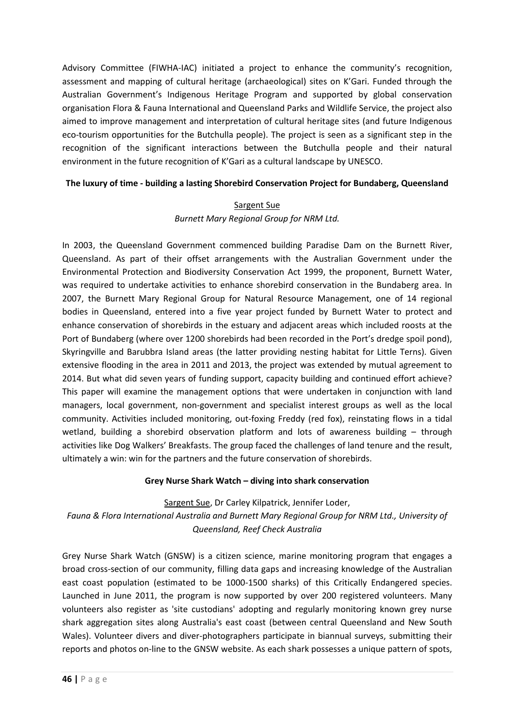Advisory Committee (FIWHA-IAC) initiated a project to enhance the community's recognition, assessment and mapping of cultural heritage (archaeological) sites on K'Gari. Funded through the Australian Government's Indigenous Heritage Program and supported by global conservation organisation Flora & Fauna International and Queensland Parks and Wildlife Service, the project also aimed to improve management and interpretation of cultural heritage sites (and future Indigenous eco-tourism opportunities for the Butchulla people). The project is seen as a significant step in the recognition of the significant interactions between the Butchulla people and their natural environment in the future recognition of K'Gari as a cultural landscape by UNESCO.

**The luxury of time - building a lasting Shorebird Conservation Project for Bundaberg, Queensland**

<u>Sargent Sue</u>
*Burnett Mary Regional Group for NRM Ltd.*

In 2003, the Queensland Government commenced building Paradise Dam on the Burnett River, Queensland. As part of their offset arrangements with the Australian Government under the Environmental Protection and Biodiversity Conservation Act 1999, the proponent, Burnett Water, was required to undertake activities to enhance shorebird conservation in the Bundaberg area. In 2007, the Burnett Mary Regional Group for Natural Resource Management, one of 14 regional bodies in Queensland, entered into a five year project funded by Burnett Water to protect and enhance conservation of shorebirds in the estuary and adjacent areas which included roosts at the Port of Bundaberg (where over 1200 shorebirds had been recorded in the Port's dredge spoil pond), Skyringville and Barubbra Island areas (the latter providing nesting habitat for Little Terns). Given extensive flooding in the area in 2011 and 2013, the project was extended by mutual agreement to 2014. But what did seven years of funding support, capacity building and continued effort achieve? This paper will examine the management options that were undertaken in conjunction with land managers, local government, non-government and specialist interest groups as well as the local community. Activities included monitoring, out-foxing Freddy (red fox), reinstating flows in a tidal wetland, building a shorebird observation platform and lots of awareness building – through activities like Dog Walkers' Breakfasts. The group faced the challenges of land tenure and the result, ultimately a win: win for the partners and the future conservation of shorebirds.

**Grey Nurse Shark Watch – diving into shark conservation**

<u>Sargent Sue</u>, Dr Carley Kilpatrick, Jennifer Loder,
*Fauna & Flora International Australia and Burnett Mary Regional Group for NRM Ltd., University of Queensland, Reef Check Australia*

Grey Nurse Shark Watch (GNSW) is a citizen science, marine monitoring program that engages a broad cross-section of our community, filling data gaps and increasing knowledge of the Australian east coast population (estimated to be 1000-1500 sharks) of this Critically Endangered species. Launched in June 2011, the program is now supported by over 200 registered volunteers. Many volunteers also register as 'site custodians' adopting and regularly monitoring known grey nurse shark aggregation sites along Australia's east coast (between central Queensland and New South Wales). Volunteer divers and diver-photographers participate in biannual surveys, submitting their reports and photos on-line to the GNSW website. As each shark possesses a unique pattern of spots,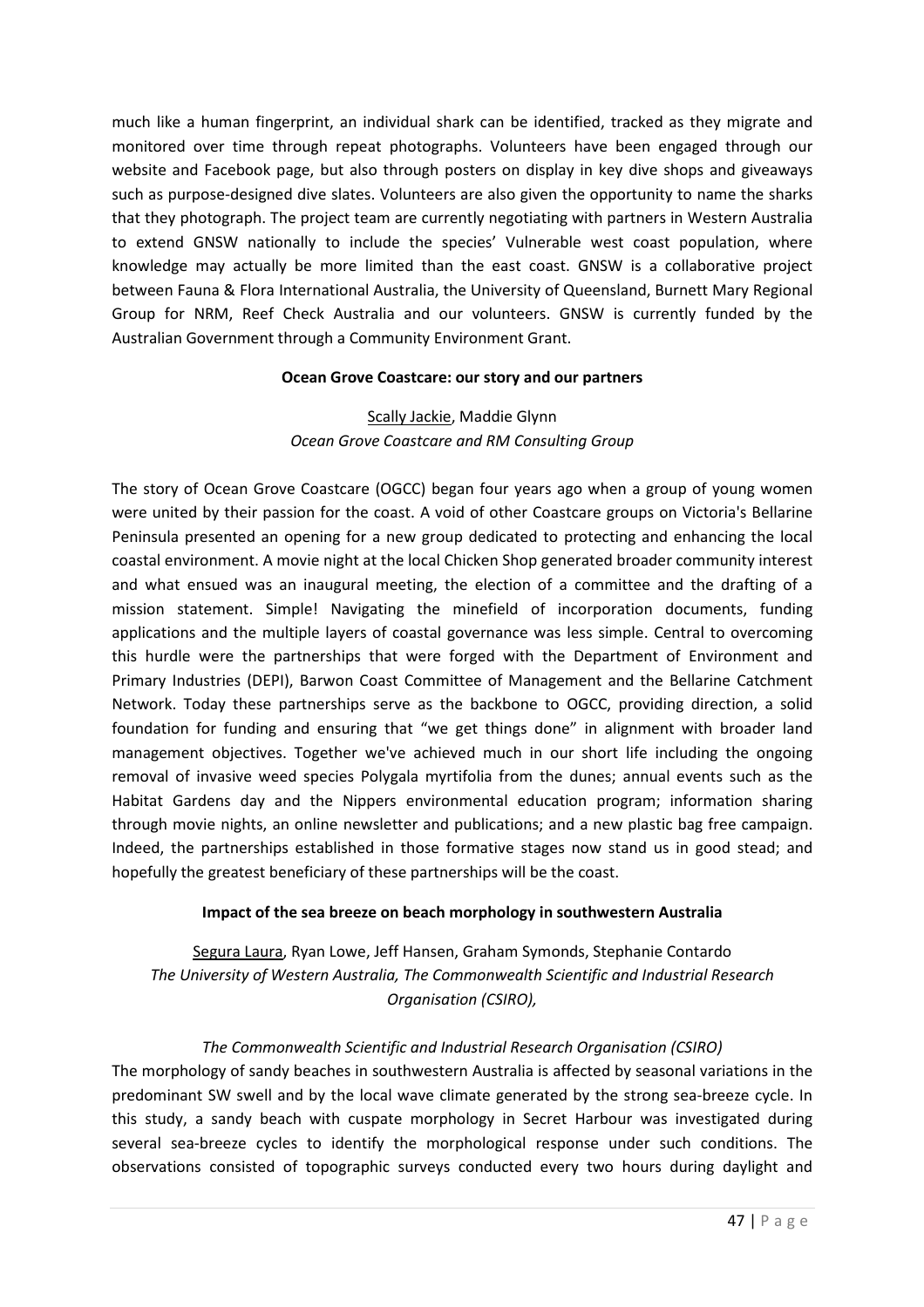much like a human fingerprint, an individual shark can be identified, tracked as they migrate and monitored over time through repeat photographs. Volunteers have been engaged through our website and Facebook page, but also through posters on display in key dive shops and giveaways such as purpose-designed dive slates. Volunteers are also given the opportunity to name the sharks that they photograph. The project team are currently negotiating with partners in Western Australia to extend GNSW nationally to include the species' Vulnerable west coast population, where knowledge may actually be more limited than the east coast. GNSW is a collaborative project between Fauna & Flora International Australia, the University of Queensland, Burnett Mary Regional Group for NRM, Reef Check Australia and our volunteers. GNSW is currently funded by the Australian Government through a Community Environment Grant.

**Ocean Grove Coastcare: our story and our partners**

Scally Jackie, Maddie Glynn
*Ocean Grove Coastcare and RM Consulting Group*

The story of Ocean Grove Coastcare (OGCC) began four years ago when a group of young women were united by their passion for the coast. A void of other Coastcare groups on Victoria's Bellarine Peninsula presented an opening for a new group dedicated to protecting and enhancing the local coastal environment. A movie night at the local Chicken Shop generated broader community interest and what ensued was an inaugural meeting, the election of a committee and the drafting of a mission statement. Simple! Navigating the minefield of incorporation documents, funding applications and the multiple layers of coastal governance was less simple. Central to overcoming this hurdle were the partnerships that were forged with the Department of Environment and Primary Industries (DEPI), Barwon Coast Committee of Management and the Bellarine Catchment Network. Today these partnerships serve as the backbone to OGCC, providing direction, a solid foundation for funding and ensuring that "we get things done" in alignment with broader land management objectives. Together we've achieved much in our short life including the ongoing removal of invasive weed species Polygala myrtifolia from the dunes; annual events such as the Habitat Gardens day and the Nippers environmental education program; information sharing through movie nights, an online newsletter and publications; and a new plastic bag free campaign. Indeed, the partnerships established in those formative stages now stand us in good stead; and hopefully the greatest beneficiary of these partnerships will be the coast.

**Impact of the sea breeze on beach morphology in southwestern Australia**

Segura Laura, Ryan Lowe, Jeff Hansen, Graham Symonds, Stephanie Contardo
*The University of Western Australia, The Commonwealth Scientific and Industrial Research Organisation (CSIRO),*

*The Commonwealth Scientific and Industrial Research Organisation (CSIRO)*

The morphology of sandy beaches in southwestern Australia is affected by seasonal variations in the predominant SW swell and by the local wave climate generated by the strong sea-breeze cycle. In this study, a sandy beach with cuspate morphology in Secret Harbour was investigated during several sea-breeze cycles to identify the morphological response under such conditions. The observations consisted of topographic surveys conducted every two hours during daylight and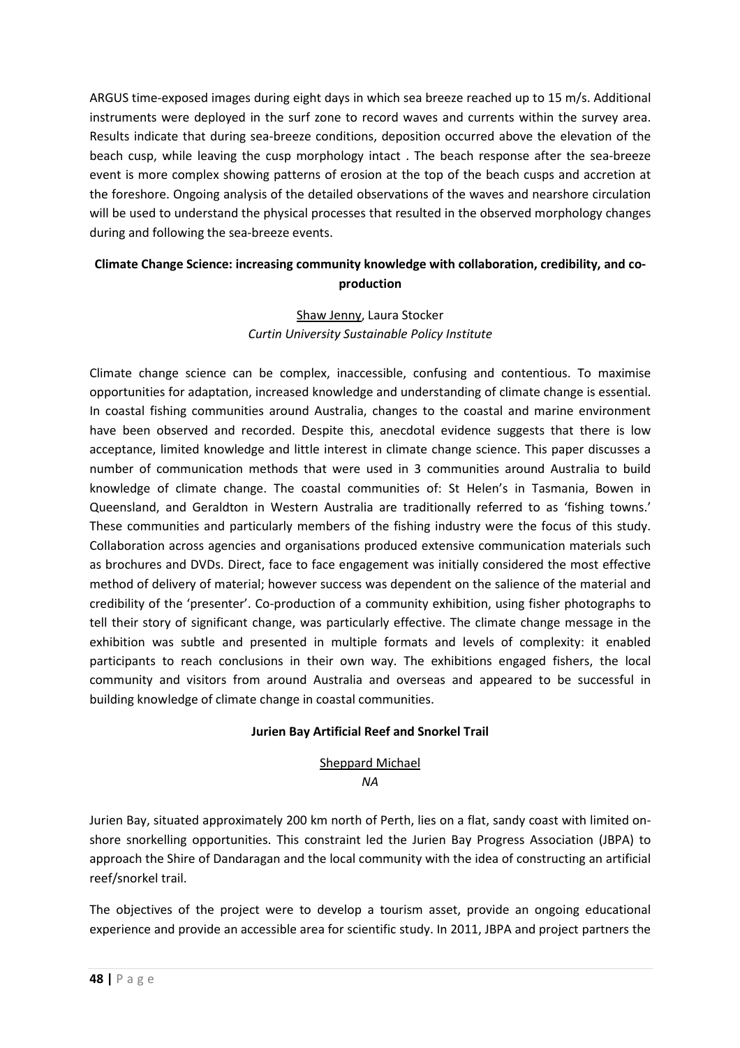ARGUS time-exposed images during eight days in which sea breeze reached up to 15 m/s. Additional instruments were deployed in the surf zone to record waves and currents within the survey area. Results indicate that during sea-breeze conditions, deposition occurred above the elevation of the beach cusp, while leaving the cusp morphology intact . The beach response after the sea-breeze event is more complex showing patterns of erosion at the top of the beach cusps and accretion at the foreshore. Ongoing analysis of the detailed observations of the waves and nearshore circulation will be used to understand the physical processes that resulted in the observed morphology changes during and following the sea-breeze events.

### Climate Change Science: increasing community knowledge with collaboration, credibility, and co-production

<u>Shaw Jenny</u>, Laura Stocker
*Curtin University Sustainable Policy Institute*

Climate change science can be complex, inaccessible, confusing and contentious. To maximise opportunities for adaptation, increased knowledge and understanding of climate change is essential. In coastal fishing communities around Australia, changes to the coastal and marine environment have been observed and recorded. Despite this, anecdotal evidence suggests that there is low acceptance, limited knowledge and little interest in climate change science. This paper discusses a number of communication methods that were used in 3 communities around Australia to build knowledge of climate change. The coastal communities of: St Helen's in Tasmania, Bowen in Queensland, and Geraldton in Western Australia are traditionally referred to as 'fishing towns.' These communities and particularly members of the fishing industry were the focus of this study. Collaboration across agencies and organisations produced extensive communication materials such as brochures and DVDs. Direct, face to face engagement was initially considered the most effective method of delivery of material; however success was dependent on the salience of the material and credibility of the 'presenter'. Co-production of a community exhibition, using fisher photographs to tell their story of significant change, was particularly effective. The climate change message in the exhibition was subtle and presented in multiple formats and levels of complexity: it enabled participants to reach conclusions in their own way. The exhibitions engaged fishers, the local community and visitors from around Australia and overseas and appeared to be successful in building knowledge of climate change in coastal communities.

### Jurien Bay Artificial Reef and Snorkel Trail

<u>Sheppard Michael</u>
*NA*

Jurien Bay, situated approximately 200 km north of Perth, lies on a flat, sandy coast with limited on-shore snorkelling opportunities. This constraint led the Jurien Bay Progress Association (JBPA) to approach the Shire of Dandaragan and the local community with the idea of constructing an artificial reef/snorkel trail.

The objectives of the project were to develop a tourism asset, provide an ongoing educational experience and provide an accessible area for scientific study. In 2011, JBPA and project partners the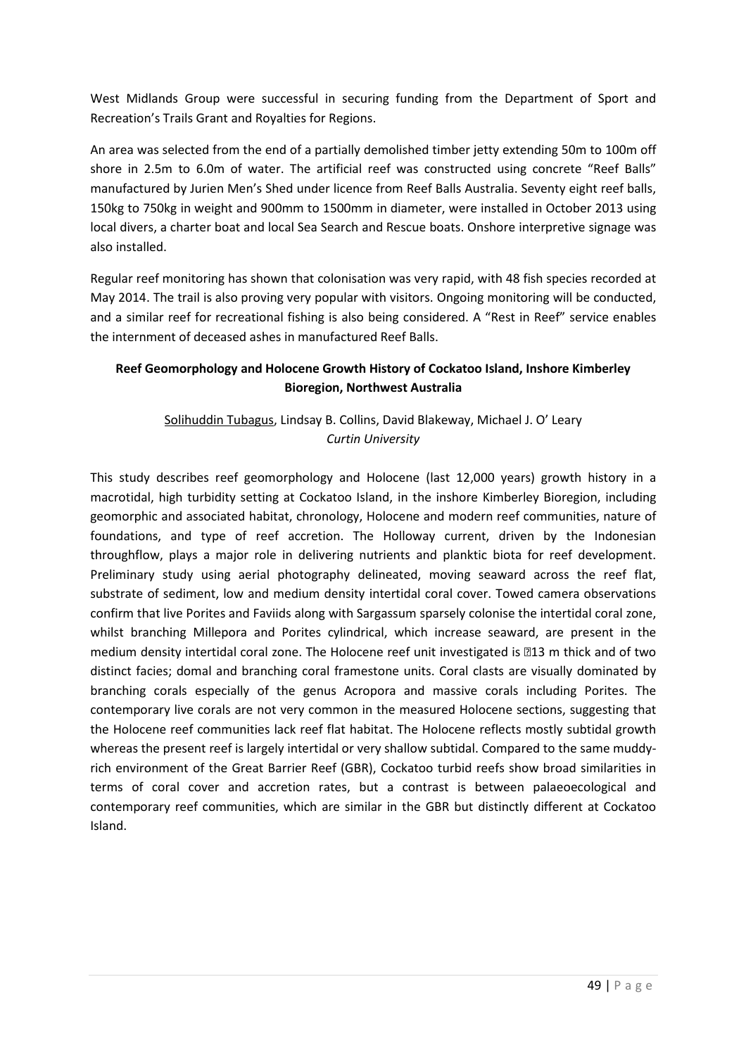West Midlands Group were successful in securing funding from the Department of Sport and Recreation's Trails Grant and Royalties for Regions.

An area was selected from the end of a partially demolished timber jetty extending 50m to 100m off shore in 2.5m to 6.0m of water. The artificial reef was constructed using concrete "Reef Balls" manufactured by Jurien Men's Shed under licence from Reef Balls Australia. Seventy eight reef balls, 150kg to 750kg in weight and 900mm to 1500mm in diameter, were installed in October 2013 using local divers, a charter boat and local Sea Search and Rescue boats. Onshore interpretive signage was also installed.

Regular reef monitoring has shown that colonisation was very rapid, with 48 fish species recorded at May 2014. The trail is also proving very popular with visitors. Ongoing monitoring will be conducted, and a similar reef for recreational fishing is also being considered. A "Rest in Reef" service enables the internment of deceased ashes in manufactured Reef Balls.

**Reef Geomorphology and Holocene Growth History of Cockatoo Island, Inshore Kimberley Bioregion, Northwest Australia**

Solihuddin Tubagus, Lindsay B. Collins, David Blakeway, Michael J. O' Leary
*Curtin University*

This study describes reef geomorphology and Holocene (last 12,000 years) growth history in a macrotidal, high turbidity setting at Cockatoo Island, in the inshore Kimberley Bioregion, including geomorphic and associated habitat, chronology, Holocene and modern reef communities, nature of foundations, and type of reef accretion. The Holloway current, driven by the Indonesian throughflow, plays a major role in delivering nutrients and planktic biota for reef development. Preliminary study using aerial photography delineated, moving seaward across the reef flat, substrate of sediment, low and medium density intertidal coral cover. Towed camera observations confirm that live Porites and Faviids along with Sargassum sparsely colonise the intertidal coral zone, whilst branching Millepora and Porites cylindrical, which increase seaward, are present in the medium density intertidal coral zone. The Holocene reef unit investigated is �13 m thick and of two distinct facies; domal and branching coral framestone units. Coral clasts are visually dominated by branching corals especially of the genus Acropora and massive corals including Porites. The contemporary live corals are not very common in the measured Holocene sections, suggesting that the Holocene reef communities lack reef flat habitat. The Holocene reflects mostly subtidal growth whereas the present reef is largely intertidal or very shallow subtidal. Compared to the same muddy-rich environment of the Great Barrier Reef (GBR), Cockatoo turbid reefs show broad similarities in terms of coral cover and accretion rates, but a contrast is between palaeoecological and contemporary reef communities, which are similar in the GBR but distinctly different at Cockatoo Island.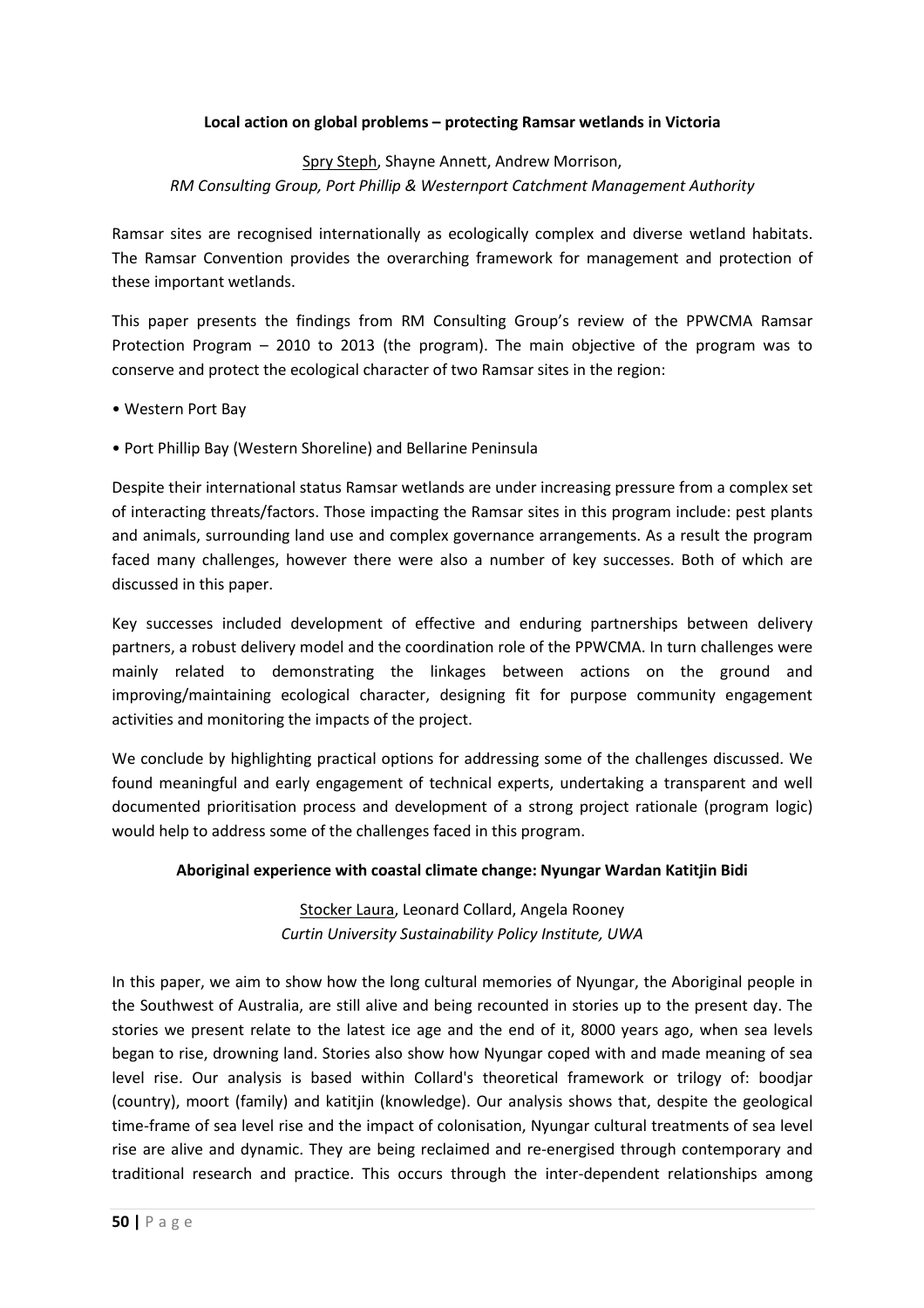**Local action on global problems – protecting Ramsar wetlands in Victoria**

Spry Steph, Shayne Annett, Andrew Morrison,
*RM Consulting Group, Port Phillip & Westernport Catchment Management Authority*

Ramsar sites are recognised internationally as ecologically complex and diverse wetland habitats. The Ramsar Convention provides the overarching framework for management and protection of these important wetlands.

This paper presents the findings from RM Consulting Group's review of the PPWCMA Ramsar Protection Program – 2010 to 2013 (the program). The main objective of the program was to conserve and protect the ecological character of two Ramsar sites in the region:

- Western Port Bay
- Port Phillip Bay (Western Shoreline) and Bellarine Peninsula

Despite their international status Ramsar wetlands are under increasing pressure from a complex set of interacting threats/factors. Those impacting the Ramsar sites in this program include: pest plants and animals, surrounding land use and complex governance arrangements. As a result the program faced many challenges, however there were also a number of key successes. Both of which are discussed in this paper.

Key successes included development of effective and enduring partnerships between delivery partners, a robust delivery model and the coordination role of the PPWCMA. In turn challenges were mainly related to demonstrating the linkages between actions on the ground and improving/maintaining ecological character, designing fit for purpose community engagement activities and monitoring the impacts of the project.

We conclude by highlighting practical options for addressing some of the challenges discussed. We found meaningful and early engagement of technical experts, undertaking a transparent and well documented prioritisation process and development of a strong project rationale (program logic) would help to address some of the challenges faced in this program.

**Aboriginal experience with coastal climate change: Nyungar Wardan Katitjin Bidi**

Stocker Laura, Leonard Collard, Angela Rooney
*Curtin University Sustainability Policy Institute, UWA*

In this paper, we aim to show how the long cultural memories of Nyungar, the Aboriginal people in the Southwest of Australia, are still alive and being recounted in stories up to the present day. The stories we present relate to the latest ice age and the end of it, 8000 years ago, when sea levels began to rise, drowning land. Stories also show how Nyungar coped with and made meaning of sea level rise. Our analysis is based within Collard's theoretical framework or trilogy of: boodjar (country), moort (family) and katitjin (knowledge). Our analysis shows that, despite the geological time-frame of sea level rise and the impact of colonisation, Nyungar cultural treatments of sea level rise are alive and dynamic. They are being reclaimed and re-energised through contemporary and traditional research and practice. This occurs through the inter-dependent relationships among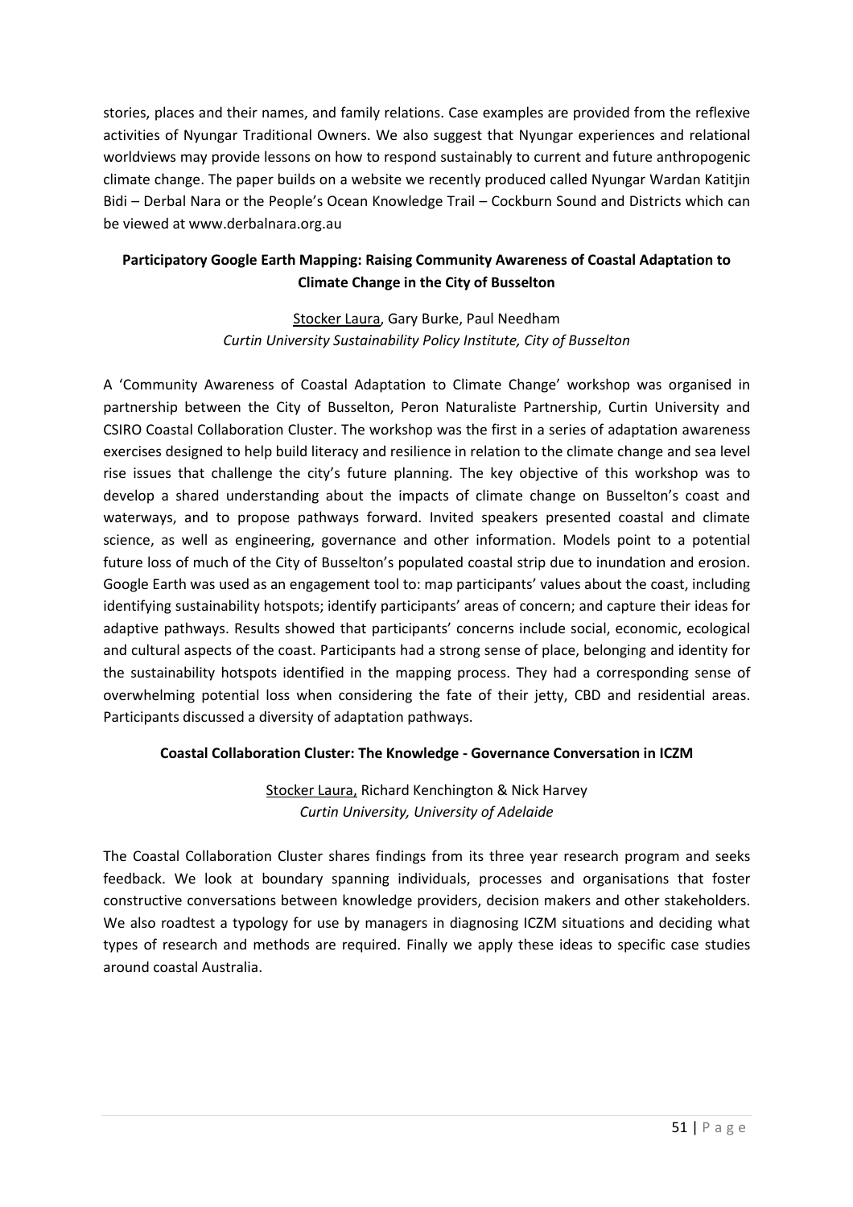stories, places and their names, and family relations. Case examples are provided from the reflexive activities of Nyungar Traditional Owners. We also suggest that Nyungar experiences and relational worldviews may provide lessons on how to respond sustainably to current and future anthropogenic climate change. The paper builds on a website we recently produced called Nyungar Wardan Katitjin Bidi – Derbal Nara or the People's Ocean Knowledge Trail – Cockburn Sound and Districts which can be viewed at www.derbalnara.org.au

**Participatory Google Earth Mapping: Raising Community Awareness of Coastal Adaptation to Climate Change in the City of Busselton**

Stocker Laura, Gary Burke, Paul Needham
*Curtin University Sustainability Policy Institute, City of Busselton*

A 'Community Awareness of Coastal Adaptation to Climate Change' workshop was organised in partnership between the City of Busselton, Peron Naturaliste Partnership, Curtin University and CSIRO Coastal Collaboration Cluster. The workshop was the first in a series of adaptation awareness exercises designed to help build literacy and resilience in relation to the climate change and sea level rise issues that challenge the city's future planning. The key objective of this workshop was to develop a shared understanding about the impacts of climate change on Busselton's coast and waterways, and to propose pathways forward. Invited speakers presented coastal and climate science, as well as engineering, governance and other information. Models point to a potential future loss of much of the City of Busselton's populated coastal strip due to inundation and erosion. Google Earth was used as an engagement tool to: map participants' values about the coast, including identifying sustainability hotspots; identify participants' areas of concern; and capture their ideas for adaptive pathways. Results showed that participants' concerns include social, economic, ecological and cultural aspects of the coast. Participants had a strong sense of place, belonging and identity for the sustainability hotspots identified in the mapping process. They had a corresponding sense of overwhelming potential loss when considering the fate of their jetty, CBD and residential areas. Participants discussed a diversity of adaptation pathways.

**Coastal Collaboration Cluster: The Knowledge - Governance Conversation in ICZM**

Stocker Laura, Richard Kenchington & Nick Harvey
*Curtin University, University of Adelaide*

The Coastal Collaboration Cluster shares findings from its three year research program and seeks feedback. We look at boundary spanning individuals, processes and organisations that foster constructive conversations between knowledge providers, decision makers and other stakeholders. We also roadtest a typology for use by managers in diagnosing ICZM situations and deciding what types of research and methods are required. Finally we apply these ideas to specific case studies around coastal Australia.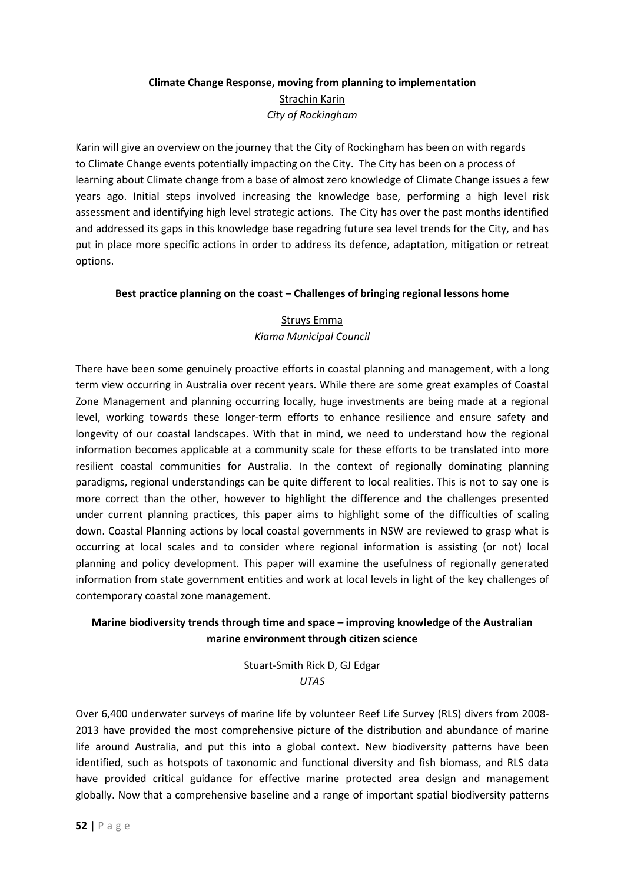**Climate Change Response, moving from planning to implementation**

Strachin Karin

*City of Rockingham*

Karin will give an overview on the journey that the City of Rockingham has been on with regards to Climate Change events potentially impacting on the City. The City has been on a process of learning about Climate change from a base of almost zero knowledge of Climate Change issues a few years ago. Initial steps involved increasing the knowledge base, performing a high level risk assessment and identifying high level strategic actions. The City has over the past months identified and addressed its gaps in this knowledge base regadring future sea level trends for the City, and has put in place more specific actions in order to address its defence, adaptation, mitigation or retreat options.

**Best practice planning on the coast – Challenges of bringing regional lessons home**

Struys Emma

*Kiama Municipal Council*

There have been some genuinely proactive efforts in coastal planning and management, with a long term view occurring in Australia over recent years. While there are some great examples of Coastal Zone Management and planning occurring locally, huge investments are being made at a regional level, working towards these longer-term efforts to enhance resilience and ensure safety and longevity of our coastal landscapes. With that in mind, we need to understand how the regional information becomes applicable at a community scale for these efforts to be translated into more resilient coastal communities for Australia. In the context of regionally dominating planning paradigms, regional understandings can be quite different to local realities. This is not to say one is more correct than the other, however to highlight the difference and the challenges presented under current planning practices, this paper aims to highlight some of the difficulties of scaling down. Coastal Planning actions by local coastal governments in NSW are reviewed to grasp what is occurring at local scales and to consider where regional information is assisting (or not) local planning and policy development. This paper will examine the usefulness of regionally generated information from state government entities and work at local levels in light of the key challenges of contemporary coastal zone management.

**Marine biodiversity trends through time and space – improving knowledge of the Australian marine environment through citizen science**

Stuart-Smith Rick D, GJ Edgar

*UTAS*

Over 6,400 underwater surveys of marine life by volunteer Reef Life Survey (RLS) divers from 2008-2013 have provided the most comprehensive picture of the distribution and abundance of marine life around Australia, and put this into a global context. New biodiversity patterns have been identified, such as hotspots of taxonomic and functional diversity and fish biomass, and RLS data have provided critical guidance for effective marine protected area design and management globally. Now that a comprehensive baseline and a range of important spatial biodiversity patterns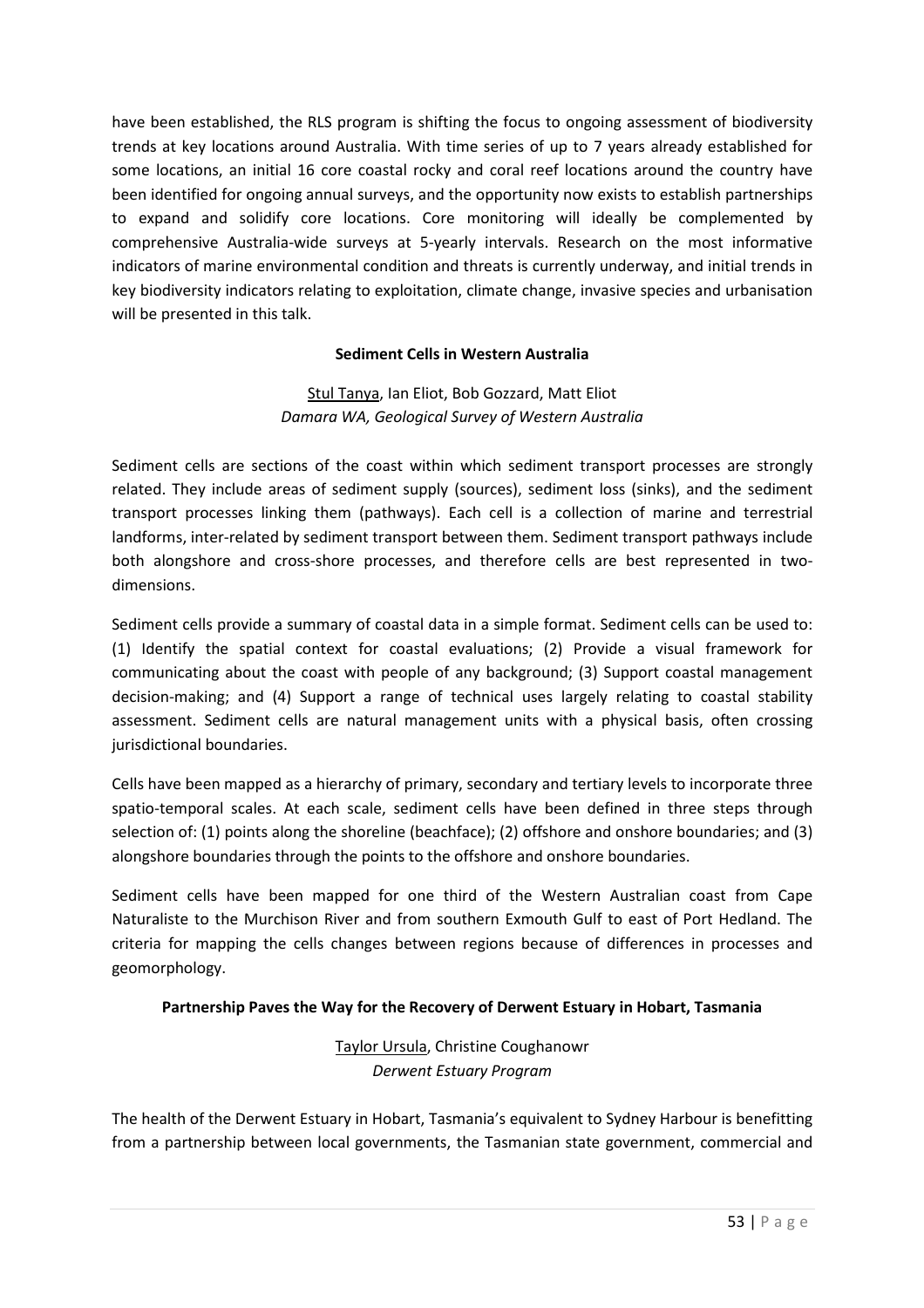have been established, the RLS program is shifting the focus to ongoing assessment of biodiversity trends at key locations around Australia. With time series of up to 7 years already established for some locations, an initial 16 core coastal rocky and coral reef locations around the country have been identified for ongoing annual surveys, and the opportunity now exists to establish partnerships to expand and solidify core locations. Core monitoring will ideally be complemented by comprehensive Australia-wide surveys at 5-yearly intervals. Research on the most informative indicators of marine environmental condition and threats is currently underway, and initial trends in key biodiversity indicators relating to exploitation, climate change, invasive species and urbanisation will be presented in this talk.

### Sediment Cells in Western Australia

Stul Tanya, Ian Eliot, Bob Gozzard, Matt Eliot
*Damara WA, Geological Survey of Western Australia*

Sediment cells are sections of the coast within which sediment transport processes are strongly related. They include areas of sediment supply (sources), sediment loss (sinks), and the sediment transport processes linking them (pathways). Each cell is a collection of marine and terrestrial landforms, inter-related by sediment transport between them. Sediment transport pathways include both alongshore and cross-shore processes, and therefore cells are best represented in two-dimensions.

Sediment cells provide a summary of coastal data in a simple format. Sediment cells can be used to: (1) Identify the spatial context for coastal evaluations; (2) Provide a visual framework for communicating about the coast with people of any background; (3) Support coastal management decision-making; and (4) Support a range of technical uses largely relating to coastal stability assessment. Sediment cells are natural management units with a physical basis, often crossing jurisdictional boundaries.

Cells have been mapped as a hierarchy of primary, secondary and tertiary levels to incorporate three spatio-temporal scales. At each scale, sediment cells have been defined in three steps through selection of: (1) points along the shoreline (beachface); (2) offshore and onshore boundaries; and (3) alongshore boundaries through the points to the offshore and onshore boundaries.

Sediment cells have been mapped for one third of the Western Australian coast from Cape Naturaliste to the Murchison River and from southern Exmouth Gulf to east of Port Hedland. The criteria for mapping the cells changes between regions because of differences in processes and geomorphology.

### Partnership Paves the Way for the Recovery of Derwent Estuary in Hobart, Tasmania

Taylor Ursula, Christine Coughanowr
*Derwent Estuary Program*

The health of the Derwent Estuary in Hobart, Tasmania's equivalent to Sydney Harbour is benefitting from a partnership between local governments, the Tasmanian state government, commercial and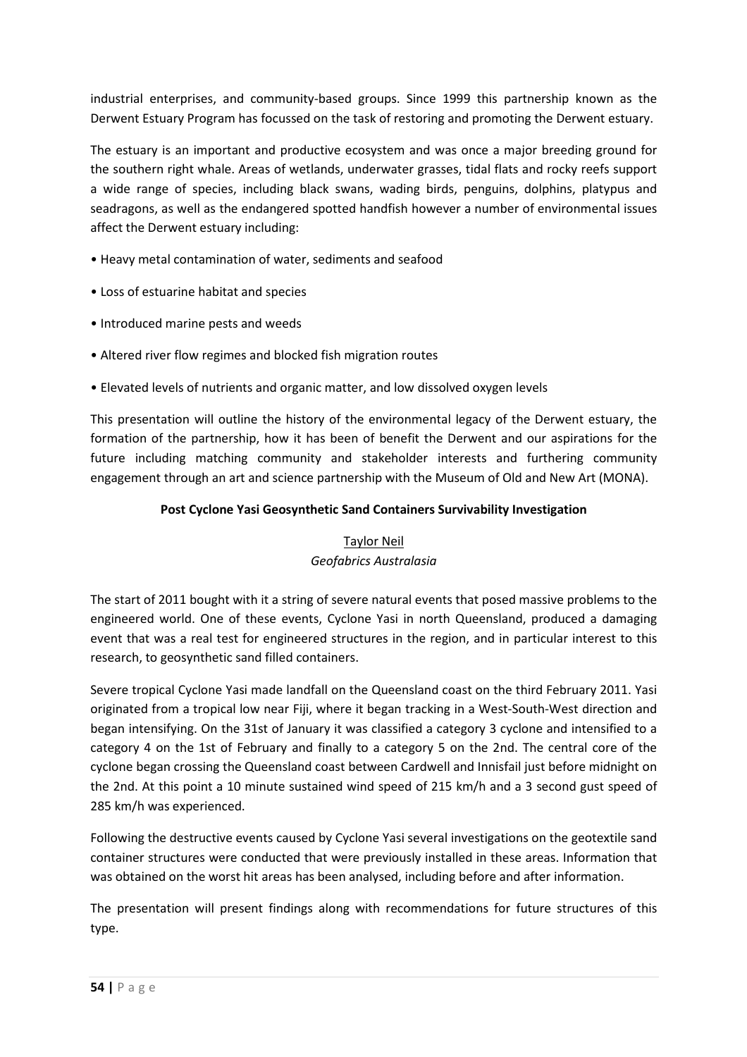industrial enterprises, and community-based groups. Since 1999 this partnership known as the Derwent Estuary Program has focussed on the task of restoring and promoting the Derwent estuary.

The estuary is an important and productive ecosystem and was once a major breeding ground for the southern right whale. Areas of wetlands, underwater grasses, tidal flats and rocky reefs support a wide range of species, including black swans, wading birds, penguins, dolphins, platypus and seadragons, as well as the endangered spotted handfish however a number of environmental issues affect the Derwent estuary including:

- Heavy metal contamination of water, sediments and seafood
- Loss of estuarine habitat and species
- Introduced marine pests and weeds
- Altered river flow regimes and blocked fish migration routes
- Elevated levels of nutrients and organic matter, and low dissolved oxygen levels

This presentation will outline the history of the environmental legacy of the Derwent estuary, the formation of the partnership, how it has been of benefit the Derwent and our aspirations for the future including matching community and stakeholder interests and furthering community engagement through an art and science partnership with the Museum of Old and New Art (MONA).

**Post Cyclone Yasi Geosynthetic Sand Containers Survivability Investigation**

Taylor Neil
*Geofabrics Australasia*

The start of 2011 bought with it a string of severe natural events that posed massive problems to the engineered world. One of these events, Cyclone Yasi in north Queensland, produced a damaging event that was a real test for engineered structures in the region, and in particular interest to this research, to geosynthetic sand filled containers.

Severe tropical Cyclone Yasi made landfall on the Queensland coast on the third February 2011. Yasi originated from a tropical low near Fiji, where it began tracking in a West-South-West direction and began intensifying. On the 31st of January it was classified a category 3 cyclone and intensified to a category 4 on the 1st of February and finally to a category 5 on the 2nd. The central core of the cyclone began crossing the Queensland coast between Cardwell and Innisfail just before midnight on the 2nd. At this point a 10 minute sustained wind speed of 215 km/h and a 3 second gust speed of 285 km/h was experienced.

Following the destructive events caused by Cyclone Yasi several investigations on the geotextile sand container structures were conducted that were previously installed in these areas. Information that was obtained on the worst hit areas has been analysed, including before and after information.

The presentation will present findings along with recommendations for future structures of this type.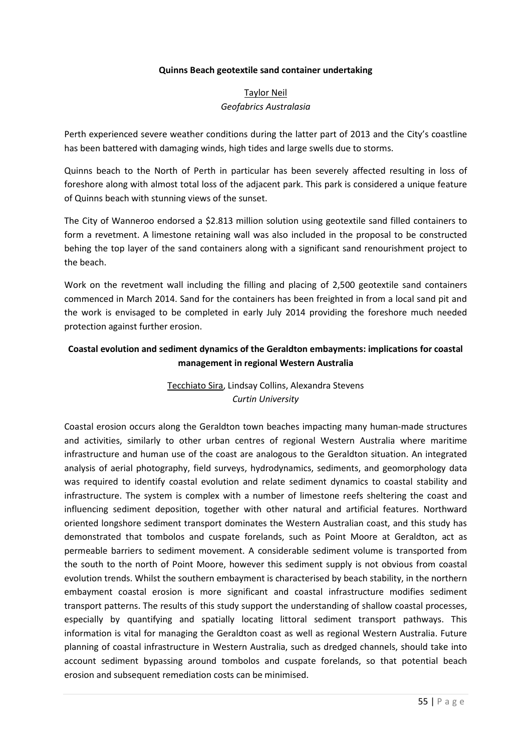**Quinns Beach geotextile sand container undertaking**

Taylor Neil
*Geofabrics Australasia*

Perth experienced severe weather conditions during the latter part of 2013 and the City's coastline has been battered with damaging winds, high tides and large swells due to storms.

Quinns beach to the North of Perth in particular has been severely affected resulting in loss of foreshore along with almost total loss of the adjacent park. This park is considered a unique feature of Quinns beach with stunning views of the sunset.

The City of Wanneroo endorsed a $2.813 million solution using geotextile sand filled containers to form a revetment. A limestone retaining wall was also included in the proposal to be constructed behing the top layer of the sand containers along with a significant sand renourishment project to the beach.

Work on the revetment wall including the filling and placing of 2,500 geotextile sand containers commenced in March 2014. Sand for the containers has been freighted in from a local sand pit and the work is envisaged to be completed in early July 2014 providing the foreshore much needed protection against further erosion.

**Coastal evolution and sediment dynamics of the Geraldton embayments: implications for coastal management in regional Western Australia**

Tecchiato Sira, Lindsay Collins, Alexandra Stevens
*Curtin University*

Coastal erosion occurs along the Geraldton town beaches impacting many human-made structures and activities, similarly to other urban centres of regional Western Australia where maritime infrastructure and human use of the coast are analogous to the Geraldton situation. An integrated analysis of aerial photography, field surveys, hydrodynamics, sediments, and geomorphology data was required to identify coastal evolution and relate sediment dynamics to coastal stability and infrastructure. The system is complex with a number of limestone reefs sheltering the coast and influencing sediment deposition, together with other natural and artificial features. Northward oriented longshore sediment transport dominates the Western Australian coast, and this study has demonstrated that tombolos and cuspate forelands, such as Point Moore at Geraldton, act as permeable barriers to sediment movement. A considerable sediment volume is transported from the south to the north of Point Moore, however this sediment supply is not obvious from coastal evolution trends. Whilst the southern embayment is characterised by beach stability, in the northern embayment coastal erosion is more significant and coastal infrastructure modifies sediment transport patterns. The results of this study support the understanding of shallow coastal processes, especially by quantifying and spatially locating littoral sediment transport pathways. This information is vital for managing the Geraldton coast as well as regional Western Australia. Future planning of coastal infrastructure in Western Australia, such as dredged channels, should take into account sediment bypassing around tombolos and cuspate forelands, so that potential beach erosion and subsequent remediation costs can be minimised.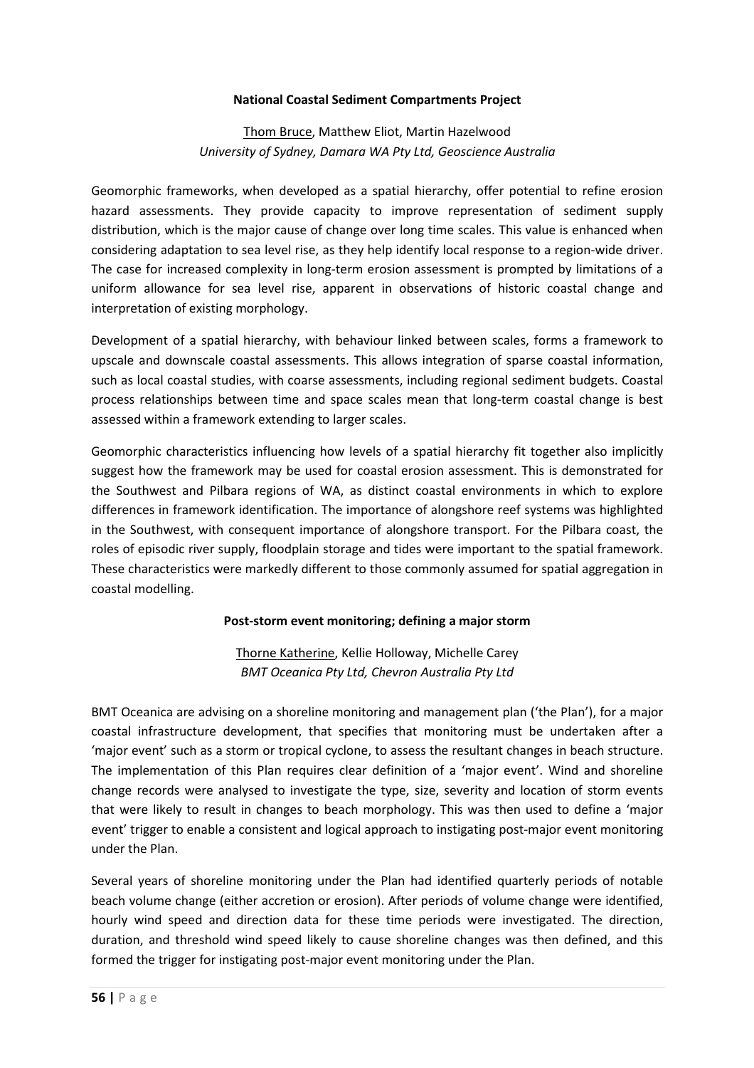### National Coastal Sediment Compartments Project

<u>Thom Bruce</u>, Matthew Eliot, Martin Hazelwood
*University of Sydney, Damara WA Pty Ltd, Geoscience Australia*

Geomorphic frameworks, when developed as a spatial hierarchy, offer potential to refine erosion hazard assessments. They provide capacity to improve representation of sediment supply distribution, which is the major cause of change over long time scales. This value is enhanced when considering adaptation to sea level rise, as they help identify local response to a region-wide driver. The case for increased complexity in long-term erosion assessment is prompted by limitations of a uniform allowance for sea level rise, apparent in observations of historic coastal change and interpretation of existing morphology.

Development of a spatial hierarchy, with behaviour linked between scales, forms a framework to upscale and downscale coastal assessments. This allows integration of sparse coastal information, such as local coastal studies, with coarse assessments, including regional sediment budgets. Coastal process relationships between time and space scales mean that long-term coastal change is best assessed within a framework extending to larger scales.

Geomorphic characteristics influencing how levels of a spatial hierarchy fit together also implicitly suggest how the framework may be used for coastal erosion assessment. This is demonstrated for the Southwest and Pilbara regions of WA, as distinct coastal environments in which to explore differences in framework identification. The importance of alongshore reef systems was highlighted in the Southwest, with consequent importance of alongshore transport. For the Pilbara coast, the roles of episodic river supply, floodplain storage and tides were important to the spatial framework. These characteristics were markedly different to those commonly assumed for spatial aggregation in coastal modelling.

### Post-storm event monitoring; defining a major storm

<u>Thorne Katherine</u>, Kellie Holloway, Michelle Carey
*BMT Oceanica Pty Ltd, Chevron Australia Pty Ltd*

BMT Oceanica are advising on a shoreline monitoring and management plan ('the Plan'), for a major coastal infrastructure development, that specifies that monitoring must be undertaken after a 'major event' such as a storm or tropical cyclone, to assess the resultant changes in beach structure. The implementation of this Plan requires clear definition of a 'major event'. Wind and shoreline change records were analysed to investigate the type, size, severity and location of storm events that were likely to result in changes to beach morphology. This was then used to define a 'major event' trigger to enable a consistent and logical approach to instigating post-major event monitoring under the Plan.

Several years of shoreline monitoring under the Plan had identified quarterly periods of notable beach volume change (either accretion or erosion). After periods of volume change were identified, hourly wind speed and direction data for these time periods were investigated. The direction, duration, and threshold wind speed likely to cause shoreline changes was then defined, and this formed the trigger for instigating post-major event monitoring under the Plan.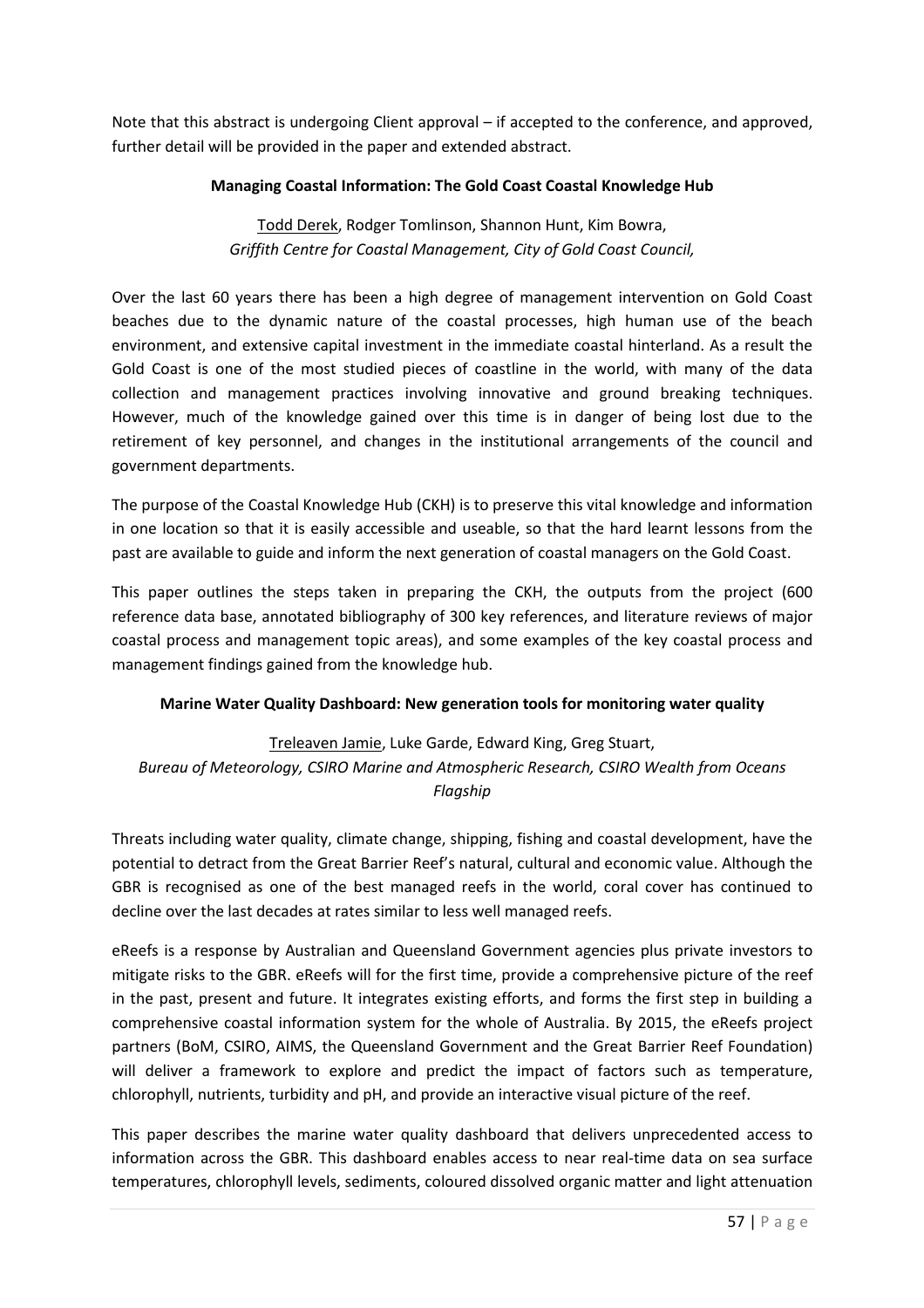Note that this abstract is undergoing Client approval – if accepted to the conference, and approved, further detail will be provided in the paper and extended abstract.

**Managing Coastal Information: The Gold Coast Coastal Knowledge Hub**

Todd Derek, Rodger Tomlinson, Shannon Hunt, Kim Bowra,
*Griffith Centre for Coastal Management, City of Gold Coast Council,*

Over the last 60 years there has been a high degree of management intervention on Gold Coast beaches due to the dynamic nature of the coastal processes, high human use of the beach environment, and extensive capital investment in the immediate coastal hinterland. As a result the Gold Coast is one of the most studied pieces of coastline in the world, with many of the data collection and management practices involving innovative and ground breaking techniques. However, much of the knowledge gained over this time is in danger of being lost due to the retirement of key personnel, and changes in the institutional arrangements of the council and government departments.

The purpose of the Coastal Knowledge Hub (CKH) is to preserve this vital knowledge and information in one location so that it is easily accessible and useable, so that the hard learnt lessons from the past are available to guide and inform the next generation of coastal managers on the Gold Coast.

This paper outlines the steps taken in preparing the CKH, the outputs from the project (600 reference data base, annotated bibliography of 300 key references, and literature reviews of major coastal process and management topic areas), and some examples of the key coastal process and management findings gained from the knowledge hub.

**Marine Water Quality Dashboard: New generation tools for monitoring water quality**

Treleaven Jamie, Luke Garde, Edward King, Greg Stuart,
*Bureau of Meteorology, CSIRO Marine and Atmospheric Research, CSIRO Wealth from Oceans Flagship*

Threats including water quality, climate change, shipping, fishing and coastal development, have the potential to detract from the Great Barrier Reef's natural, cultural and economic value. Although the GBR is recognised as one of the best managed reefs in the world, coral cover has continued to decline over the last decades at rates similar to less well managed reefs.

eReefs is a response by Australian and Queensland Government agencies plus private investors to mitigate risks to the GBR. eReefs will for the first time, provide a comprehensive picture of the reef in the past, present and future. It integrates existing efforts, and forms the first step in building a comprehensive coastal information system for the whole of Australia. By 2015, the eReefs project partners (BoM, CSIRO, AIMS, the Queensland Government and the Great Barrier Reef Foundation) will deliver a framework to explore and predict the impact of factors such as temperature, chlorophyll, nutrients, turbidity and pH, and provide an interactive visual picture of the reef.

This paper describes the marine water quality dashboard that delivers unprecedented access to information across the GBR. This dashboard enables access to near real-time data on sea surface temperatures, chlorophyll levels, sediments, coloured dissolved organic matter and light attenuation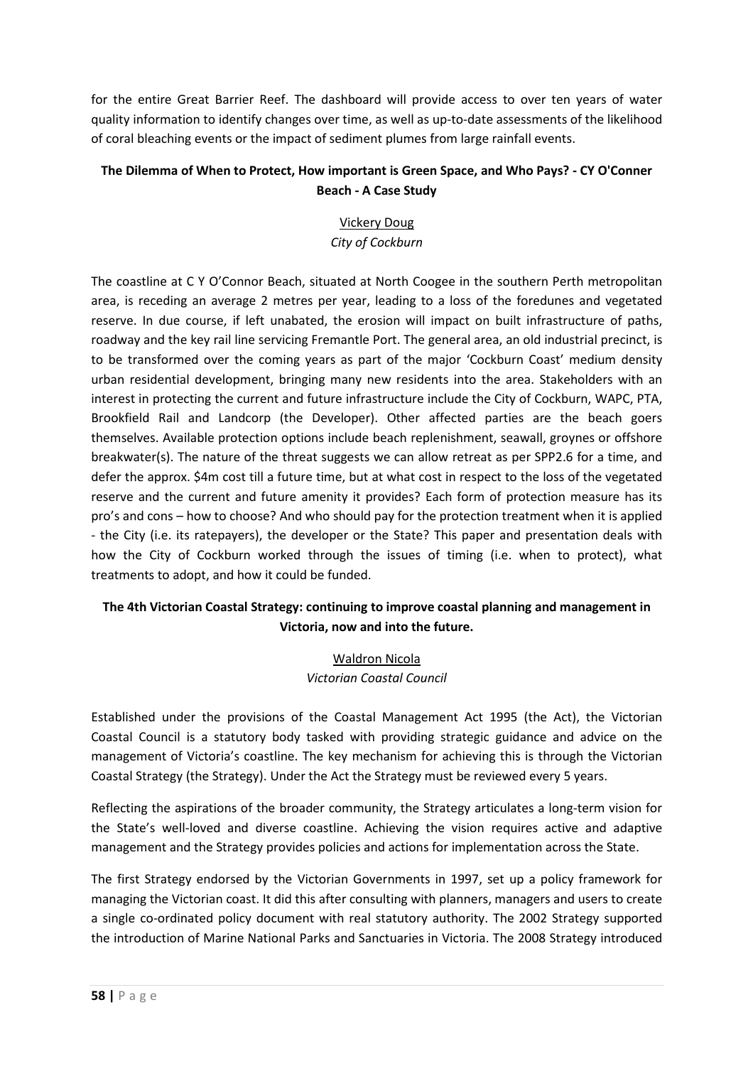for the entire Great Barrier Reef. The dashboard will provide access to over ten years of water quality information to identify changes over time, as well as up-to-date assessments of the likelihood of coral bleaching events or the impact of sediment plumes from large rainfall events.

## The Dilemma of When to Protect, How important is Green Space, and Who Pays? - CY O'Conner Beach - A Case Study

Vickery Doug
*City of Cockburn*

The coastline at C Y O'Connor Beach, situated at North Coogee in the southern Perth metropolitan area, is receding an average 2 metres per year, leading to a loss of the foredunes and vegetated reserve. In due course, if left unabated, the erosion will impact on built infrastructure of paths, roadway and the key rail line servicing Fremantle Port. The general area, an old industrial precinct, is to be transformed over the coming years as part of the major 'Cockburn Coast' medium density urban residential development, bringing many new residents into the area. Stakeholders with an interest in protecting the current and future infrastructure include the City of Cockburn, WAPC, PTA, Brookfield Rail and Landcorp (the Developer). Other affected parties are the beach goers themselves. Available protection options include beach replenishment, seawall, groynes or offshore breakwater(s). The nature of the threat suggests we can allow retreat as per SPP2.6 for a time, and defer the approx. $4m cost till a future time, but at what cost in respect to the loss of the vegetated reserve and the current and future amenity it provides? Each form of protection measure has its pro's and cons – how to choose? And who should pay for the protection treatment when it is applied - the City (i.e. its ratepayers), the developer or the State? This paper and presentation deals with how the City of Cockburn worked through the issues of timing (i.e. when to protect), what treatments to adopt, and how it could be funded.

## The 4th Victorian Coastal Strategy: continuing to improve coastal planning and management in Victoria, now and into the future.

Waldron Nicola
*Victorian Coastal Council*

Established under the provisions of the Coastal Management Act 1995 (the Act), the Victorian Coastal Council is a statutory body tasked with providing strategic guidance and advice on the management of Victoria's coastline. The key mechanism for achieving this is through the Victorian Coastal Strategy (the Strategy). Under the Act the Strategy must be reviewed every 5 years.

Reflecting the aspirations of the broader community, the Strategy articulates a long-term vision for the State's well-loved and diverse coastline. Achieving the vision requires active and adaptive management and the Strategy provides policies and actions for implementation across the State.

The first Strategy endorsed by the Victorian Governments in 1997, set up a policy framework for managing the Victorian coast. It did this after consulting with planners, managers and users to create a single co-ordinated policy document with real statutory authority. The 2002 Strategy supported the introduction of Marine National Parks and Sanctuaries in Victoria. The 2008 Strategy introduced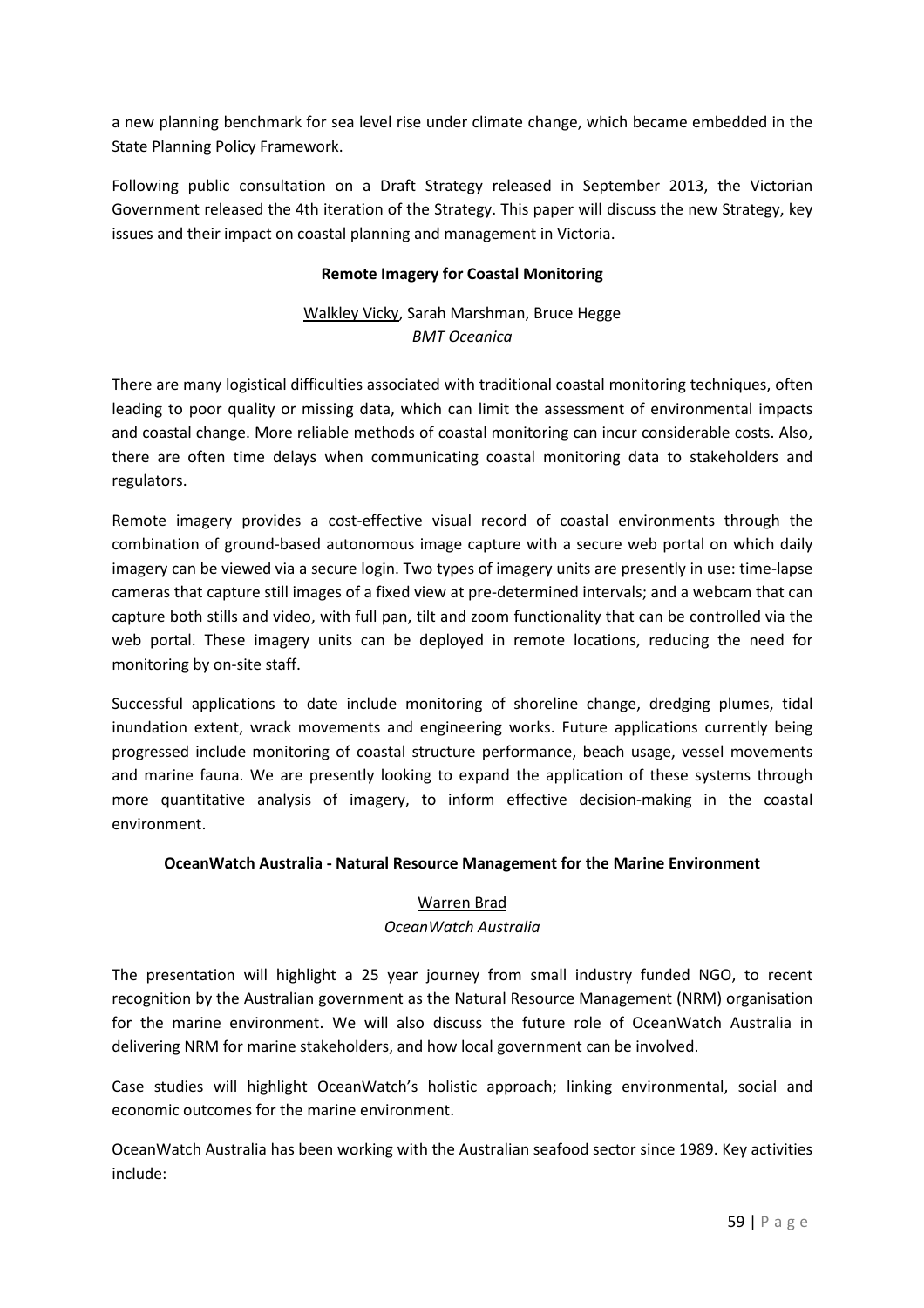a new planning benchmark for sea level rise under climate change, which became embedded in the State Planning Policy Framework.

Following public consultation on a Draft Strategy released in September 2013, the Victorian Government released the 4th iteration of the Strategy. This paper will discuss the new Strategy, key issues and their impact on coastal planning and management in Victoria.

**Remote Imagery for Coastal Monitoring**

Walkley Vicky, Sarah Marshman, Bruce Hegge
*BMT Oceanica*

There are many logistical difficulties associated with traditional coastal monitoring techniques, often leading to poor quality or missing data, which can limit the assessment of environmental impacts and coastal change. More reliable methods of coastal monitoring can incur considerable costs. Also, there are often time delays when communicating coastal monitoring data to stakeholders and regulators.

Remote imagery provides a cost-effective visual record of coastal environments through the combination of ground-based autonomous image capture with a secure web portal on which daily imagery can be viewed via a secure login. Two types of imagery units are presently in use: time-lapse cameras that capture still images of a fixed view at pre-determined intervals; and a webcam that can capture both stills and video, with full pan, tilt and zoom functionality that can be controlled via the web portal. These imagery units can be deployed in remote locations, reducing the need for monitoring by on-site staff.

Successful applications to date include monitoring of shoreline change, dredging plumes, tidal inundation extent, wrack movements and engineering works. Future applications currently being progressed include monitoring of coastal structure performance, beach usage, vessel movements and marine fauna. We are presently looking to expand the application of these systems through more quantitative analysis of imagery, to inform effective decision-making in the coastal environment.

**OceanWatch Australia - Natural Resource Management for the Marine Environment**

Warren Brad
*OceanWatch Australia*

The presentation will highlight a 25 year journey from small industry funded NGO, to recent recognition by the Australian government as the Natural Resource Management (NRM) organisation for the marine environment. We will also discuss the future role of OceanWatch Australia in delivering NRM for marine stakeholders, and how local government can be involved.

Case studies will highlight OceanWatch's holistic approach; linking environmental, social and economic outcomes for the marine environment.

OceanWatch Australia has been working with the Australian seafood sector since 1989. Key activities include: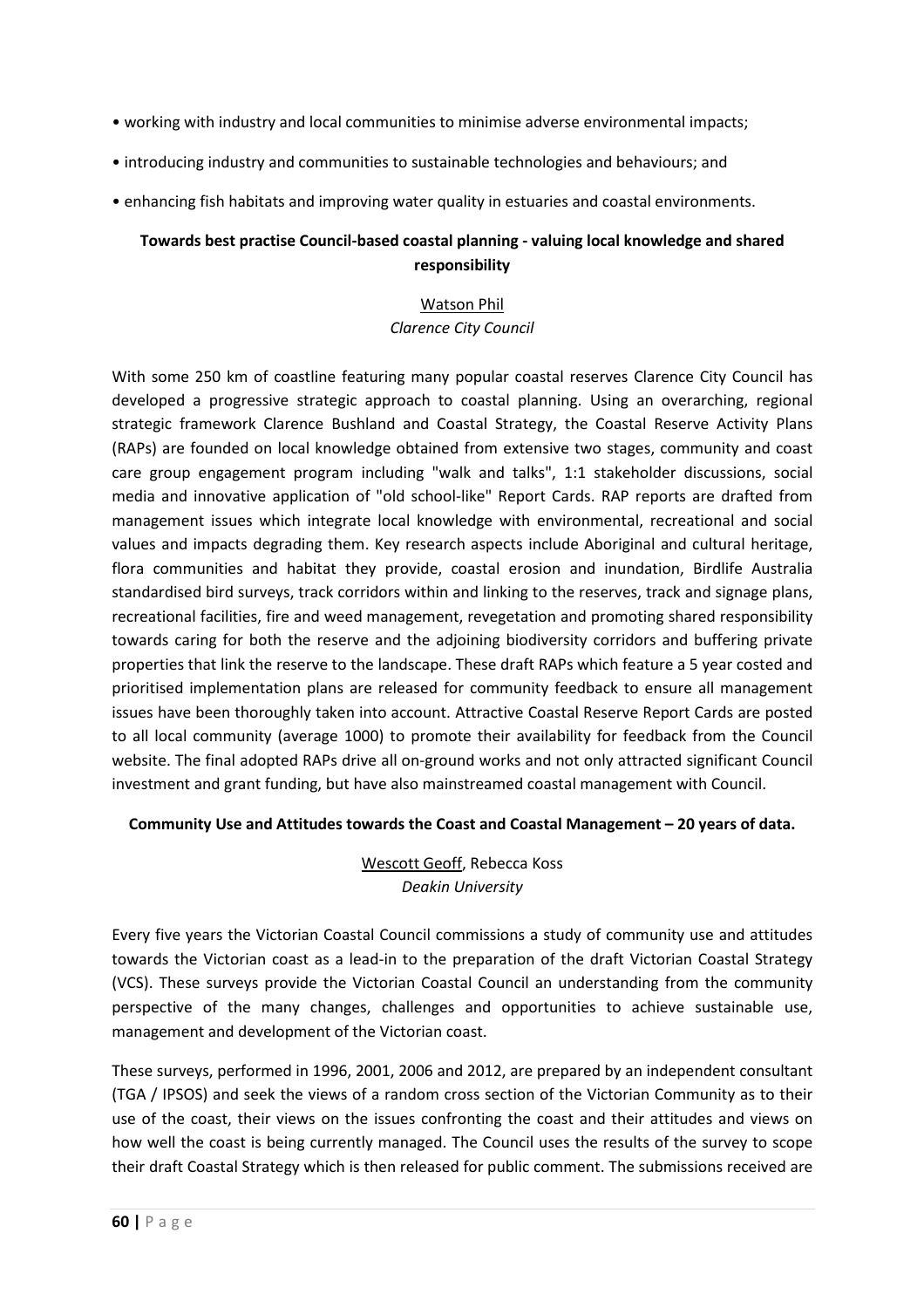- working with industry and local communities to minimise adverse environmental impacts;
- introducing industry and communities to sustainable technologies and behaviours; and
- enhancing fish habitats and improving water quality in estuaries and coastal environments.

### Towards best practise Council-based coastal planning - valuing local knowledge and shared responsibility

<u>Watson Phil</u>
*Clarence City Council*

With some 250 km of coastline featuring many popular coastal reserves Clarence City Council has developed a progressive strategic approach to coastal planning. Using an overarching, regional strategic framework Clarence Bushland and Coastal Strategy, the Coastal Reserve Activity Plans (RAPs) are founded on local knowledge obtained from extensive two stages, community and coast care group engagement program including "walk and talks", 1:1 stakeholder discussions, social media and innovative application of "old school-like" Report Cards. RAP reports are drafted from management issues which integrate local knowledge with environmental, recreational and social values and impacts degrading them. Key research aspects include Aboriginal and cultural heritage, flora communities and habitat they provide, coastal erosion and inundation, Birdlife Australia standardised bird surveys, track corridors within and linking to the reserves, track and signage plans, recreational facilities, fire and weed management, revegetation and promoting shared responsibility towards caring for both the reserve and the adjoining biodiversity corridors and buffering private properties that link the reserve to the landscape. These draft RAPs which feature a 5 year costed and prioritised implementation plans are released for community feedback to ensure all management issues have been thoroughly taken into account. Attractive Coastal Reserve Report Cards are posted to all local community (average 1000) to promote their availability for feedback from the Council website. The final adopted RAPs drive all on-ground works and not only attracted significant Council investment and grant funding, but have also mainstreamed coastal management with Council.

### Community Use and Attitudes towards the Coast and Coastal Management – 20 years of data.

<u>Wescott Geoff</u>, Rebecca Koss
*Deakin University*

Every five years the Victorian Coastal Council commissions a study of community use and attitudes towards the Victorian coast as a lead-in to the preparation of the draft Victorian Coastal Strategy (VCS). These surveys provide the Victorian Coastal Council an understanding from the community perspective of the many changes, challenges and opportunities to achieve sustainable use, management and development of the Victorian coast.

These surveys, performed in 1996, 2001, 2006 and 2012, are prepared by an independent consultant (TGA / IPSOS) and seek the views of a random cross section of the Victorian Community as to their use of the coast, their views on the issues confronting the coast and their attitudes and views on how well the coast is being currently managed. The Council uses the results of the survey to scope their draft Coastal Strategy which is then released for public comment. The submissions received are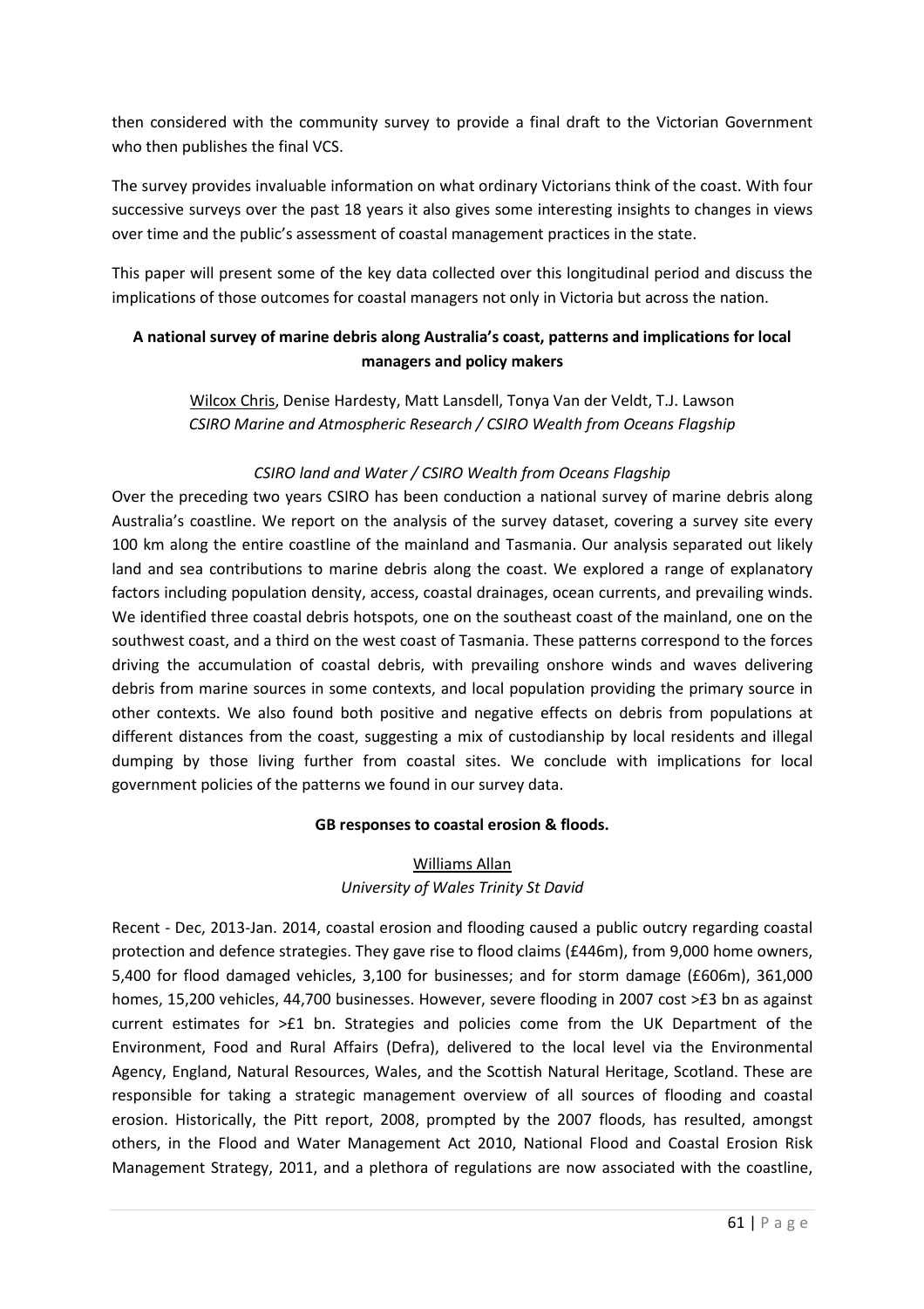then considered with the community survey to provide a final draft to the Victorian Government who then publishes the final VCS.

The survey provides invaluable information on what ordinary Victorians think of the coast. With four successive surveys over the past 18 years it also gives some interesting insights to changes in views over time and the public's assessment of coastal management practices in the state.

This paper will present some of the key data collected over this longitudinal period and discuss the implications of those outcomes for coastal managers not only in Victoria but across the nation.

**A national survey of marine debris along Australia's coast, patterns and implications for local managers and policy makers**

Wilcox Chris, Denise Hardesty, Matt Lansdell, Tonya Van der Veldt, T.J. Lawson
*CSIRO Marine and Atmospheric Research / CSIRO Wealth from Oceans Flagship*

*CSIRO land and Water / CSIRO Wealth from Oceans Flagship*

Over the preceding two years CSIRO has been conduction a national survey of marine debris along Australia's coastline. We report on the analysis of the survey dataset, covering a survey site every 100 km along the entire coastline of the mainland and Tasmania. Our analysis separated out likely land and sea contributions to marine debris along the coast. We explored a range of explanatory factors including population density, access, coastal drainages, ocean currents, and prevailing winds. We identified three coastal debris hotspots, one on the southeast coast of the mainland, one on the southwest coast, and a third on the west coast of Tasmania. These patterns correspond to the forces driving the accumulation of coastal debris, with prevailing onshore winds and waves delivering debris from marine sources in some contexts, and local population providing the primary source in other contexts. We also found both positive and negative effects on debris from populations at different distances from the coast, suggesting a mix of custodianship by local residents and illegal dumping by those living further from coastal sites. We conclude with implications for local government policies of the patterns we found in our survey data.

**GB responses to coastal erosion & floods.**

Williams Allan
*University of Wales Trinity St David*

Recent - Dec, 2013-Jan. 2014, coastal erosion and flooding caused a public outcry regarding coastal protection and defence strategies. They gave rise to flood claims (£446m), from 9,000 home owners, 5,400 for flood damaged vehicles, 3,100 for businesses; and for storm damage (£606m), 361,000 homes, 15,200 vehicles, 44,700 businesses. However, severe flooding in 2007 cost >£3 bn as against current estimates for >£1 bn. Strategies and policies come from the UK Department of the Environment, Food and Rural Affairs (Defra), delivered to the local level via the Environmental Agency, England, Natural Resources, Wales, and the Scottish Natural Heritage, Scotland. These are responsible for taking a strategic management overview of all sources of flooding and coastal erosion. Historically, the Pitt report, 2008, prompted by the 2007 floods, has resulted, amongst others, in the Flood and Water Management Act 2010, National Flood and Coastal Erosion Risk Management Strategy, 2011, and a plethora of regulations are now associated with the coastline,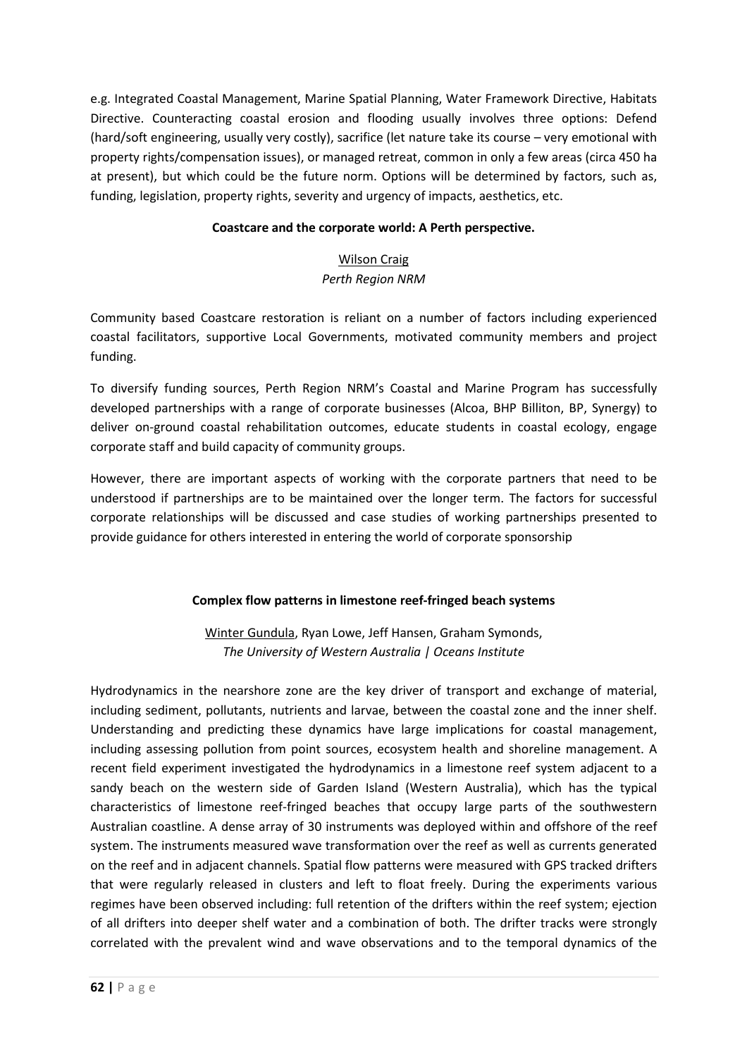e.g. Integrated Coastal Management, Marine Spatial Planning, Water Framework Directive, Habitats Directive. Counteracting coastal erosion and flooding usually involves three options: Defend (hard/soft engineering, usually very costly), sacrifice (let nature take its course – very emotional with property rights/compensation issues), or managed retreat, common in only a few areas (circa 450 ha at present), but which could be the future norm. Options will be determined by factors, such as, funding, legislation, property rights, severity and urgency of impacts, aesthetics, etc.

**Coastcare and the corporate world: A Perth perspective.**

Wilson Craig
*Perth Region NRM*

Community based Coastcare restoration is reliant on a number of factors including experienced coastal facilitators, supportive Local Governments, motivated community members and project funding.

To diversify funding sources, Perth Region NRM's Coastal and Marine Program has successfully developed partnerships with a range of corporate businesses (Alcoa, BHP Billiton, BP, Synergy) to deliver on-ground coastal rehabilitation outcomes, educate students in coastal ecology, engage corporate staff and build capacity of community groups.

However, there are important aspects of working with the corporate partners that need to be understood if partnerships are to be maintained over the longer term. The factors for successful corporate relationships will be discussed and case studies of working partnerships presented to provide guidance for others interested in entering the world of corporate sponsorship

**Complex flow patterns in limestone reef-fringed beach systems**

Winter Gundula, Ryan Lowe, Jeff Hansen, Graham Symonds,
*The University of Western Australia | Oceans Institute*

Hydrodynamics in the nearshore zone are the key driver of transport and exchange of material, including sediment, pollutants, nutrients and larvae, between the coastal zone and the inner shelf. Understanding and predicting these dynamics have large implications for coastal management, including assessing pollution from point sources, ecosystem health and shoreline management. A recent field experiment investigated the hydrodynamics in a limestone reef system adjacent to a sandy beach on the western side of Garden Island (Western Australia), which has the typical characteristics of limestone reef-fringed beaches that occupy large parts of the southwestern Australian coastline. A dense array of 30 instruments was deployed within and offshore of the reef system. The instruments measured wave transformation over the reef as well as currents generated on the reef and in adjacent channels. Spatial flow patterns were measured with GPS tracked drifters that were regularly released in clusters and left to float freely. During the experiments various regimes have been observed including: full retention of the drifters within the reef system; ejection of all drifters into deeper shelf water and a combination of both. The drifter tracks were strongly correlated with the prevalent wind and wave observations and to the temporal dynamics of the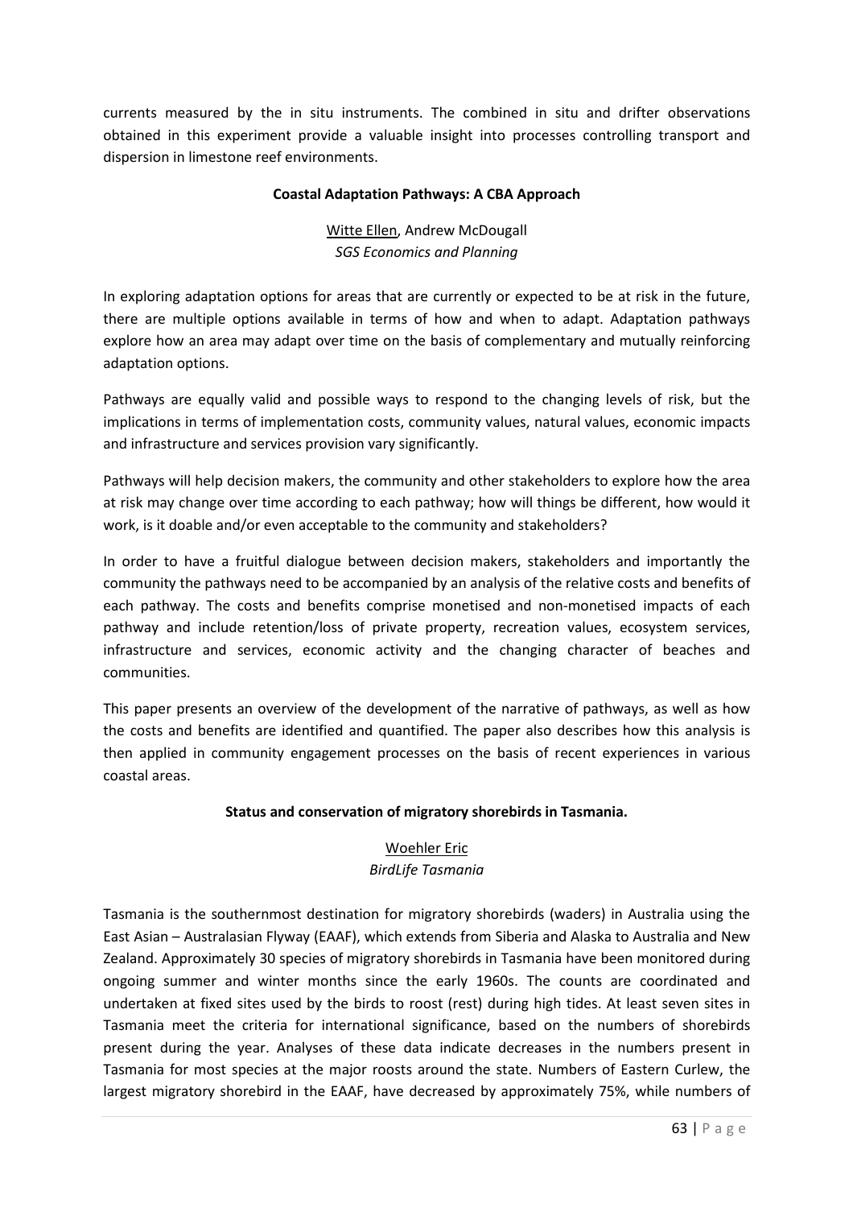currents measured by the in situ instruments. The combined in situ and drifter observations obtained in this experiment provide a valuable insight into processes controlling transport and dispersion in limestone reef environments.

### Coastal Adaptation Pathways: A CBA Approach

<u>Witte Ellen</u>, Andrew McDougall
*SGS Economics and Planning*

In exploring adaptation options for areas that are currently or expected to be at risk in the future, there are multiple options available in terms of how and when to adapt. Adaptation pathways explore how an area may adapt over time on the basis of complementary and mutually reinforcing adaptation options.

Pathways are equally valid and possible ways to respond to the changing levels of risk, but the implications in terms of implementation costs, community values, natural values, economic impacts and infrastructure and services provision vary significantly.

Pathways will help decision makers, the community and other stakeholders to explore how the area at risk may change over time according to each pathway; how will things be different, how would it work, is it doable and/or even acceptable to the community and stakeholders?

In order to have a fruitful dialogue between decision makers, stakeholders and importantly the community the pathways need to be accompanied by an analysis of the relative costs and benefits of each pathway. The costs and benefits comprise monetised and non-monetised impacts of each pathway and include retention/loss of private property, recreation values, ecosystem services, infrastructure and services, economic activity and the changing character of beaches and communities.

This paper presents an overview of the development of the narrative of pathways, as well as how the costs and benefits are identified and quantified. The paper also describes how this analysis is then applied in community engagement processes on the basis of recent experiences in various coastal areas.

### Status and conservation of migratory shorebirds in Tasmania.

<u>Woehler Eric</u>
*BirdLife Tasmania*

Tasmania is the southernmost destination for migratory shorebirds (waders) in Australia using the East Asian – Australasian Flyway (EAAF), which extends from Siberia and Alaska to Australia and New Zealand. Approximately 30 species of migratory shorebirds in Tasmania have been monitored during ongoing summer and winter months since the early 1960s. The counts are coordinated and undertaken at fixed sites used by the birds to roost (rest) during high tides. At least seven sites in Tasmania meet the criteria for international significance, based on the numbers of shorebirds present during the year. Analyses of these data indicate decreases in the numbers present in Tasmania for most species at the major roosts around the state. Numbers of Eastern Curlew, the largest migratory shorebird in the EAAF, have decreased by approximately 75%, while numbers of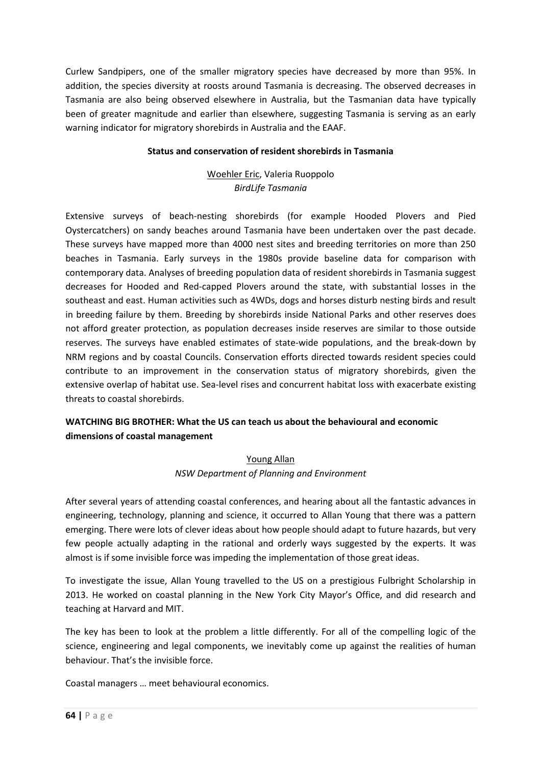Curlew Sandpipers, one of the smaller migratory species have decreased by more than 95%. In addition, the species diversity at roosts around Tasmania is decreasing. The observed decreases in Tasmania are also being observed elsewhere in Australia, but the Tasmanian data have typically been of greater magnitude and earlier than elsewhere, suggesting Tasmania is serving as an early warning indicator for migratory shorebirds in Australia and the EAAF.

### Status and conservation of resident shorebirds in Tasmania

<u>Woehler Eric</u>, Valeria Ruoppolo
*BirdLife Tasmania*

Extensive surveys of beach-nesting shorebirds (for example Hooded Plovers and Pied Oystercatchers) on sandy beaches around Tasmania have been undertaken over the past decade. These surveys have mapped more than 4000 nest sites and breeding territories on more than 250 beaches in Tasmania. Early surveys in the 1980s provide baseline data for comparison with contemporary data. Analyses of breeding population data of resident shorebirds in Tasmania suggest decreases for Hooded and Red-capped Plovers around the state, with substantial losses in the southeast and east. Human activities such as 4WDs, dogs and horses disturb nesting birds and result in breeding failure by them. Breeding by shorebirds inside National Parks and other reserves does not afford greater protection, as population decreases inside reserves are similar to those outside reserves. The surveys have enabled estimates of state-wide populations, and the break-down by NRM regions and by coastal Councils. Conservation efforts directed towards resident species could contribute to an improvement in the conservation status of migratory shorebirds, given the extensive overlap of habitat use. Sea-level rises and concurrent habitat loss with exacerbate existing threats to coastal shorebirds.

### WATCHING BIG BROTHER: What the US can teach us about the behavioural and economic dimensions of coastal management

<u>Young Allan</u>
*NSW Department of Planning and Environment*

After several years of attending coastal conferences, and hearing about all the fantastic advances in engineering, technology, planning and science, it occurred to Allan Young that there was a pattern emerging. There were lots of clever ideas about how people should adapt to future hazards, but very few people actually adapting in the rational and orderly ways suggested by the experts. It was almost is if some invisible force was impeding the implementation of those great ideas.

To investigate the issue, Allan Young travelled to the US on a prestigious Fulbright Scholarship in 2013. He worked on coastal planning in the New York City Mayor's Office, and did research and teaching at Harvard and MIT.

The key has been to look at the problem a little differently. For all of the compelling logic of the science, engineering and legal components, we inevitably come up against the realities of human behaviour. That's the invisible force.

Coastal managers … meet behavioural economics.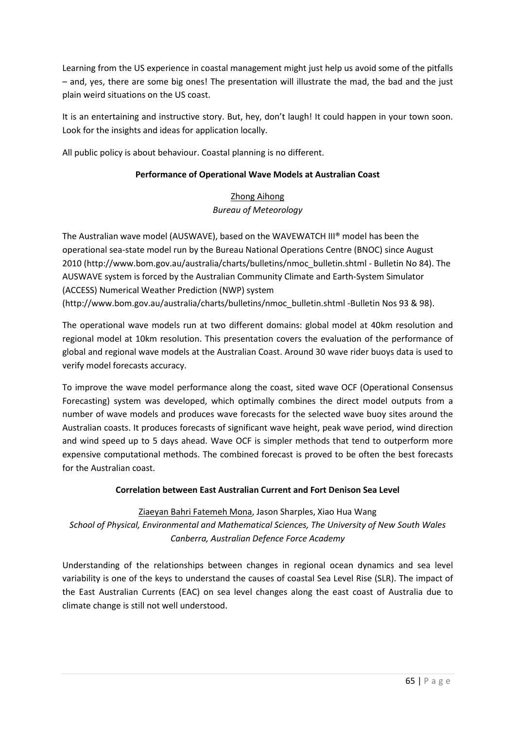Learning from the US experience in coastal management might just help us avoid some of the pitfalls – and, yes, there are some big ones! The presentation will illustrate the mad, the bad and the just plain weird situations on the US coast.

It is an entertaining and instructive story. But, hey, don't laugh! It could happen in your town soon. Look for the insights and ideas for application locally.

All public policy is about behaviour. Coastal planning is no different.

### Performance of Operational Wave Models at Australian Coast

<u>Zhong Aihong</u>
*Bureau of Meteorology*

The Australian wave model (AUSWAVE), based on the WAVEWATCH III® model has been the operational sea-state model run by the Bureau National Operations Centre (BNOC) since August 2010 (http://www.bom.gov.au/australia/charts/bulletins/nmoc_bulletin.shtml - Bulletin No 84). The AUSWAVE system is forced by the Australian Community Climate and Earth-System Simulator (ACCESS) Numerical Weather Prediction (NWP) system (http://www.bom.gov.au/australia/charts/bulletins/nmoc_bulletin.shtml -Bulletin Nos 93 & 98).

The operational wave models run at two different domains: global model at 40km resolution and regional model at 10km resolution. This presentation covers the evaluation of the performance of global and regional wave models at the Australian Coast. Around 30 wave rider buoys data is used to verify model forecasts accuracy.

To improve the wave model performance along the coast, sited wave OCF (Operational Consensus Forecasting) system was developed, which optimally combines the direct model outputs from a number of wave models and produces wave forecasts for the selected wave buoy sites around the Australian coasts. It produces forecasts of significant wave height, peak wave period, wind direction and wind speed up to 5 days ahead. Wave OCF is simpler methods that tend to outperform more expensive computational methods. The combined forecast is proved to be often the best forecasts for the Australian coast.

### Correlation between East Australian Current and Fort Denison Sea Level

<u>Ziaeyan Bahri Fatemeh Mona</u>, Jason Sharples, Xiao Hua Wang
*School of Physical, Environmental and Mathematical Sciences, The University of New South Wales Canberra, Australian Defence Force Academy*

Understanding of the relationships between changes in regional ocean dynamics and sea level variability is one of the keys to understand the causes of coastal Sea Level Rise (SLR). The impact of the East Australian Currents (EAC) on sea level changes along the east coast of Australia due to climate change is still not well understood.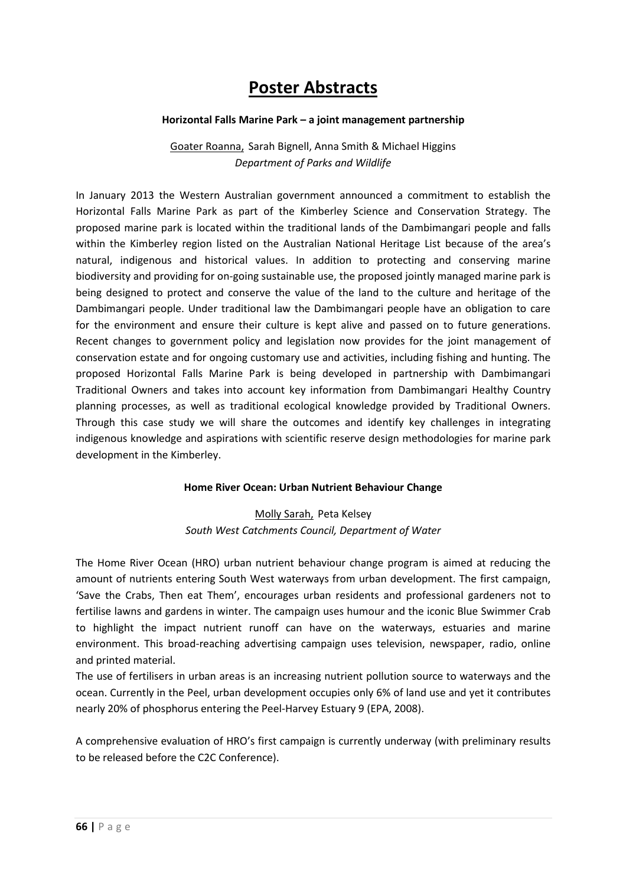# Poster Abstracts

### Horizontal Falls Marine Park – a joint management partnership

Goater Roanna, Sarah Bignell, Anna Smith & Michael Higgins
*Department of Parks and Wildlife*

In January 2013 the Western Australian government announced a commitment to establish the Horizontal Falls Marine Park as part of the Kimberley Science and Conservation Strategy. The proposed marine park is located within the traditional lands of the Dambimangari people and falls within the Kimberley region listed on the Australian National Heritage List because of the area's natural, indigenous and historical values. In addition to protecting and conserving marine biodiversity and providing for on-going sustainable use, the proposed jointly managed marine park is being designed to protect and conserve the value of the land to the culture and heritage of the Dambimangari people. Under traditional law the Dambimangari people have an obligation to care for the environment and ensure their culture is kept alive and passed on to future generations. Recent changes to government policy and legislation now provides for the joint management of conservation estate and for ongoing customary use and activities, including fishing and hunting. The proposed Horizontal Falls Marine Park is being developed in partnership with Dambimangari Traditional Owners and takes into account key information from Dambimangari Healthy Country planning processes, as well as traditional ecological knowledge provided by Traditional Owners. Through this case study we will share the outcomes and identify key challenges in integrating indigenous knowledge and aspirations with scientific reserve design methodologies for marine park development in the Kimberley.

### Home River Ocean: Urban Nutrient Behaviour Change

Molly Sarah, Peta Kelsey
*South West Catchments Council, Department of Water*

The Home River Ocean (HRO) urban nutrient behaviour change program is aimed at reducing the amount of nutrients entering South West waterways from urban development. The first campaign, 'Save the Crabs, Then eat Them', encourages urban residents and professional gardeners not to fertilise lawns and gardens in winter. The campaign uses humour and the iconic Blue Swimmer Crab to highlight the impact nutrient runoff can have on the waterways, estuaries and marine environment. This broad-reaching advertising campaign uses television, newspaper, radio, online and printed material.

The use of fertilisers in urban areas is an increasing nutrient pollution source to waterways and the ocean. Currently in the Peel, urban development occupies only 6% of land use and yet it contributes nearly 20% of phosphorus entering the Peel-Harvey Estuary 9 (EPA, 2008).

A comprehensive evaluation of HRO's first campaign is currently underway (with preliminary results to be released before the C2C Conference).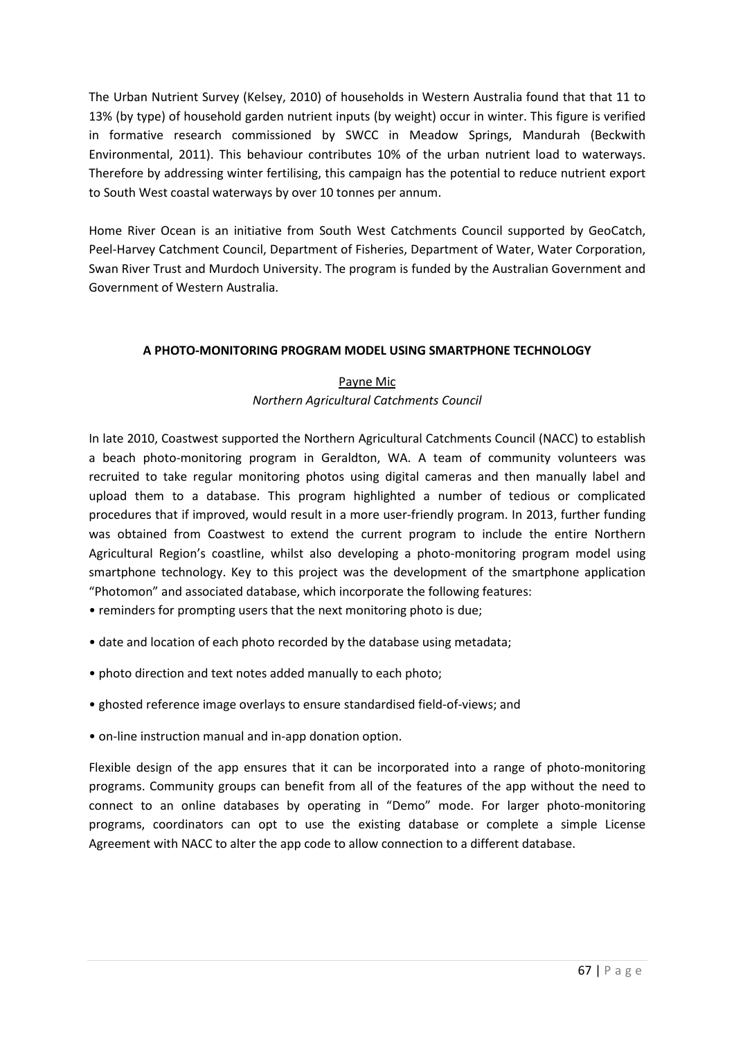The Urban Nutrient Survey (Kelsey, 2010) of households in Western Australia found that that 11 to 13% (by type) of household garden nutrient inputs (by weight) occur in winter. This figure is verified in formative research commissioned by SWCC in Meadow Springs, Mandurah (Beckwith Environmental, 2011). This behaviour contributes 10% of the urban nutrient load to waterways. Therefore by addressing winter fertilising, this campaign has the potential to reduce nutrient export to South West coastal waterways by over 10 tonnes per annum.

Home River Ocean is an initiative from South West Catchments Council supported by GeoCatch, Peel-Harvey Catchment Council, Department of Fisheries, Department of Water, Water Corporation, Swan River Trust and Murdoch University. The program is funded by the Australian Government and Government of Western Australia.

## A PHOTO-MONITORING PROGRAM MODEL USING SMARTPHONE TECHNOLOGY

<u>Payne Mic</u>

*Northern Agricultural Catchments Council*

In late 2010, Coastwest supported the Northern Agricultural Catchments Council (NACC) to establish a beach photo-monitoring program in Geraldton, WA. A team of community volunteers was recruited to take regular monitoring photos using digital cameras and then manually label and upload them to a database. This program highlighted a number of tedious or complicated procedures that if improved, would result in a more user-friendly program. In 2013, further funding was obtained from Coastwest to extend the current program to include the entire Northern Agricultural Region's coastline, whilst also developing a photo-monitoring program model using smartphone technology. Key to this project was the development of the smartphone application "Photomon" and associated database, which incorporate the following features:

- reminders for prompting users that the next monitoring photo is due;
- date and location of each photo recorded by the database using metadata;
- photo direction and text notes added manually to each photo;
- ghosted reference image overlays to ensure standardised field-of-views; and
- on-line instruction manual and in-app donation option.

Flexible design of the app ensures that it can be incorporated into a range of photo-monitoring programs. Community groups can benefit from all of the features of the app without the need to connect to an online databases by operating in "Demo" mode. For larger photo-monitoring programs, coordinators can opt to use the existing database or complete a simple License Agreement with NACC to alter the app code to allow connection to a different database.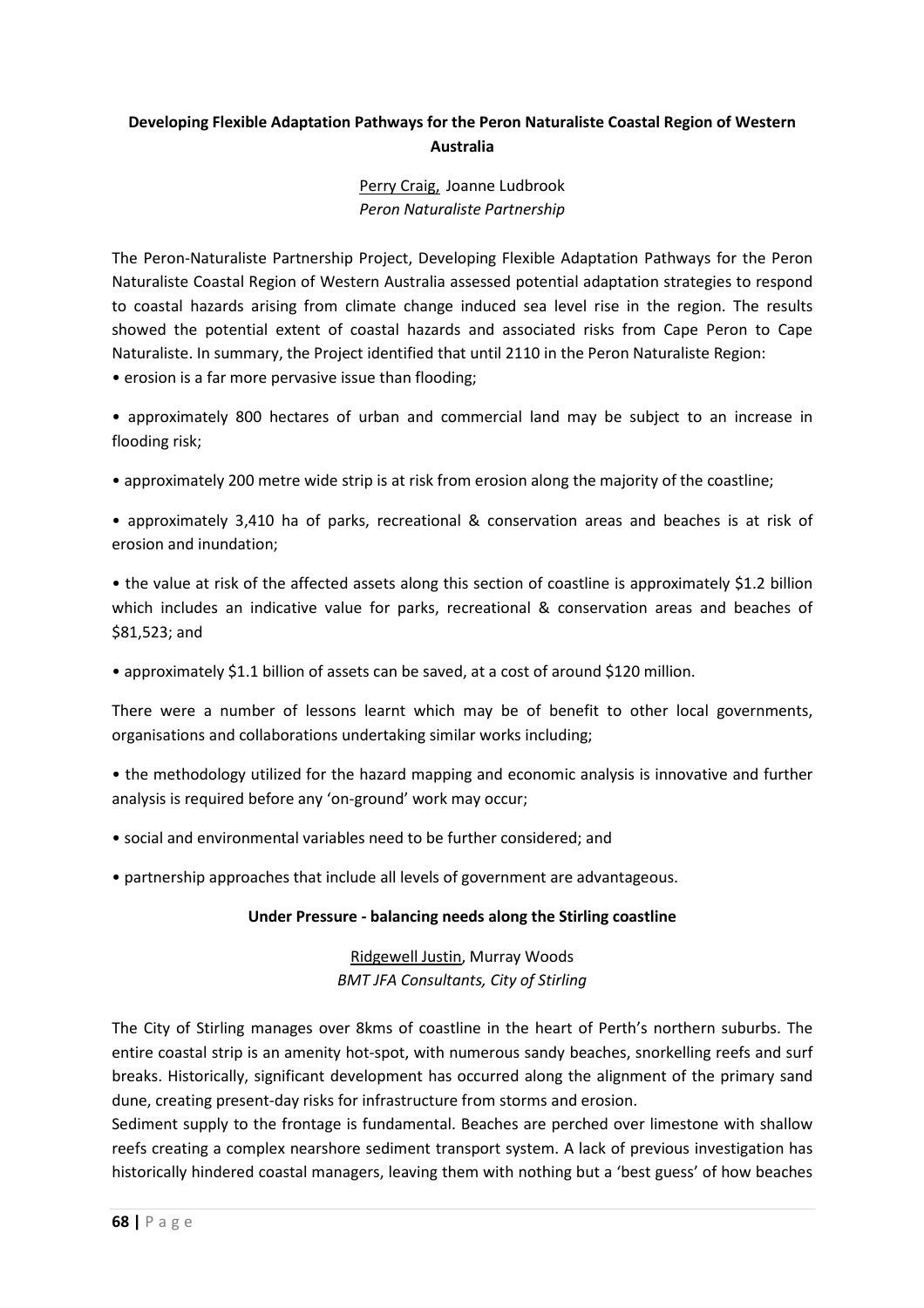## Developing Flexible Adaptation Pathways for the Peron Naturaliste Coastal Region of Western Australia

Perry Craig, Joanne Ludbrook
*Peron Naturaliste Partnership*

The Peron-Naturaliste Partnership Project, Developing Flexible Adaptation Pathways for the Peron Naturaliste Coastal Region of Western Australia assessed potential adaptation strategies to respond to coastal hazards arising from climate change induced sea level rise in the region. The results showed the potential extent of coastal hazards and associated risks from Cape Peron to Cape Naturaliste. In summary, the Project identified that until 2110 in the Peron Naturaliste Region:

- erosion is a far more pervasive issue than flooding;
- approximately 800 hectares of urban and commercial land may be subject to an increase in flooding risk;
- approximately 200 metre wide strip is at risk from erosion along the majority of the coastline;
- approximately 3,410 ha of parks, recreational & conservation areas and beaches is at risk of erosion and inundation;
- the value at risk of the affected assets along this section of coastline is approximately $1.2 billion which includes an indicative value for parks, recreational & conservation areas and beaches of $81,523; and
- approximately $1.1 billion of assets can be saved, at a cost of around $120 million.

There were a number of lessons learnt which may be of benefit to other local governments, organisations and collaborations undertaking similar works including;

- the methodology utilized for the hazard mapping and economic analysis is innovative and further analysis is required before any 'on-ground' work may occur;
- social and environmental variables need to be further considered; and
- partnership approaches that include all levels of government are advantageous.

## Under Pressure - balancing needs along the Stirling coastline

Ridgewell Justin, Murray Woods
*BMT JFA Consultants, City of Stirling*

The City of Stirling manages over 8kms of coastline in the heart of Perth's northern suburbs. The entire coastal strip is an amenity hot-spot, with numerous sandy beaches, snorkelling reefs and surf breaks. Historically, significant development has occurred along the alignment of the primary sand dune, creating present-day risks for infrastructure from storms and erosion.

Sediment supply to the frontage is fundamental. Beaches are perched over limestone with shallow reefs creating a complex nearshore sediment transport system. A lack of previous investigation has historically hindered coastal managers, leaving them with nothing but a 'best guess' of how beaches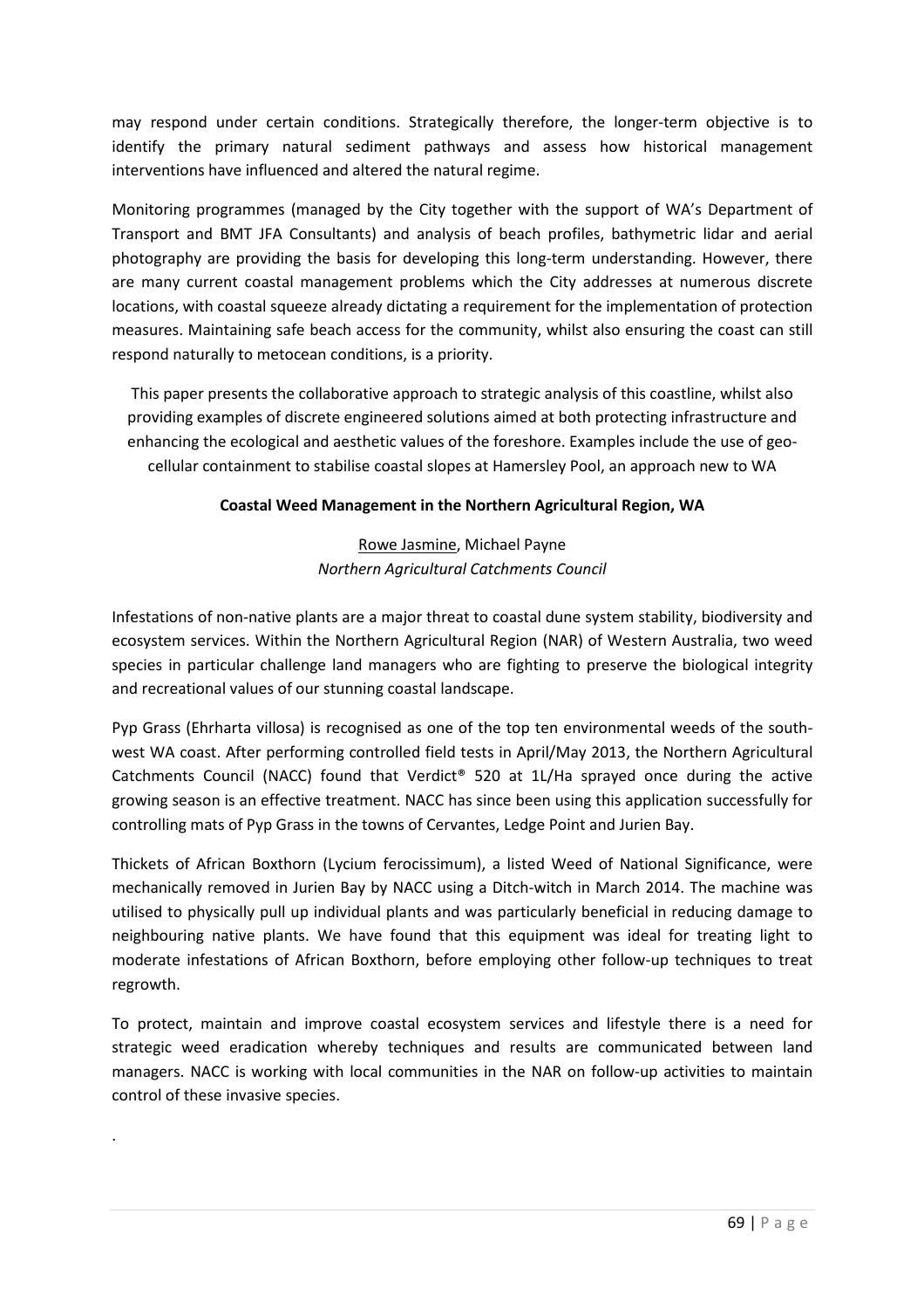may respond under certain conditions. Strategically therefore, the longer-term objective is to identify the primary natural sediment pathways and assess how historical management interventions have influenced and altered the natural regime.

Monitoring programmes (managed by the City together with the support of WA's Department of Transport and BMT JFA Consultants) and analysis of beach profiles, bathymetric lidar and aerial photography are providing the basis for developing this long-term understanding. However, there are many current coastal management problems which the City addresses at numerous discrete locations, with coastal squeeze already dictating a requirement for the implementation of protection measures. Maintaining safe beach access for the community, whilst also ensuring the coast can still respond naturally to metocean conditions, is a priority.

This paper presents the collaborative approach to strategic analysis of this coastline, whilst also providing examples of discrete engineered solutions aimed at both protecting infrastructure and enhancing the ecological and aesthetic values of the foreshore. Examples include the use of geo-cellular containment to stabilise coastal slopes at Hamersley Pool, an approach new to WA

**Coastal Weed Management in the Northern Agricultural Region, WA**

Rowe Jasmine, Michael Payne
*Northern Agricultural Catchments Council*

Infestations of non-native plants are a major threat to coastal dune system stability, biodiversity and ecosystem services. Within the Northern Agricultural Region (NAR) of Western Australia, two weed species in particular challenge land managers who are fighting to preserve the biological integrity and recreational values of our stunning coastal landscape.

Pyp Grass (Ehrharta villosa) is recognised as one of the top ten environmental weeds of the south-west WA coast. After performing controlled field tests in April/May 2013, the Northern Agricultural Catchments Council (NACC) found that Verdict® 520 at 1L/Ha sprayed once during the active growing season is an effective treatment. NACC has since been using this application successfully for controlling mats of Pyp Grass in the towns of Cervantes, Ledge Point and Jurien Bay.

Thickets of African Boxthorn (Lycium ferocissimum), a listed Weed of National Significance, were mechanically removed in Jurien Bay by NACC using a Ditch-witch in March 2014. The machine was utilised to physically pull up individual plants and was particularly beneficial in reducing damage to neighbouring native plants. We have found that this equipment was ideal for treating light to moderate infestations of African Boxthorn, before employing other follow-up techniques to treat regrowth.

To protect, maintain and improve coastal ecosystem services and lifestyle there is a need for strategic weed eradication whereby techniques and results are communicated between land managers. NACC is working with local communities in the NAR on follow-up activities to maintain control of these invasive species.

.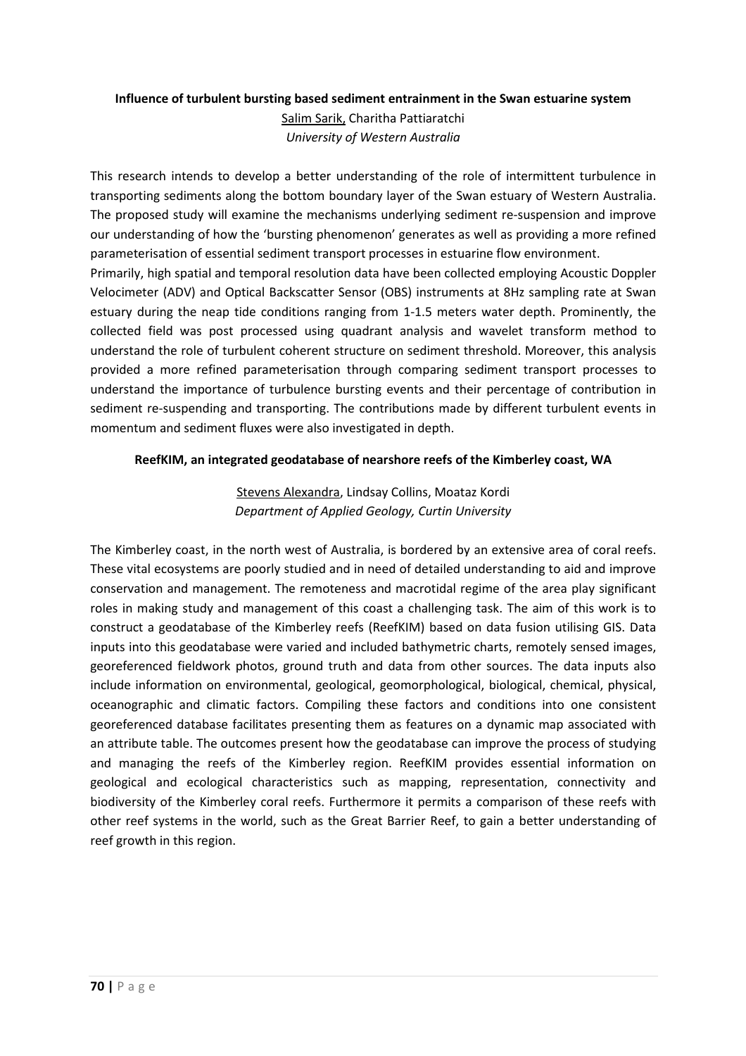### Influence of turbulent bursting based sediment entrainment in the Swan estuarine system

<u>Salim Sarik,</u> Charitha Pattiaratchi

*University of Western Australia*

This research intends to develop a better understanding of the role of intermittent turbulence in transporting sediments along the bottom boundary layer of the Swan estuary of Western Australia. The proposed study will examine the mechanisms underlying sediment re-suspension and improve our understanding of how the 'bursting phenomenon' generates as well as providing a more refined parameterisation of essential sediment transport processes in estuarine flow environment.

Primarily, high spatial and temporal resolution data have been collected employing Acoustic Doppler Velocimeter (ADV) and Optical Backscatter Sensor (OBS) instruments at 8Hz sampling rate at Swan estuary during the neap tide conditions ranging from 1-1.5 meters water depth. Prominently, the collected field was post processed using quadrant analysis and wavelet transform method to understand the role of turbulent coherent structure on sediment threshold. Moreover, this analysis provided a more refined parameterisation through comparing sediment transport processes to understand the importance of turbulence bursting events and their percentage of contribution in sediment re-suspending and transporting. The contributions made by different turbulent events in momentum and sediment fluxes were also investigated in depth.

### ReefKIM, an integrated geodatabase of nearshore reefs of the Kimberley coast, WA

<u>Stevens Alexandra</u>, Lindsay Collins, Moataz Kordi

*Department of Applied Geology, Curtin University*

The Kimberley coast, in the north west of Australia, is bordered by an extensive area of coral reefs. These vital ecosystems are poorly studied and in need of detailed understanding to aid and improve conservation and management. The remoteness and macrotidal regime of the area play significant roles in making study and management of this coast a challenging task. The aim of this work is to construct a geodatabase of the Kimberley reefs (ReefKIM) based on data fusion utilising GIS. Data inputs into this geodatabase were varied and included bathymetric charts, remotely sensed images, georeferenced fieldwork photos, ground truth and data from other sources. The data inputs also include information on environmental, geological, geomorphological, biological, chemical, physical, oceanographic and climatic factors. Compiling these factors and conditions into one consistent georeferenced database facilitates presenting them as features on a dynamic map associated with an attribute table. The outcomes present how the geodatabase can improve the process of studying and managing the reefs of the Kimberley region. ReefKIM provides essential information on geological and ecological characteristics such as mapping, representation, connectivity and biodiversity of the Kimberley coral reefs. Furthermore it permits a comparison of these reefs with other reef systems in the world, such as the Great Barrier Reef, to gain a better understanding of reef growth in this region.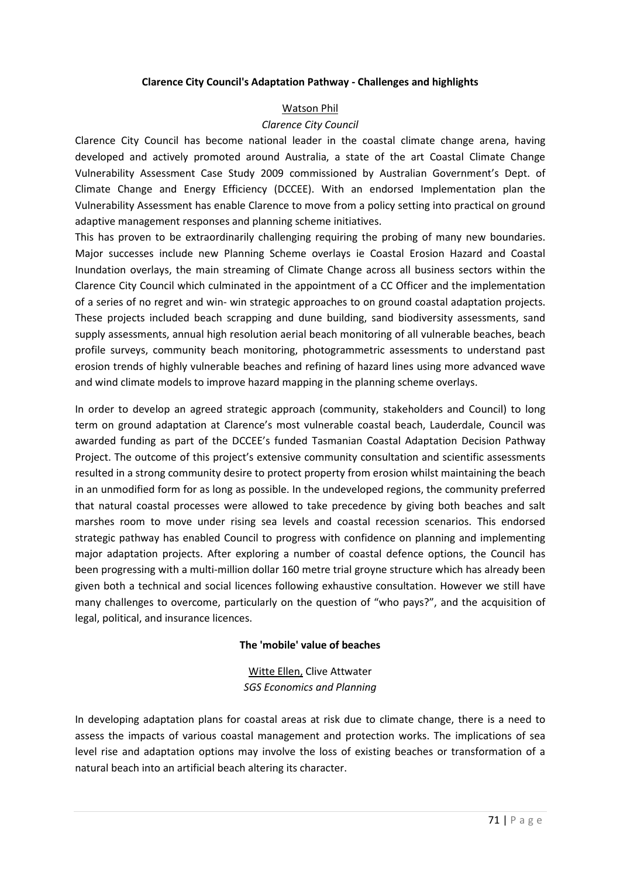**Clarence City Council's Adaptation Pathway - Challenges and highlights**

Watson Phil

*Clarence City Council*

Clarence City Council has become national leader in the coastal climate change arena, having developed and actively promoted around Australia, a state of the art Coastal Climate Change Vulnerability Assessment Case Study 2009 commissioned by Australian Government's Dept. of Climate Change and Energy Efficiency (DCCEE). With an endorsed Implementation plan the Vulnerability Assessment has enable Clarence to move from a policy setting into practical on ground adaptive management responses and planning scheme initiatives.

This has proven to be extraordinarily challenging requiring the probing of many new boundaries. Major successes include new Planning Scheme overlays ie Coastal Erosion Hazard and Coastal Inundation overlays, the main streaming of Climate Change across all business sectors within the Clarence City Council which culminated in the appointment of a CC Officer and the implementation of a series of no regret and win- win strategic approaches to on ground coastal adaptation projects. These projects included beach scrapping and dune building, sand biodiversity assessments, sand supply assessments, annual high resolution aerial beach monitoring of all vulnerable beaches, beach profile surveys, community beach monitoring, photogrammetric assessments to understand past erosion trends of highly vulnerable beaches and refining of hazard lines using more advanced wave and wind climate models to improve hazard mapping in the planning scheme overlays.

In order to develop an agreed strategic approach (community, stakeholders and Council) to long term on ground adaptation at Clarence's most vulnerable coastal beach, Lauderdale, Council was awarded funding as part of the DCCEE's funded Tasmanian Coastal Adaptation Decision Pathway Project. The outcome of this project's extensive community consultation and scientific assessments resulted in a strong community desire to protect property from erosion whilst maintaining the beach in an unmodified form for as long as possible. In the undeveloped regions, the community preferred that natural coastal processes were allowed to take precedence by giving both beaches and salt marshes room to move under rising sea levels and coastal recession scenarios. This endorsed strategic pathway has enabled Council to progress with confidence on planning and implementing major adaptation projects. After exploring a number of coastal defence options, the Council has been progressing with a multi-million dollar 160 metre trial groyne structure which has already been given both a technical and social licences following exhaustive consultation. However we still have many challenges to overcome, particularly on the question of "who pays?", and the acquisition of legal, political, and insurance licences.

**The 'mobile' value of beaches**

Witte Ellen, Clive Attwater

*SGS Economics and Planning*

In developing adaptation plans for coastal areas at risk due to climate change, there is a need to assess the impacts of various coastal management and protection works. The implications of sea level rise and adaptation options may involve the loss of existing beaches or transformation of a natural beach into an artificial beach altering its character.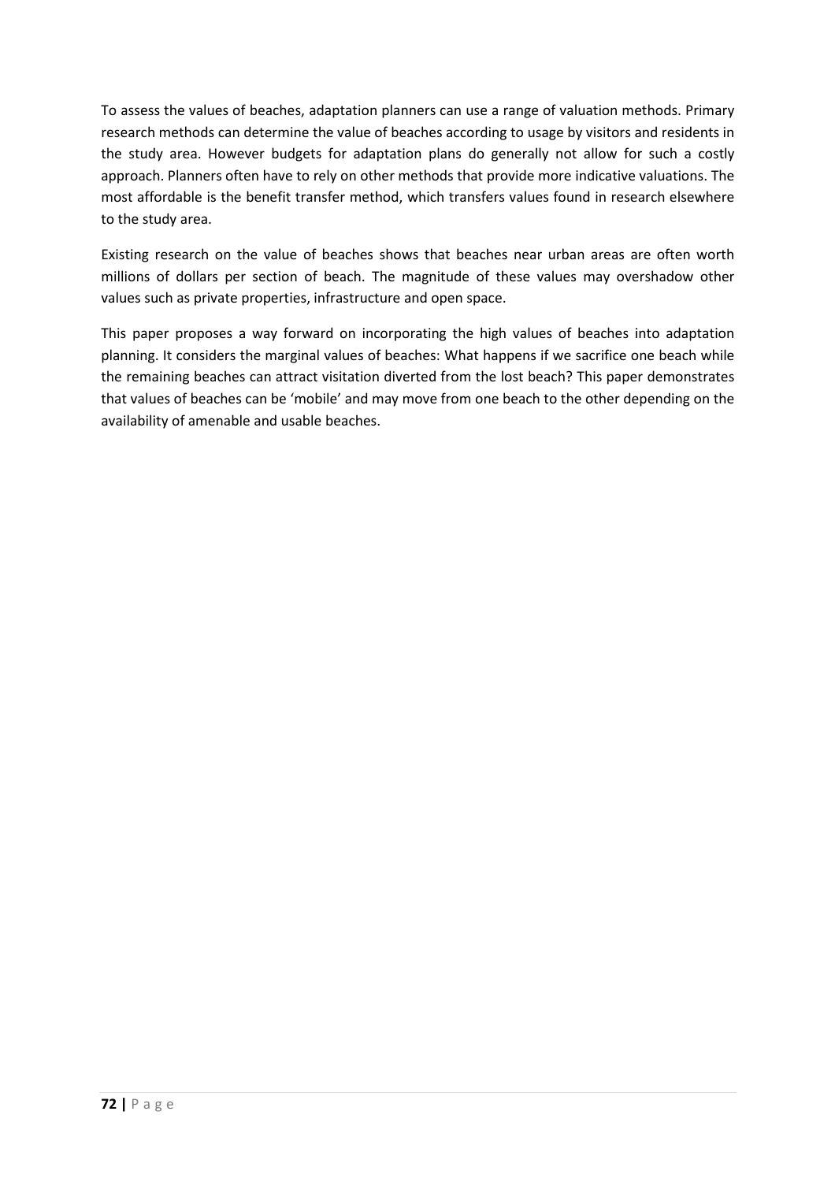To assess the values of beaches, adaptation planners can use a range of valuation methods. Primary research methods can determine the value of beaches according to usage by visitors and residents in the study area. However budgets for adaptation plans do generally not allow for such a costly approach. Planners often have to rely on other methods that provide more indicative valuations. The most affordable is the benefit transfer method, which transfers values found in research elsewhere to the study area.

Existing research on the value of beaches shows that beaches near urban areas are often worth millions of dollars per section of beach. The magnitude of these values may overshadow other values such as private properties, infrastructure and open space.

This paper proposes a way forward on incorporating the high values of beaches into adaptation planning. It considers the marginal values of beaches: What happens if we sacrifice one beach while the remaining beaches can attract visitation diverted from the lost beach? This paper demonstrates that values of beaches can be 'mobile' and may move from one beach to the other depending on the availability of amenable and usable beaches.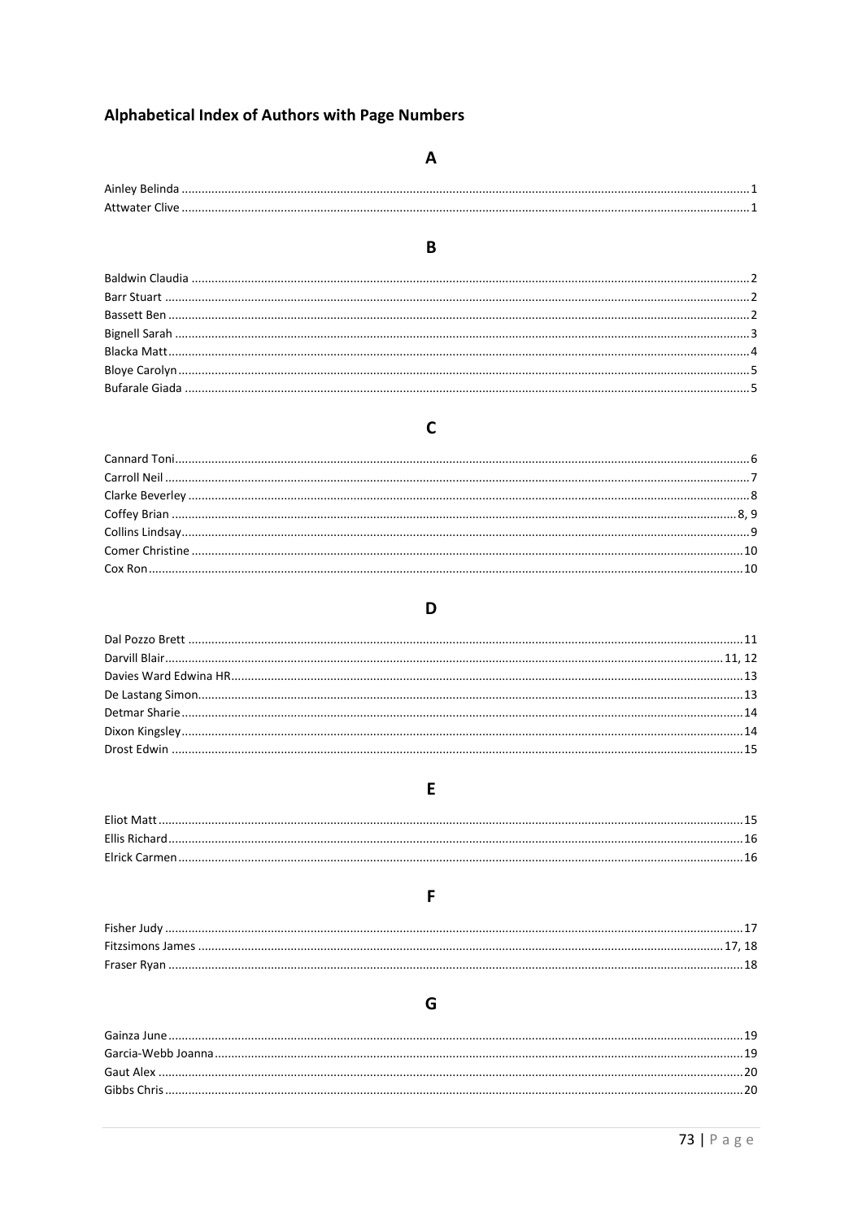## Alphabetical Index of Authors with Page Numbers

### A

Ainley Belinda ..................................................................................................................1
Attwater Clive ...................................................................................................................1

### B

Baldwin Claudia ...............................................................................................................2
Barr Stuart .......................................................................................................................2
Bassett Ben ......................................................................................................................2
Bignell Sarah ...................................................................................................................3
Blacka Matt ......................................................................................................................4
Bloye Carolyn ..................................................................................................................5
Bufarale Giada .................................................................................................................5

### C

Cannard Toni....................................................................................................................6
Carroll Neil ......................................................................................................................7
Clarke Beverley ...............................................................................................................8
Coffey Brian ..................................................................................................................8, 9
Collins Lindsay.................................................................................................................9
Comer Christine .............................................................................................................10
Cox Ron .........................................................................................................................10

### D

Dal Pozzo Brett ..............................................................................................................11
Darvill Blair ...............................................................................................................11, 12
Davies Ward Edwina HR .................................................................................................13
De Lastang Simon...........................................................................................................13
Detmar Sharie ................................................................................................................14
Dixon Kingsley ...............................................................................................................14
Drost Edwin ...................................................................................................................15

### E

Eliot Matt .......................................................................................................................15
Ellis Richard ...................................................................................................................16
Elrick Carmen .................................................................................................................16

### F

Fisher Judy .....................................................................................................................17
Fitzsimons James .......................................................................................................17, 18
Fraser Ryan ....................................................................................................................18

### G

Gainza June ....................................................................................................................19
Garcia-Webb Joanna........................................................................................................19
Gaut Alex .......................................................................................................................20
Gibbs Chris .....................................................................................................................20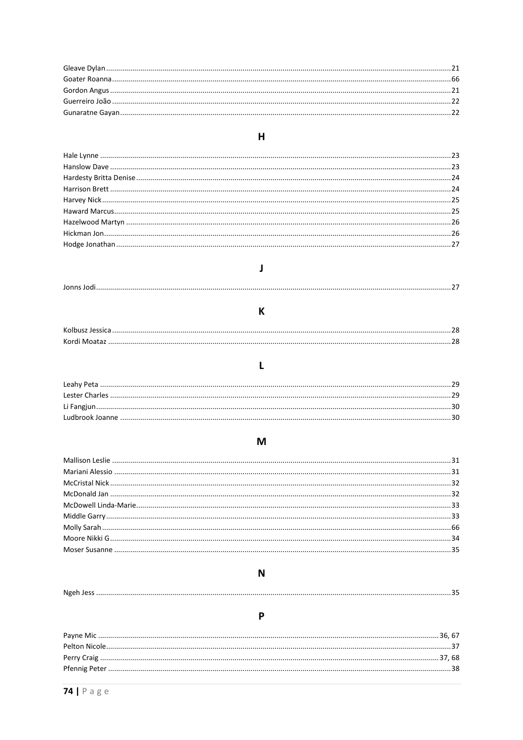Gleave Dylan ........................................................................................................................................................21
Goater Roanna......................................................................................................................................................66
Gordon Angus ......................................................................................................................................................21
Guerreiro João .....................................................................................................................................................22
Gunaratne Gayan..................................................................................................................................................22

## H

Hale Lynne ...........................................................................................................................................................23
Hanslow Dave .......................................................................................................................................................23
Hardesty Britta Denise .........................................................................................................................................24
Harrison Brett .......................................................................................................................................................24
Harvey Nick ..........................................................................................................................................................25
Haward Marcus.....................................................................................................................................................25
Hazelwood Martyn ...............................................................................................................................................26
Hickman Jon .........................................................................................................................................................26
Hodge Jonathan ....................................................................................................................................................27

## J

Jonns Jodi.............................................................................................................................................................27

## K

Kolbusz Jessica .....................................................................................................................................................28
Kordi Moataz .......................................................................................................................................................28

## L

Leahy Peta ...........................................................................................................................................................29
Lester Charles .......................................................................................................................................................29
Li Fangjun.............................................................................................................................................................30
Ludbrook Joanne ..................................................................................................................................................30

## M

Mallison Leslie ......................................................................................................................................................31
Mariani Alessio .....................................................................................................................................................31
McCristal Nick .......................................................................................................................................................32
McDonald Jan .......................................................................................................................................................32
McDowell Linda-Marie..........................................................................................................................................33
Middle Garry .........................................................................................................................................................33
Molly Sarah ..........................................................................................................................................................66
Moore Nikki G .......................................................................................................................................................34
Moser Susanne .....................................................................................................................................................35

## N

Ngeh Jess .............................................................................................................................................................35

## P

Payne Mic ......................................................................................................................................................36, 67
Pelton Nicole.........................................................................................................................................................37
Perry Craig .....................................................................................................................................................37, 68
Pfennig Peter .......................................................................................................................................................38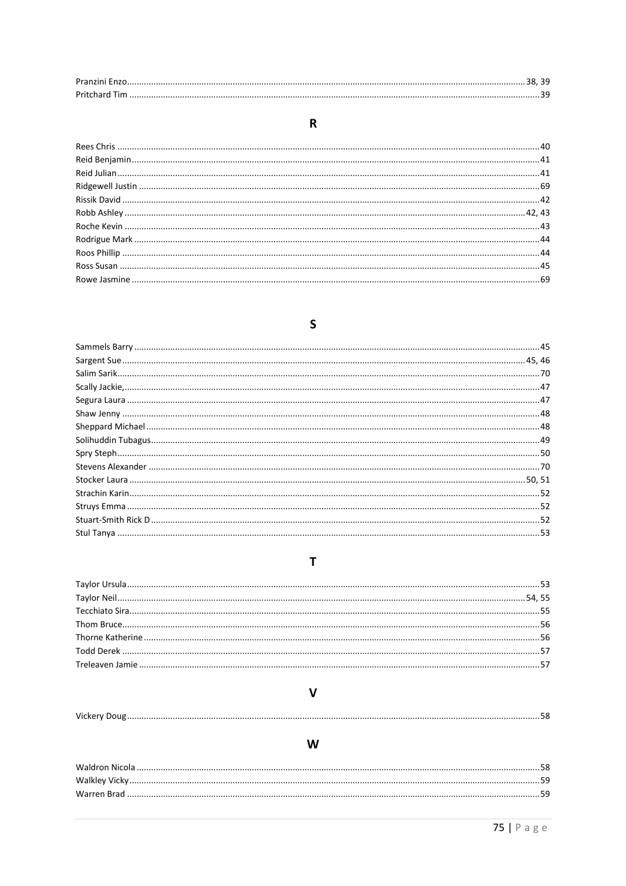Pranzini Enzo........................................................................................................................38, 39
Pritchard Tim ............................................................................................................................39

## R

Rees Chris ..................................................................................................................................40
Reid Benjamin............................................................................................................................41
Reid Julian.................................................................................................................................41
Ridgewell Justin .........................................................................................................................69
Rissik David ...............................................................................................................................42
Robb Ashley ........................................................................................................................42, 43
Roche Kevin ...............................................................................................................................43
Rodrigue Mark ...........................................................................................................................44
Roos Phillip ...............................................................................................................................44
Ross Susan ................................................................................................................................45
Rowe Jasmine ............................................................................................................................69

## S

Sammels Barry ...........................................................................................................................45
Sargent Sue .........................................................................................................................45, 46
Salim Sarik.................................................................................................................................70
Scally Jackie,..............................................................................................................................47
Segura Laura .............................................................................................................................47
Shaw Jenny ...............................................................................................................................48
Sheppard Michael ......................................................................................................................48
Solihuddin Tubagus...................................................................................................................49
Spry Steph.................................................................................................................................50
Stevens Alexander ....................................................................................................................70
Stocker Laura .....................................................................................................................50, 51
Strachin Karin............................................................................................................................52
Struys Emma .............................................................................................................................52
Stuart-Smith Rick D ...................................................................................................................52
Stul Tanya .................................................................................................................................53

## T

Taylor Ursula.............................................................................................................................53
Taylor Neil...........................................................................................................................54, 55
Tecchiato Sira............................................................................................................................55
Thom Bruce...............................................................................................................................56
Thorne Katherine ......................................................................................................................56
Todd Derek ...............................................................................................................................57
Treleaven Jamie ........................................................................................................................57

## V

Vickery Doug.............................................................................................................................58

## W

Waldron Nicola .........................................................................................................................58
Walkley Vicky............................................................................................................................59
Warren Brad .............................................................................................................................59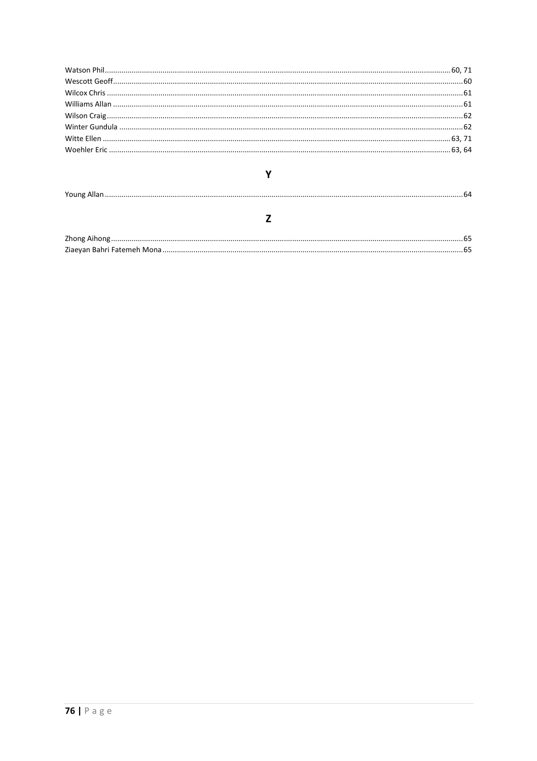Watson Phil ........................................................................................................ 60, 71
Wescott Geoff ........................................................................................................ 60
Wilcox Chris ........................................................................................................ 61
Williams Allan ........................................................................................................ 61
Wilson Craig ........................................................................................................ 62
Winter Gundula ........................................................................................................ 62
Witte Ellen ........................................................................................................ 63, 71
Woehler Eric ........................................................................................................ 63, 64

## Y

Young Allan ........................................................................................................ 64

## Z

Zhong Aihong ........................................................................................................ 65
Ziaeyan Bahri Fatemeh Mona ........................................................................................................ 65